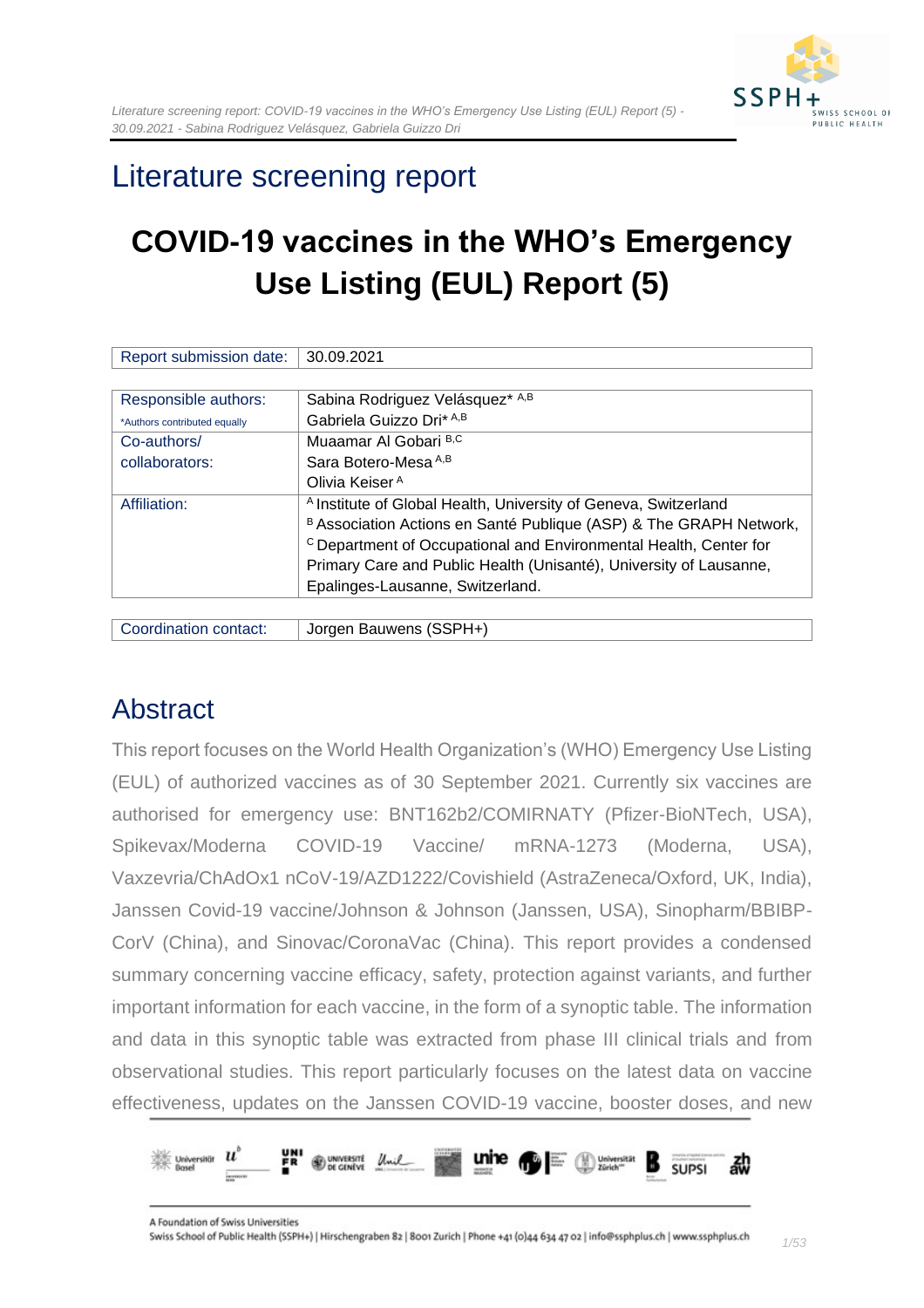# Literature screening report

# COVID-19 vaccines in the WHO's Emergency Use Listing (EUL) Report (5)

| Report submission date: | 30.09.2021 |
|---|---|

| Responsible authors: *Authors contributed equally | Sabina Rodriguez Velásquez* [A,B] Gabriela Guizzo Dri* [A,B] |
|---|---|
| Co-authors/ collaborators: | Muaamar Al Gobari [B,C] Sara Botero-Mesa [A,B] Olivia Keiser [A] |
| Affiliation: | [A] Institute of Global Health, University of Geneva, Switzerland [B] Association Actions en Santé Publique (ASP) & The GRAPH Network, [C] Department of Occupational and Environmental Health, Center for Primary Care and Public Health (Unisanté), University of Lausanne, Epalinges-Lausanne, Switzerland. |

| Coordination contact: | Jorgen Bauwens (SSPH+) |
|---|---|

## Abstract

This report focuses on the World Health Organization's (WHO) Emergency Use Listing (EUL) of authorized vaccines as of 30 September 2021. Currently six vaccines are authorised for emergency use: BNT162b2/COMIRNATY (Pfizer-BioNTech, USA), Spikevax/Moderna COVID-19 Vaccine/ mRNA-1273 (Moderna, USA), Vaxzevria/ChAdOx1 nCoV-19/AZD1222/Covishield (AstraZeneca/Oxford, UK, India), Janssen Covid-19 vaccine/Johnson & Johnson (Janssen, USA), Sinopharm/BBIBP-CorV (China), and Sinovac/CoronaVac (China). This report provides a condensed summary concerning vaccine efficacy, safety, protection against variants, and further important information for each vaccine, in the form of a synoptic table. The information and data in this synoptic table was extracted from phase III clinical trials and from observational studies. This report particularly focuses on the latest data on vaccine effectiveness, updates on the Janssen COVID-19 vaccine, booster doses, and new

A Foundation of Swiss Universities
Swiss School of Public Health (SSPH+) | Hirschengraben 82 | 8001 Zurich | Phone +41 (0)44 634 47 02 | info@ssphplus.ch | www.ssphplus.ch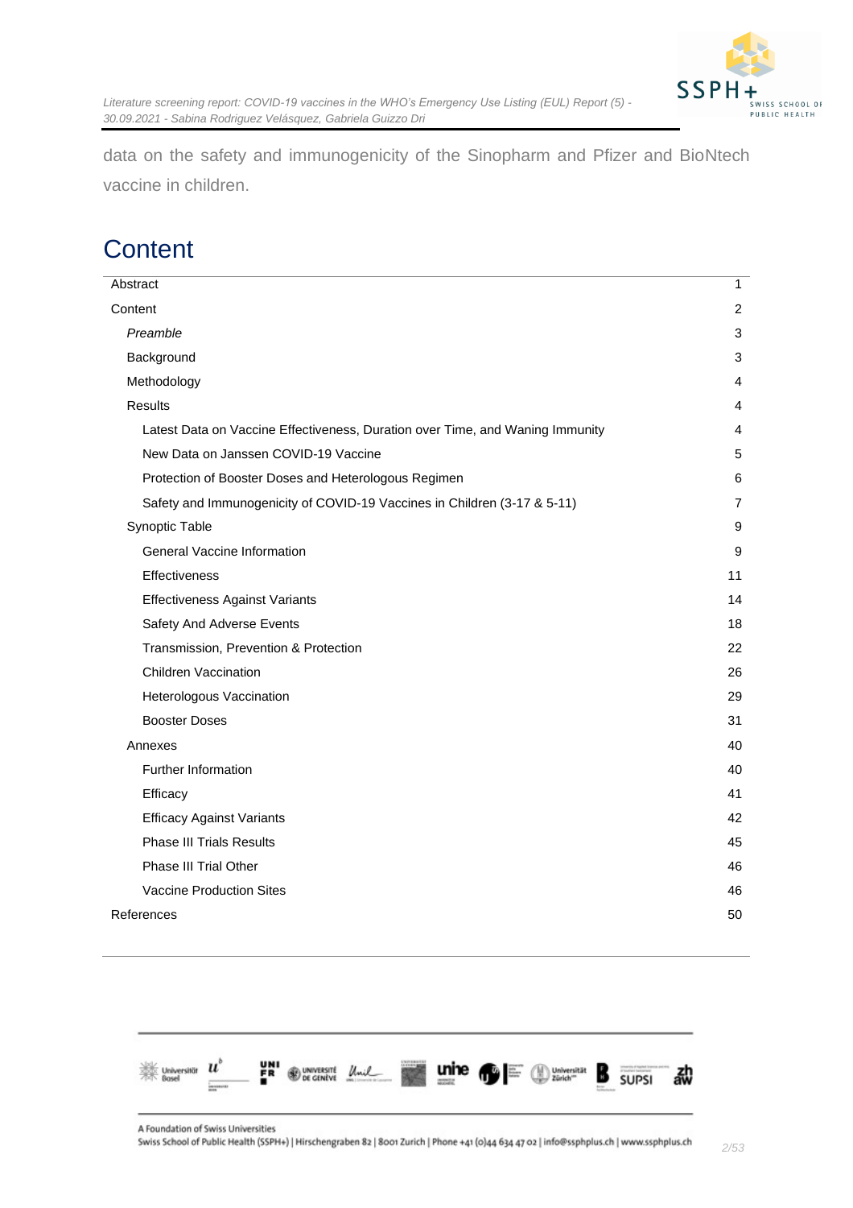data on the safety and immunogenicity of the Sinopharm and Pfizer and BioNtech vaccine in children.

# Content

| | |
|---|---|
| Abstract | 1 |
| Content | 2 |
| *Preamble* | 3 |
| Background | 3 |
| Methodology | 4 |
| Results | 4 |
| Latest Data on Vaccine Effectiveness, Duration over Time, and Waning Immunity | 4 |
| New Data on Janssen COVID-19 Vaccine | 5 |
| Protection of Booster Doses and Heterologous Regimen | 6 |
| Safety and Immunogenicity of COVID-19 Vaccines in Children (3-17 & 5-11) | 7 |
| Synoptic Table | 9 |
| General Vaccine Information | 9 |
| Effectiveness | 11 |
| Effectiveness Against Variants | 14 |
| Safety And Adverse Events | 18 |
| Transmission, Prevention & Protection | 22 |
| Children Vaccination | 26 |
| Heterologous Vaccination | 29 |
| Booster Doses | 31 |
| Annexes | 40 |
| Further Information | 40 |
| Efficacy | 41 |
| Efficacy Against Variants | 42 |
| Phase III Trials Results | 45 |
| Phase III Trial Other | 46 |
| Vaccine Production Sites | 46 |
| References | 50 |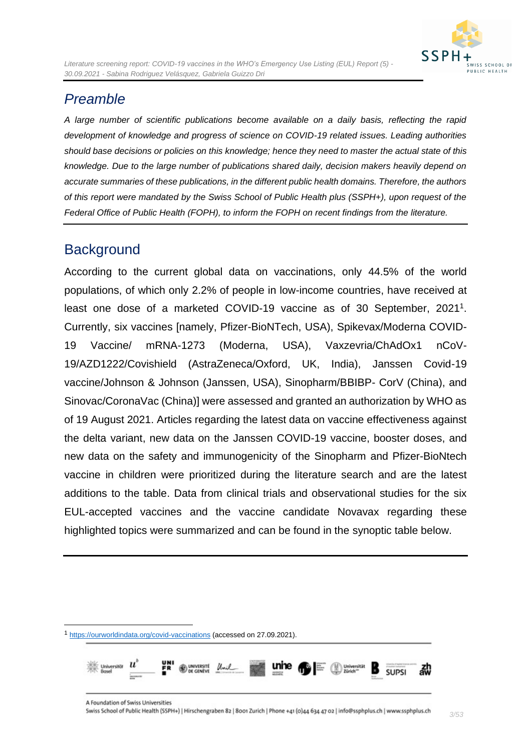## Preamble

*A large number of scientific publications become available on a daily basis, reflecting the rapid development of knowledge and progress of science on COVID-19 related issues. Leading authorities should base decisions or policies on this knowledge; hence they need to master the actual state of this knowledge. Due to the large number of publications shared daily, decision makers heavily depend on accurate summaries of these publications, in the different public health domains. Therefore, the authors of this report were mandated by the Swiss School of Public Health plus (SSPH+), upon request of the Federal Office of Public Health (FOPH), to inform the FOPH on recent findings from the literature.*

## Background

According to the current global data on vaccinations, only 44.5% of the world populations, of which only 2.2% of people in low-income countries, have received at least one dose of a marketed COVID-19 vaccine as of 30 September, 2021[1]. Currently, six vaccines [namely, Pfizer-BioNTech, USA), Spikevax/Moderna COVID-19 Vaccine/ mRNA-1273 (Moderna, USA), Vaxzevria/ChAdOx1 nCoV-19/AZD1222/Covishield (AstraZeneca/Oxford, UK, India), Janssen Covid-19 vaccine/Johnson & Johnson (Janssen, USA), Sinopharm/BBIBP- CorV (China), and Sinovac/CoronaVac (China)] were assessed and granted an authorization by WHO as of 19 August 2021. Articles regarding the latest data on vaccine effectiveness against the delta variant, new data on the Janssen COVID-19 vaccine, booster doses, and new data on the safety and immunogenicity of the Sinopharm and Pfizer-BioNtech vaccine in children were prioritized during the literature search and are the latest additions to the table. Data from clinical trials and observational studies for the six EUL-accepted vaccines and the vaccine candidate Novavax regarding these highlighted topics were summarized and can be found in the synoptic table below.

---

[1] https://ourworldindata.org/covid-vaccinations (accessed on 27.09.2021).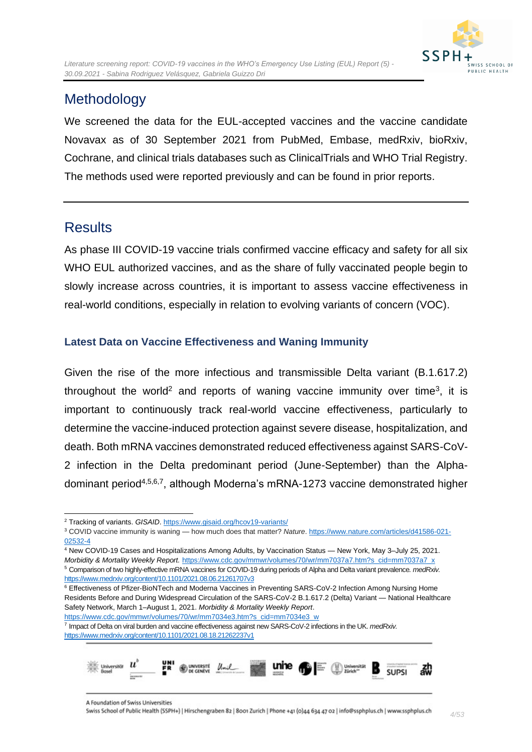# Methodology

We screened the data for the EUL-accepted vaccines and the vaccine candidate Novavax as of 30 September 2021 from PubMed, Embase, medRxiv, bioRxiv, Cochrane, and clinical trials databases such as ClinicalTrials and WHO Trial Registry. The methods used were reported previously and can be found in prior reports.

# Results

As phase III COVID-19 vaccine trials confirmed vaccine efficacy and safety for all six WHO EUL authorized vaccines, and as the share of fully vaccinated people begin to slowly increase across countries, it is important to assess vaccine effectiveness in real-world conditions, especially in relation to evolving variants of concern (VOC).

### Latest Data on Vaccine Effectiveness and Waning Immunity

Given the rise of the more infectious and transmissible Delta variant (B.1.617.2) throughout the world[2] and reports of waning vaccine immunity over time[3], it is important to continuously track real-world vaccine effectiveness, particularly to determine the vaccine-induced protection against severe disease, hospitalization, and death. Both mRNA vaccines demonstrated reduced effectiveness against SARS-CoV-2 infection in the Delta predominant period (June-September) than the Alpha-dominant period[4,5,6,7], although Moderna's mRNA-1273 vaccine demonstrated higher

---

[2] Tracking of variants. *GISAID*. https://www.gisaid.org/hcov19-variants/

[3] COVID vaccine immunity is waning — how much does that matter? *Nature*. https://www.nature.com/articles/d41586-021-02532-4

[4] New COVID-19 Cases and Hospitalizations Among Adults, by Vaccination Status — New York, May 3–July 25, 2021. *Morbidity & Mortality Weekly Report.* https://www.cdc.gov/mmwr/volumes/70/wr/mm7037a7.htm?s_cid=mm7037a7_x

[5] Comparison of two highly-effective mRNA vaccines for COVID-19 during periods of Alpha and Delta variant prevalence. *medRxiv.* https://www.medrxiv.org/content/10.1101/2021.08.06.21261707v3

[6] Effectiveness of Pfizer-BioNTech and Moderna Vaccines in Preventing SARS-CoV-2 Infection Among Nursing Home Residents Before and During Widespread Circulation of the SARS-CoV-2 B.1.617.2 (Delta) Variant — National Healthcare Safety Network, March 1–August 1, 2021. *Morbidity & Mortality Weekly Report*. https://www.cdc.gov/mmwr/volumes/70/wr/mm7034e3.htm?s_cid=mm7034e3_w

[7] Impact of Delta on viral burden and vaccine effectiveness against new SARS-CoV-2 infections in the UK. *medRxiv.* https://www.medrxiv.org/content/10.1101/2021.08.18.21262237v1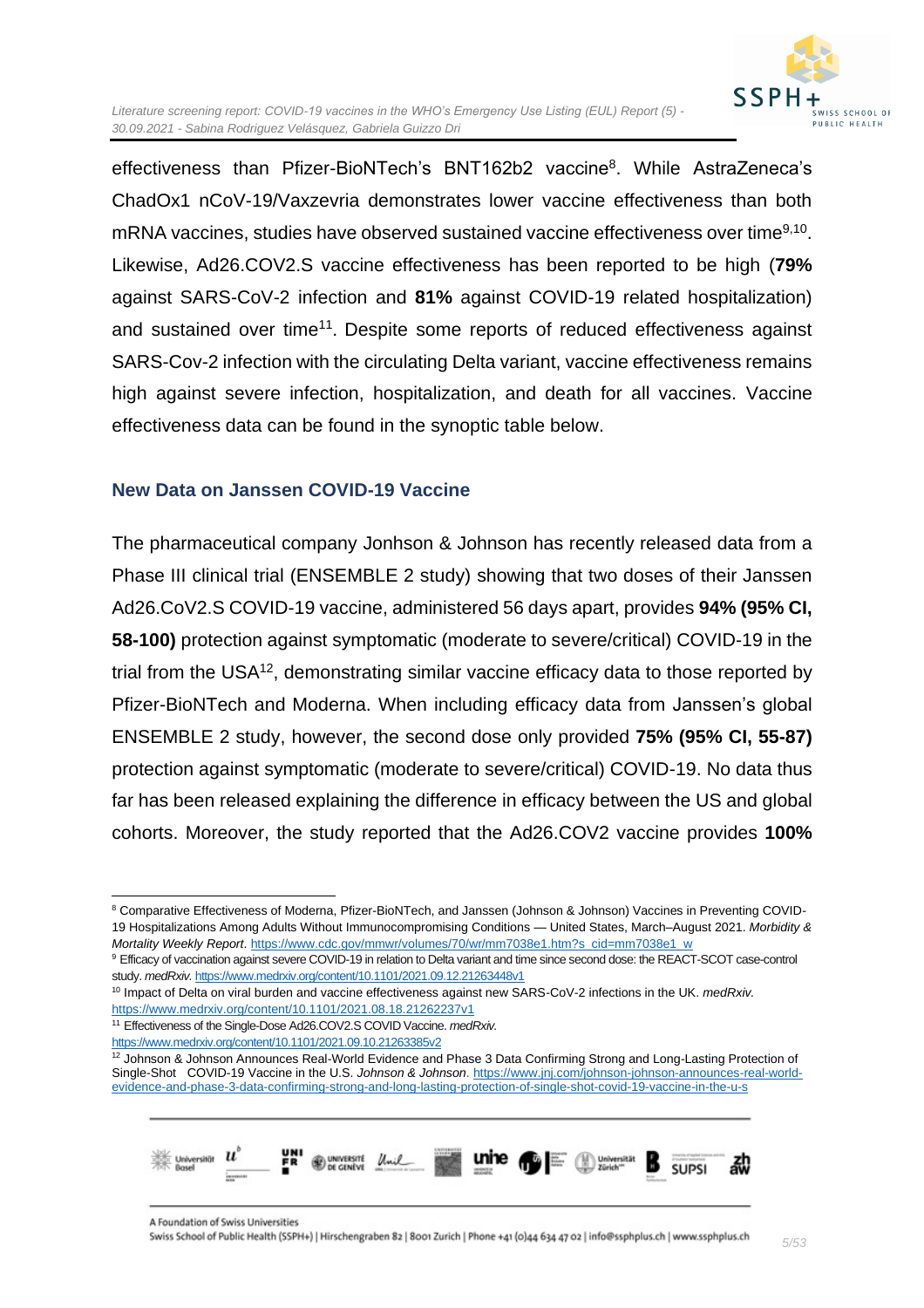effectiveness than Pfizer-BioNTech's BNT162b2 vaccine[8]. While AstraZeneca's ChadOx1 nCoV-19/Vaxzevria demonstrates lower vaccine effectiveness than both mRNA vaccines, studies have observed sustained vaccine effectiveness over time[9,10]. Likewise, Ad26.COV2.S vaccine effectiveness has been reported to be high (**79%** against SARS-CoV-2 infection and **81%** against COVID-19 related hospitalization) and sustained over time[11]. Despite some reports of reduced effectiveness against SARS-Cov-2 infection with the circulating Delta variant, vaccine effectiveness remains high against severe infection, hospitalization, and death for all vaccines. Vaccine effectiveness data can be found in the synoptic table below.

## New Data on Janssen COVID-19 Vaccine

The pharmaceutical company Jonhson & Johnson has recently released data from a Phase III clinical trial (ENSEMBLE 2 study) showing that two doses of their Janssen Ad26.CoV2.S COVID-19 vaccine, administered 56 days apart, provides **94% (95% CI, 58-100)** protection against symptomatic (moderate to severe/critical) COVID-19 in the trial from the USA[12], demonstrating similar vaccine efficacy data to those reported by Pfizer-BioNTech and Moderna. When including efficacy data from Janssen's global ENSEMBLE 2 study, however, the second dose only provided **75% (95% CI, 55-87)** protection against symptomatic (moderate to severe/critical) COVID-19. No data thus far has been released explaining the difference in efficacy between the US and global cohorts. Moreover, the study reported that the Ad26.COV2 vaccine provides **100%**

---

[8] Comparative Effectiveness of Moderna, Pfizer-BioNTech, and Janssen (Johnson & Johnson) Vaccines in Preventing COVID-19 Hospitalizations Among Adults Without Immunocompromising Conditions — United States, March–August 2021. *Morbidity & Mortality Weekly Report*. https://www.cdc.gov/mmwr/volumes/70/wr/mm7038e1.htm?s_cid=mm7038e1_w

[9] Efficacy of vaccination against severe COVID-19 in relation to Delta variant and time since second dose: the REACT-SCOT case-control study. *medRxiv.* https://www.medrxiv.org/content/10.1101/2021.09.12.21263448v1

[10] Impact of Delta on viral burden and vaccine effectiveness against new SARS-CoV-2 infections in the UK. *medRxiv.* https://www.medrxiv.org/content/10.1101/2021.08.18.21262237v1

[11] Effectiveness of the Single-Dose Ad26.COV2.S COVID Vaccine. *medRxiv.* https://www.medrxiv.org/content/10.1101/2021.09.10.21263385v2

[12] Johnson & Johnson Announces Real-World Evidence and Phase 3 Data Confirming Strong and Long-Lasting Protection of Single-Shot COVID-19 Vaccine in the U.S. *Johnson & Johnson*. https://www.jnj.com/johnson-johnson-announces-real-world-evidence-and-phase-3-data-confirming-strong-and-long-lasting-protection-of-single-shot-covid-19-vaccine-in-the-u-s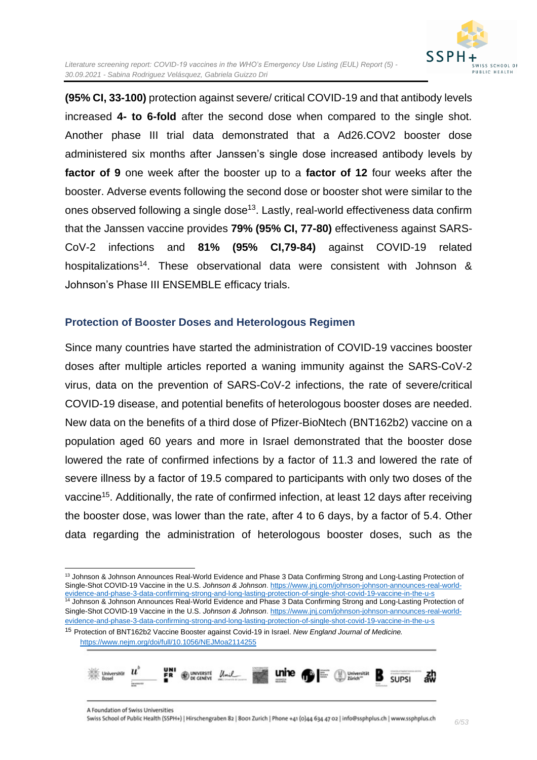**(95% CI, 33-100)** protection against severe/ critical COVID-19 and that antibody levels increased **4- to 6-fold** after the second dose when compared to the single shot. Another phase III trial data demonstrated that a Ad26.COV2 booster dose administered six months after Janssen's single dose increased antibody levels by **factor of 9** one week after the booster up to a **factor of 12** four weeks after the booster. Adverse events following the second dose or booster shot were similar to the ones observed following a single dose[13]. Lastly, real-world effectiveness data confirm that the Janssen vaccine provides **79% (95% CI, 77-80)** effectiveness against SARS-CoV-2 infections and **81% (95% CI,79-84)** against COVID-19 related hospitalizations[14]. These observational data were consistent with Johnson & Johnson's Phase III ENSEMBLE efficacy trials.

## Protection of Booster Doses and Heterologous Regimen

Since many countries have started the administration of COVID-19 vaccines booster doses after multiple articles reported a waning immunity against the SARS-CoV-2 virus, data on the prevention of SARS-CoV-2 infections, the rate of severe/critical COVID-19 disease, and potential benefits of heterologous booster doses are needed. New data on the benefits of a third dose of Pfizer-BioNtech (BNT162b2) vaccine on a population aged 60 years and more in Israel demonstrated that the booster dose lowered the rate of confirmed infections by a factor of 11.3 and lowered the rate of severe illness by a factor of 19.5 compared to participants with only two doses of the vaccine[15]. Additionally, the rate of confirmed infection, at least 12 days after receiving the booster dose, was lower than the rate, after 4 to 6 days, by a factor of 5.4. Other data regarding the administration of heterologous booster doses, such as the

---

[13] Johnson & Johnson Announces Real-World Evidence and Phase 3 Data Confirming Strong and Long-Lasting Protection of Single-Shot COVID-19 Vaccine in the U.S. *Johnson & Johnson*. https://www.jnj.com/johnson-johnson-announces-real-world-evidence-and-phase-3-data-confirming-strong-and-long-lasting-protection-of-single-shot-covid-19-vaccine-in-the-u-s

[14] Johnson & Johnson Announces Real-World Evidence and Phase 3 Data Confirming Strong and Long-Lasting Protection of Single-Shot COVID-19 Vaccine in the U.S. *Johnson & Johnson*. https://www.jnj.com/johnson-johnson-announces-real-world-evidence-and-phase-3-data-confirming-strong-and-long-lasting-protection-of-single-shot-covid-19-vaccine-in-the-u-s

[15] Protection of BNT162b2 Vaccine Booster against Covid-19 in Israel. *New England Journal of Medicine.* https://www.nejm.org/doi/full/10.1056/NEJMoa2114255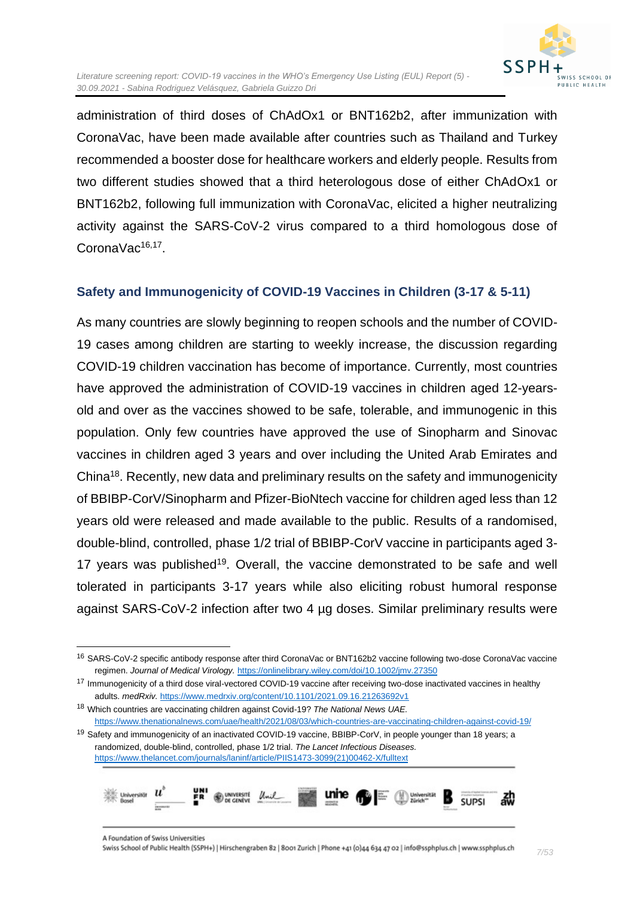administration of third doses of ChAdOx1 or BNT162b2, after immunization with CoronaVac, have been made available after countries such as Thailand and Turkey recommended a booster dose for healthcare workers and elderly people. Results from two different studies showed that a third heterologous dose of either ChAdOx1 or BNT162b2, following full immunization with CoronaVac, elicited a higher neutralizing activity against the SARS-CoV-2 virus compared to a third homologous dose of CoronaVac[16,17].

## Safety and Immunogenicity of COVID-19 Vaccines in Children (3-17 & 5-11)

As many countries are slowly beginning to reopen schools and the number of COVID-19 cases among children are starting to weekly increase, the discussion regarding COVID-19 children vaccination has become of importance. Currently, most countries have approved the administration of COVID-19 vaccines in children aged 12-years-old and over as the vaccines showed to be safe, tolerable, and immunogenic in this population. Only few countries have approved the use of Sinopharm and Sinovac vaccines in children aged 3 years and over including the United Arab Emirates and China[18]. Recently, new data and preliminary results on the safety and immunogenicity of BBIBP-CorV/Sinopharm and Pfizer-BioNtech vaccine for children aged less than 12 years old were released and made available to the public. Results of a randomised, double-blind, controlled, phase 1/2 trial of BBIBP-CorV vaccine in participants aged 3-17 years was published[19]. Overall, the vaccine demonstrated to be safe and well tolerated in participants 3-17 years while also eliciting robust humoral response against SARS-CoV-2 infection after two 4 µg doses. Similar preliminary results were

---

[16] SARS-CoV-2 specific antibody response after third CoronaVac or BNT162b2 vaccine following two-dose CoronaVac vaccine regimen. *Journal of Medical Virology.* https://onlinelibrary.wiley.com/doi/10.1002/jmv.27350

[17] Immunogenicity of a third dose viral-vectored COVID-19 vaccine after receiving two-dose inactivated vaccines in healthy adults. *medRxiv.* https://www.medrxiv.org/content/10.1101/2021.09.16.21263692v1

[18] Which countries are vaccinating children against Covid-19? *The National News UAE.* https://www.thenationalnews.com/uae/health/2021/08/03/which-countries-are-vaccinating-children-against-covid-19/

[19] Safety and immunogenicity of an inactivated COVID-19 vaccine, BBIBP-CorV, in people younger than 18 years; a randomized, double-blind, controlled, phase 1/2 trial. *The Lancet Infectious Diseases.* https://www.thelancet.com/journals/laninf/article/PIIS1473-3099(21)00462-X/fulltext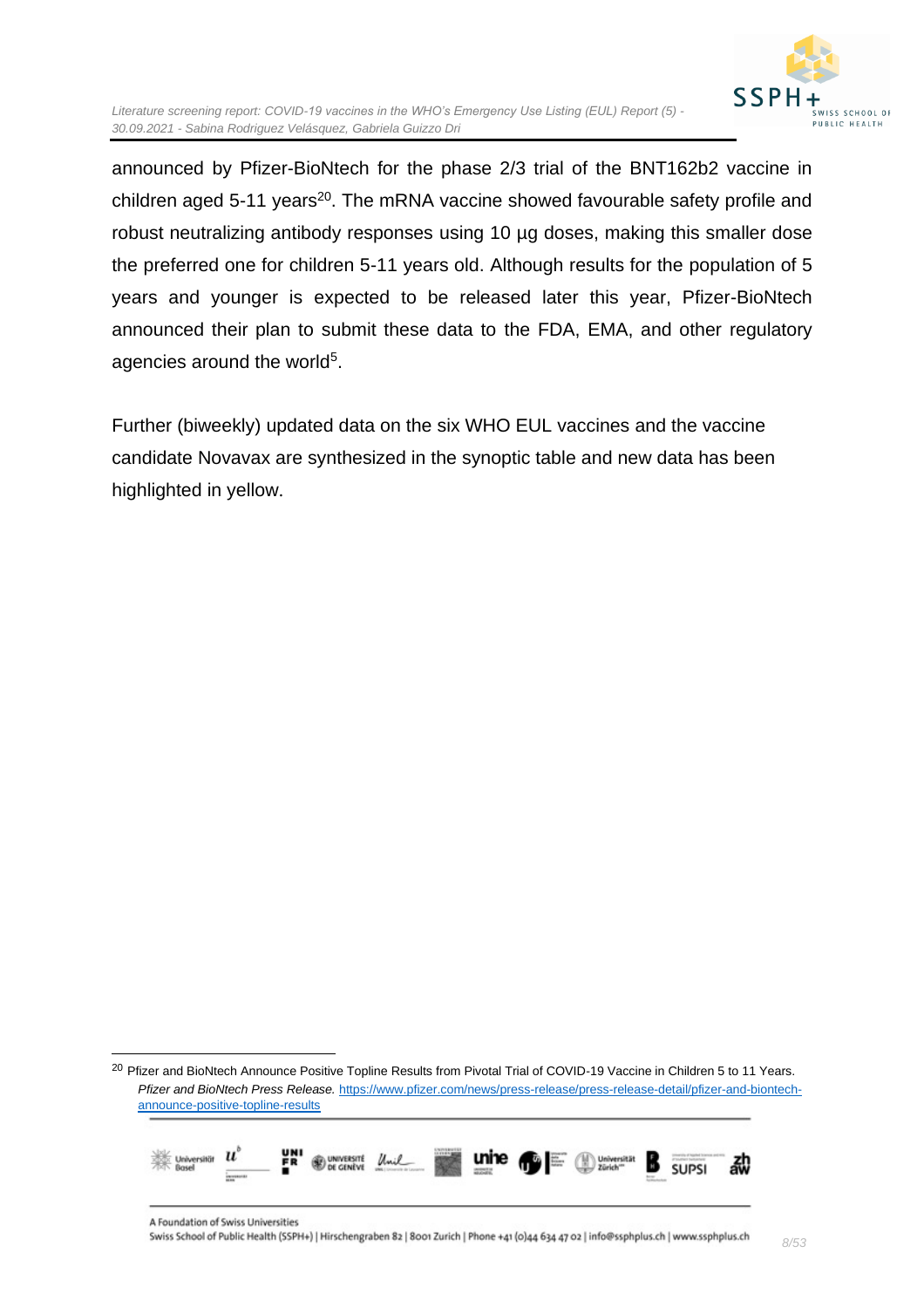announced by Pfizer-BioNtech for the phase 2/3 trial of the BNT162b2 vaccine in children aged 5-11 years[20]. The mRNA vaccine showed favourable safety profile and robust neutralizing antibody responses using 10 µg doses, making this smaller dose the preferred one for children 5-11 years old. Although results for the population of 5 years and younger is expected to be released later this year, Pfizer-BioNtech announced their plan to submit these data to the FDA, EMA, and other regulatory agencies around the world[5].

Further (biweekly) updated data on the six WHO EUL vaccines and the vaccine candidate Novavax are synthesized in the synoptic table and new data has been highlighted in yellow.

---

[20] Pfizer and BioNtech Announce Positive Topline Results from Pivotal Trial of COVID-19 Vaccine in Children 5 to 11 Years. *Pfizer and BioNtech Press Release.* https://www.pfizer.com/news/press-release/press-release-detail/pfizer-and-biontech-announce-positive-topline-results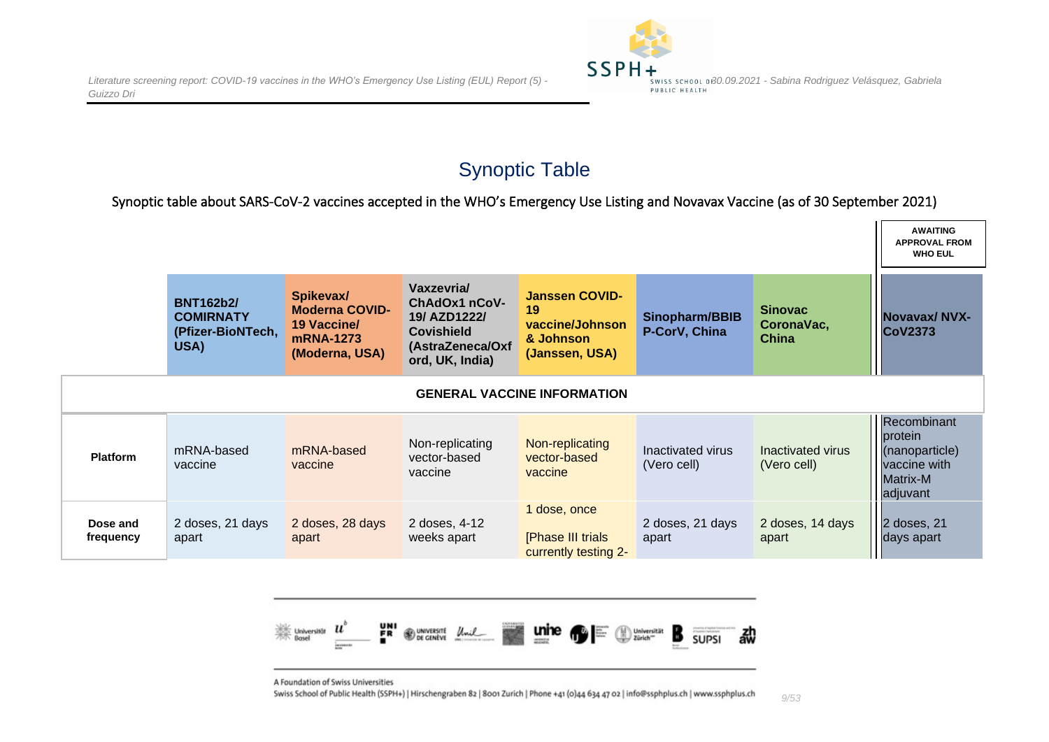# Synoptic Table

Synoptic table about SARS-CoV-2 vaccines accepted in the WHO's Emergency Use Listing and Novavax Vaccine (as of 30 September 2021)

| | | | | | | | AWAITING APPROVAL FROM WHO EUL |
|---|---|---|---|---|---|---|---|
| | **BNT162b2/ COMIRNATY (Pfizer-BioNTech, USA)** | **Spikevax/ Moderna COVID-19 Vaccine/ mRNA-1273 (Moderna, USA)** | **Vaxzevria/ ChAdOx1 nCoV-19/ AZD1222/ Covishield (AstraZeneca/Oxford, UK, India)** | **Janssen COVID-19 vaccine/Johnson & Johnson (Janssen, USA)** | **Sinopharm/BBIBP-CorV, China** | **Sinovac CoronaVac, China** | **Novavax/ NVX-CoV2373** |
| **GENERAL VACCINE INFORMATION** | | | | | | | |
| **Platform** | mRNA-based vaccine | mRNA-based vaccine | Non-replicating vector-based vaccine | Non-replicating vector-based vaccine | Inactivated virus (Vero cell) | Inactivated virus (Vero cell) | Recombinant protein (nanoparticle) vaccine with Matrix-M adjuvant |
| **Dose and frequency** | 2 doses, 21 days apart | 2 doses, 28 days apart | 2 doses, 4-12 weeks apart | 1 dose, once<br><br>[Phase III trials currently testing 2- | 2 doses, 21 days apart | 2 doses, 14 days apart | 2 doses, 21 days apart |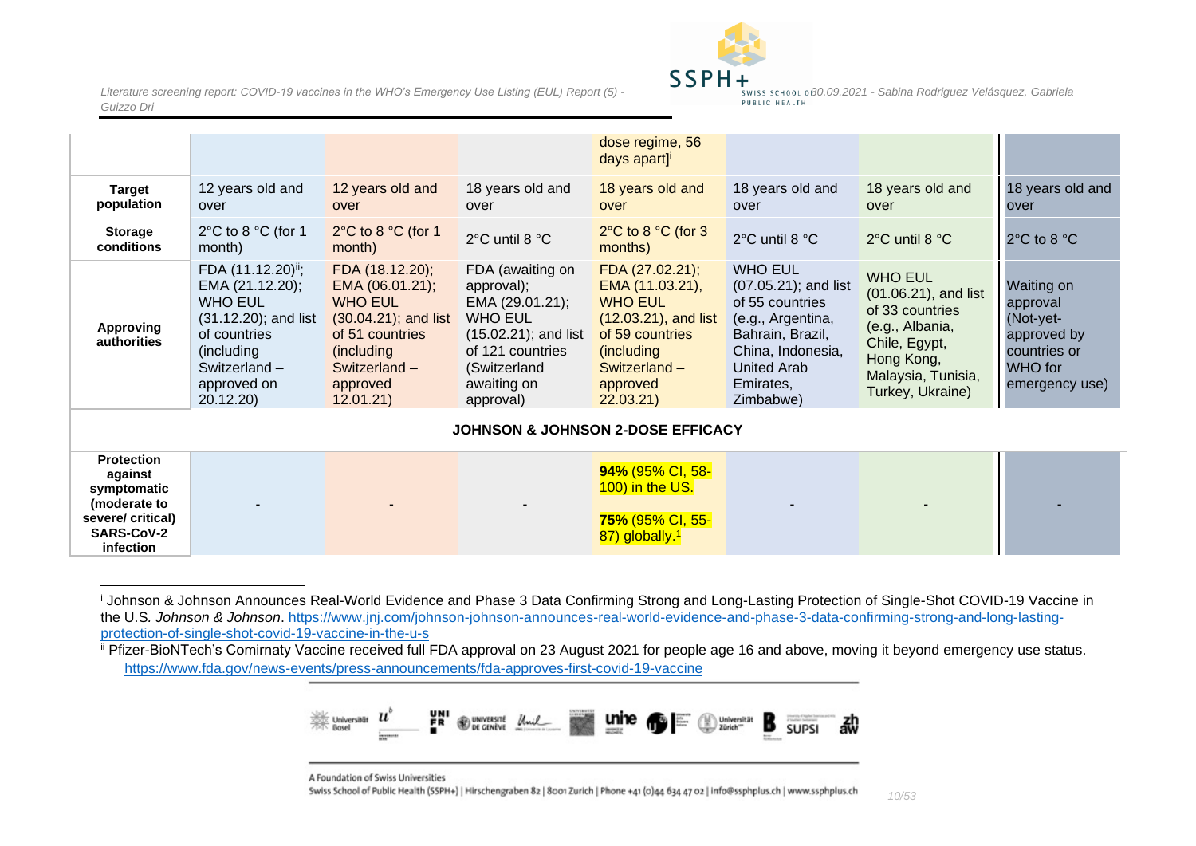| | | | | | | | |
|---|---|---|---|---|---|---|---|
| | | | | dose regime, 56 days apart][i] | | | |
| **Target population** | 12 years old and over | 12 years old and over | 18 years old and over | 18 years old and over | 18 years old and over | 18 years old and over | 18 years old and over |
| **Storage conditions** | 2°C to 8 °C (for 1 month) | 2°C to 8 °C (for 1 month) | 2°C until 8 °C | 2°C to 8 °C (for 3 months) | 2°C until 8 °C | 2°C until 8 °C | 2°C to 8 °C |
| **Approving authorities** | FDA (11.12.20)[ii]; EMA (21.12.20); WHO EUL (31.12.20); and list of countries (including Switzerland – approved on 20.12.20) | FDA (18.12.20); EMA (06.01.21); WHO EUL (30.04.21); and list of 51 countries (including Switzerland – approved 12.01.21) | FDA (awaiting on approval); EMA (29.01.21); WHO EUL (15.02.21); and list of 121 countries (Switzerland awaiting on approval) | FDA (27.02.21); EMA (11.03.21), WHO EUL (12.03.21), and list of 59 countries (including Switzerland – approved 22.03.21) | WHO EUL (07.05.21); and list of 55 countries (e.g., Argentina, Bahrain, Brazil, China, Indonesia, United Arab Emirates, Zimbabwe) | WHO EUL (01.06.21), and list of 33 countries (e.g., Albania, Chile, Egypt, Hong Kong, Malaysia, Tunisia, Turkey, Ukraine) | Waiting on approval (Not-yet-approved by countries or WHO for emergency use) |
| **JOHNSON & JOHNSON 2-DOSE EFFICACY** | | | | | | | |
| **Protection against symptomatic (moderate to severe/ critical) SARS-CoV-2 infection** | - | - | - | **94%** (95% CI, 58-100) in the US. **75%** (95% CI, 55-87) globally.[1] | - | - | - |

[i] Johnson & Johnson Announces Real-World Evidence and Phase 3 Data Confirming Strong and Long-Lasting Protection of Single-Shot COVID-19 Vaccine in the U.S. *Johnson & Johnson*. https://www.jnj.com/johnson-johnson-announces-real-world-evidence-and-phase-3-data-confirming-strong-and-long-lasting-protection-of-single-shot-covid-19-vaccine-in-the-u-s

[ii] Pfizer-BioNTech's Comirnaty Vaccine received full FDA approval on 23 August 2021 for people age 16 and above, moving it beyond emergency use status. https://www.fda.gov/news-events/press-announcements/fda-approves-first-covid-19-vaccine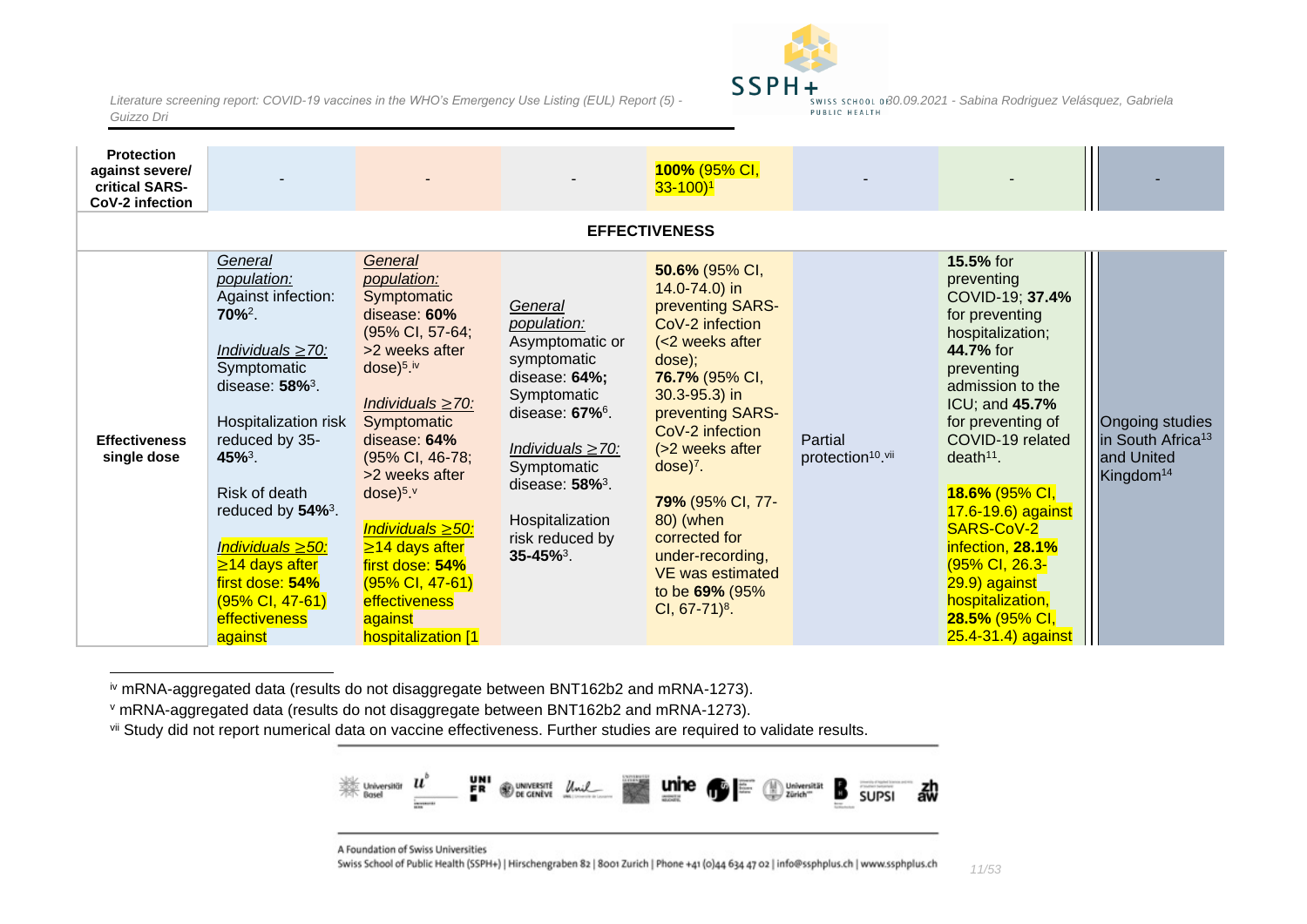| | | | | | | | |
|---|---|---|---|---|---|---|---|
| **Protection against severe/ critical SARS-CoV-2 infection** | - | - | - | **100%** (95% CI, 33-100)[1] | - | - | - |
| **EFFECTIVENESS** | | | | | | | |
| **Effectiveness single dose** | *General population:* Against infection: **70%**[2]. *Individuals ≥70:* Symptomatic disease: **58%**[3]. Hospitalization risk reduced by 35-**45%**[3]. Risk of death reduced by **54%**[3]. *Individuals ≥50:* ≥14 days after first dose: **54%** (95% CI, 47-61) effectiveness against | *General population:* Symptomatic disease: **60%** (95% CI, 57-64; >2 weeks after dose)[5, iv] *Individuals ≥70:* Symptomatic disease: **64%** (95% CI, 46-78; >2 weeks after dose)[5, v] *Individuals ≥50:* ≥14 days after first dose: **54%** (95% CI, 47-61) effectiveness against hospitalization [1 | *General population:* Asymptomatic or symptomatic disease: **64%;** Symptomatic disease: **67%**[6]. *Individuals ≥70:* Symptomatic disease: **58%**[3]. Hospitalization risk reduced by **35-45%**[3]. | **50.6%** (95% CI, 14.0-74.0) in preventing SARS-CoV-2 infection (<2 weeks after dose); **76.7%** (95% CI, 30.3-95.3) in preventing SARS-CoV-2 infection (>2 weeks after dose)[7]. **79%** (95% CI, 77-80) (when corrected for under-recording, VE was estimated to be **69%** (95% CI, 67-71)[8]. | Partial protection[10, vii] | **15.5%** for preventing COVID-19; **37.4%** for preventing hospitalization; **44.7%** for preventing admission to the ICU; and **45.7%** for preventing of COVID-19 related death[11]. **18.6%** (95% CI, 17.6-19.6) against SARS-CoV-2 infection, **28.1%** (95% CI, 26.3-29.9) against hospitalization, **28.5%** (95% CI, 25.4-31.4) against | Ongoing studies in South Africa[13] and United Kingdom[14] |

---

[iv] mRNA-aggregated data (results do not disaggregate between BNT162b2 and mRNA-1273).

[v] mRNA-aggregated data (results do not disaggregate between BNT162b2 and mRNA-1273).

[vii] Study did not report numerical data on vaccine effectiveness. Further studies are required to validate results.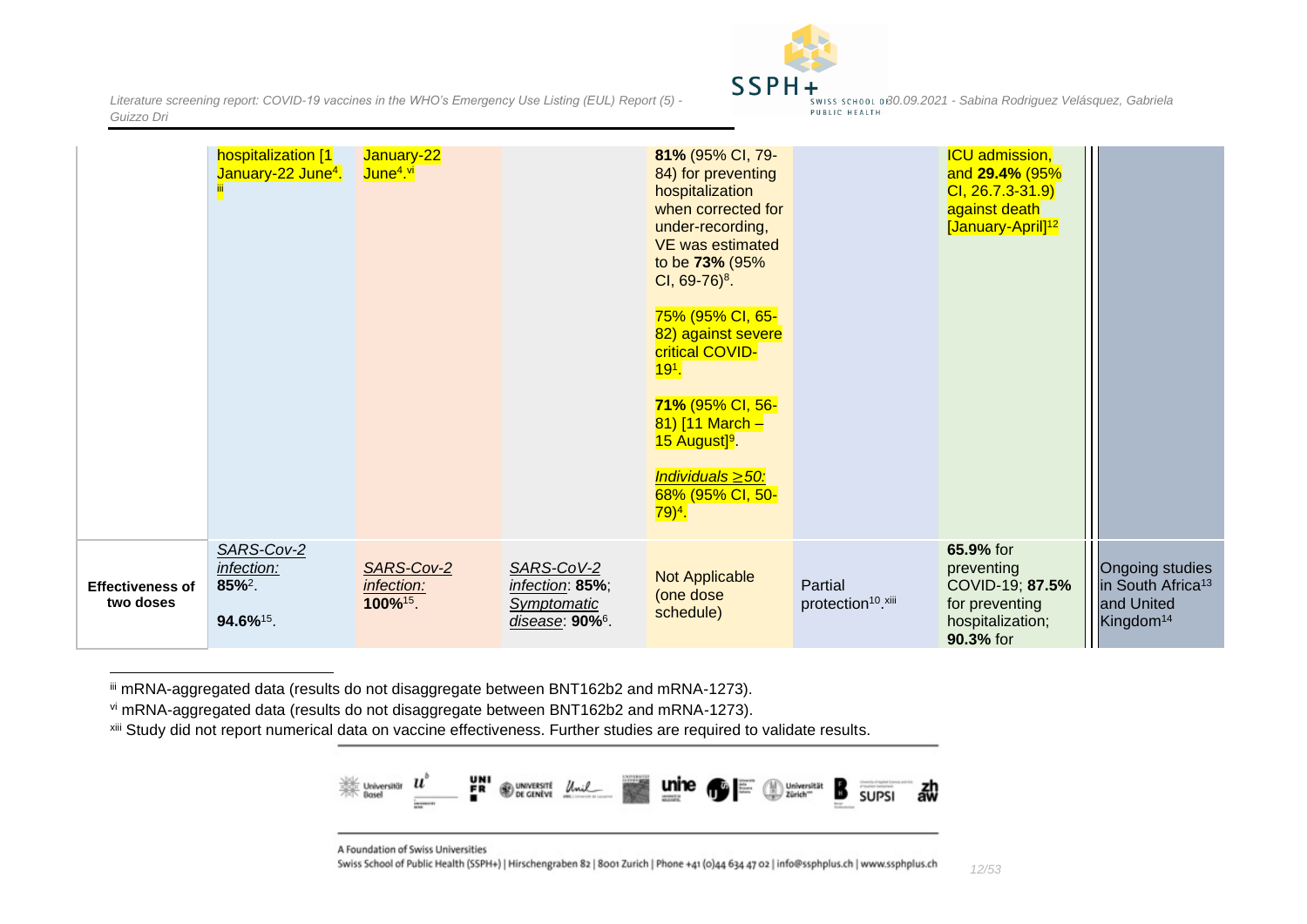| | | | | | | | |
|---|---|---|---|---|---|---|---|
| | hospitalization [1 January-22 June[4]. [iii] | January-22 June[4]. [vi] | | **81%** (95% CI, 79-84) for preventing hospitalization when corrected for under-recording, VE was estimated to be **73%** (95% CI, 69-76)[8]. <br><br> 75% (95% CI, 65-82) against severe critical COVID-19[1]. <br><br> **71%** (95% CI, 56-81) [11 March – 15 August][9]. <br><br> *Individuals ≥50:* 68% (95% CI, 50-79)[4]. | | ICU admission, and **29.4%** (95% CI, 26.7.3-31.9) against death [January-April][12] | |
| **Effectiveness of two doses** | *SARS-Cov-2 infection:* **85%**[2]. <br><br> **94.6%**[15]. | *SARS-Cov-2 infection:* **100%**[15]. | *SARS-CoV-2 infection*: **85%**; *Symptomatic disease*: **90%**[6]. | Not Applicable (one dose schedule) | Partial protection[10]. [xiii] | **65.9%** for preventing COVID-19; **87.5%** for preventing hospitalization; **90.3%** for | Ongoing studies in South Africa[13] and United Kingdom[14] |

[iii] mRNA-aggregated data (results do not disaggregate between BNT162b2 and mRNA-1273).

[vi] mRNA-aggregated data (results do not disaggregate between BNT162b2 and mRNA-1273).

[xiii] Study did not report numerical data on vaccine effectiveness. Further studies are required to validate results.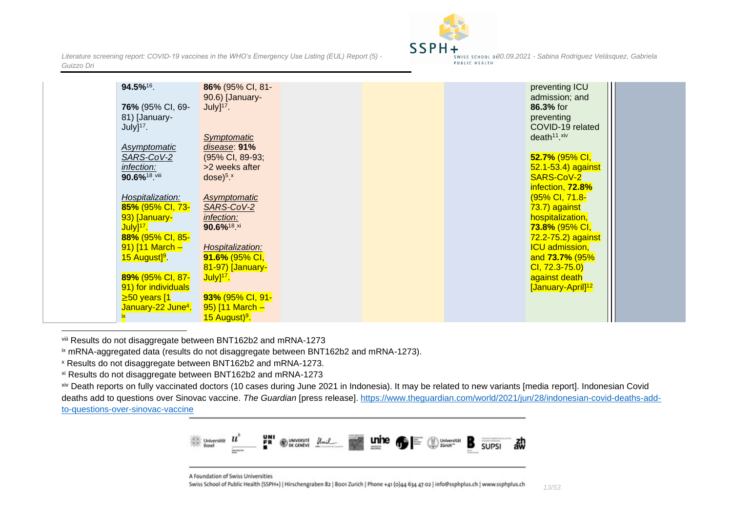| | | | | | | | |
|---|---|---|---|---|---|---|---|
| | **94.5%**[16].<br><br>**76%** (95% CI, 69-81) [January-July][17].<br><br>*Asymptomatic SARS-CoV-2 infection:* **90.6%**[18]. [viii]<br><br>*Hospitalization:* **85%** (95% CI, 73-93) [January-July][17].<br>**88%** (95% CI, 85-91) [11 March – 15 August][9].<br><br>**89%** (95% CI, 87-91) for individuals ≥50 years [1 January-22 June[4]. [ix] | **86%** (95% CI, 81-90.6) [January-July][17].<br><br>*Symptomatic disease*: **91%** (95% CI, 89-93; >2 weeks after dose)[5]. [x]<br><br>*Asymptomatic SARS-CoV-2 infection:* **90.6%**[18]. [xi]<br><br>*Hospitalization:* **91.6%** (95% CI, 81-97) [January-July][17].<br><br>**93%** (95% CI, 91-95) [11 March – 15 August)[9]. | | | | preventing ICU admission; and **86.3%** for preventing COVID-19 related death[11]. [xiv]<br><br>**52.7%** (95% CI, 52.1-53.4) against SARS-CoV-2 infection, **72.8%** (95% CI, 71.8-73.7) against hospitalization, **73.8%** (95% CI, 72.2-75.2) against ICU admission, and **73.7%** (95% CI, 72.3-75.0) against death [January-April][12] | |

---

[viii] Results do not disaggregate between BNT162b2 and mRNA-1273

[ix] mRNA-aggregated data (results do not disaggregate between BNT162b2 and mRNA-1273).

[x] Results do not disaggregate between BNT162b2 and mRNA-1273.

[xi] Results do not disaggregate between BNT162b2 and mRNA-1273

[xiv] Death reports on fully vaccinated doctors (10 cases during June 2021 in Indonesia). It may be related to new variants [media report]. Indonesian Covid deaths add to questions over Sinovac vaccine. *The Guardian* [press release]. https://www.theguardian.com/world/2021/jun/28/indonesian-covid-deaths-add-to-questions-over-sinovac-vaccine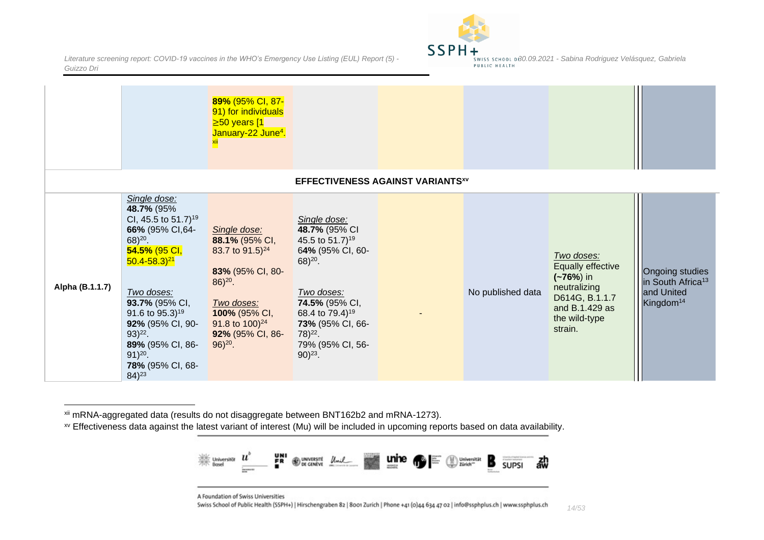| | | | | | | | |
|---|---|---|---|---|---|---|---|
| | | **89%** (95% CI, 87-91) for individuals ≥50 years [1 January-22 June[4]. [xii] | | | | | |
| **EFFECTIVENESS AGAINST VARIANTS[xv]** | | | | | | | |
| **Alpha (B.1.1.7)** | *Single dose:* **48.7%** (95% CI, 45.5 to 51.7)[19] **66%** (95% CI,64-68)[20]. **54.5%** (95 CI, 50.4-58.3)[21] *Two doses:* **93.7%** (95% CI, 91.6 to 95.3)[19] **92%** (95% CI, 90-93)[22]. **89%** (95% CI, 86-91)[20]. **78%** (95% CI, 68-84)[23] | *Single dose:* **88.1%** (95% CI, 83.7 to 91.5)[24] **83%** (95% CI, 80-86)[20]. *Two doses:* **100%** (95% CI, 91.8 to 100)[24] **92%** (95% CI, 86-96)[20]. | *Single dose:* **48.7%** (95% CI 45.5 to 51.7)[19] 6**4%** (95% CI, 60-68)[20]. *Two doses:* **74.5%** (95% CI, 68.4 to 79.4)[19] **73%** (95% CI, 66-78)[22]. 79% (95% CI, 56-90)[23]. | - | No published data | *Two doses:* Equally effective **(~76%)** in neutralizing D614G, B.1.1.7 and B.1.429 as the wild-type strain. | Ongoing studies in South Africa[13] and United Kingdom[14] |

[xii] mRNA-aggregated data (results do not disaggregate between BNT162b2 and mRNA-1273).

[xv] Effectiveness data against the latest variant of interest (Mu) will be included in upcoming reports based on data availability.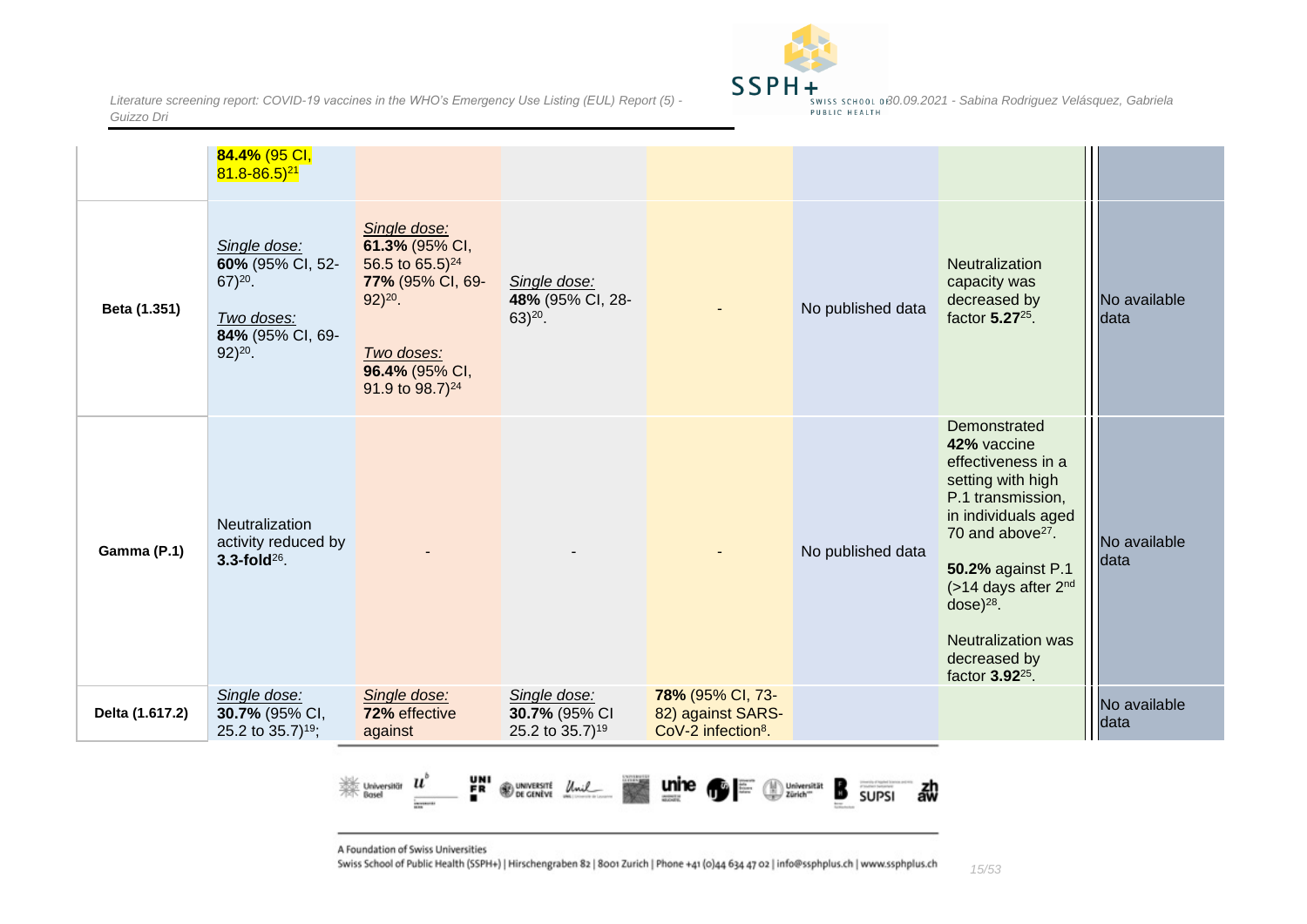| | | | | | | | |
|---|---|---|---|---|---|---|---|
| | **84.4%** (95 CI, 81.8-86.5)[21] | | | | | | |
| **Beta (1.351)** | *Single dose:* **60%** (95% CI, 52-67)[20]. *Two doses:* **84%** (95% CI, 69-92)[20]. | *Single dose:* **61.3%** (95% CI, 56.5 to 65.5)[24] **77%** (95% CI, 69-92)[20]. *Two doses:* **96.4%** (95% CI, 91.9 to 98.7)[24] | *Single dose:* **48%** (95% CI, 28-63)[20]. | - | No published data | Neutralization capacity was decreased by factor **5.27**[25]. | No available data |
| **Gamma (P.1)** | Neutralization activity reduced by **3.3-fold**[26]. | - | - | - | No published data | Demonstrated **42%** vaccine effectiveness in a setting with high P.1 transmission, in individuals aged 70 and above[27]. **50.2%** against P.1 (>14 days after 2nd dose)[28]. Neutralization was decreased by factor **3.92**[25]. | No available data |
| **Delta (1.617.2)** | *Single dose:* **30.7%** (95% CI, 25.2 to 35.7)[19]; | *Single dose:* **72%** effective against | *Single dose:* **30.7%** (95% CI 25.2 to 35.7)[19] | **78%** (95% CI, 73-82) against SARS-CoV-2 infection[8]. | | | No available data |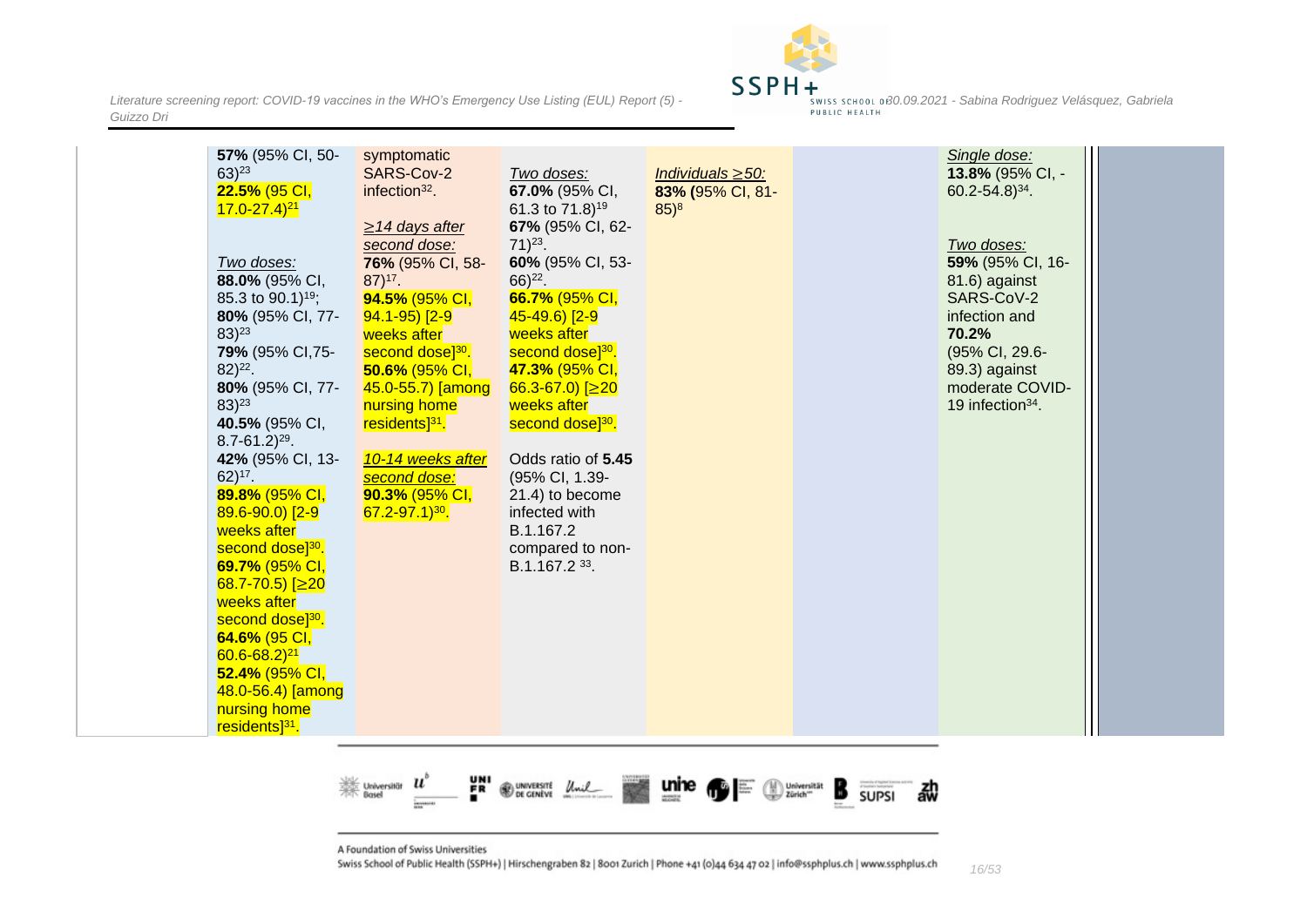| | | | | | | | |
|---|---|---|---|---|---|---|---|
| | **57%** (95% CI, 50-63)[23] **22.5%** (95 CI, 17.0-27.4)[21] *Two doses:* **88.0%** (95% CI, 85.3 to 90.1)[19]; **80%** (95% CI, 77-83)[23] **79%** (95% CI,75-82)[22]. **80%** (95% CI, 77-83)[23] **40.5%** (95% CI, 8.7-61.2)[29]. **42%** (95% CI, 13-62)[17]. **89.8%** (95% CI, 89.6-90.0) [2-9 weeks after second dose][30]. **69.7%** (95% CI, 68.7-70.5) [≥20 weeks after second dose][30]. **64.6%** (95 CI, 60.6-68.2)[21] **52.4%** (95% CI, 48.0-56.4) [among nursing home residents][31]. | symptomatic SARS-Cov-2 infection[32]. *≥14 days after second dose:* **76%** (95% CI, 58-87)[17]. **94.5%** (95% CI, 94.1-95) [2-9 weeks after second dose][30]. **50.6%** (95% CI, 45.0-55.7) [among nursing home residents][31]. *10-14 weeks after second dose:* **90.3%** (95% CI, 67.2-97.1)[30]. | *Two doses:* **67.0%** (95% CI, 61.3 to 71.8)[19] **67%** (95% CI, 62-71)[23]. **60%** (95% CI, 53-66)[22]. **66.7%** (95% CI, 45-49.6) [2-9 weeks after second dose][30]. **47.3%** (95% CI, 66.3-67.0) [≥20 weeks after second dose][30]. Odds ratio of **5.45** (95% CI, 1.39-21.4) to become infected with B.1.167.2 compared to non-B.1.167.2 [33]. | *Individuals ≥50:* **83% (**95% CI, 81-85)[8] | | *Single dose:* **13.8%** (95% CI, -60.2-54.8)[34]. *Two doses:* **59%** (95% CI, 16-81.6) against SARS-CoV-2 infection and **70.2%** (95% CI, 29.6-89.3) against moderate COVID-19 infection[34]. | |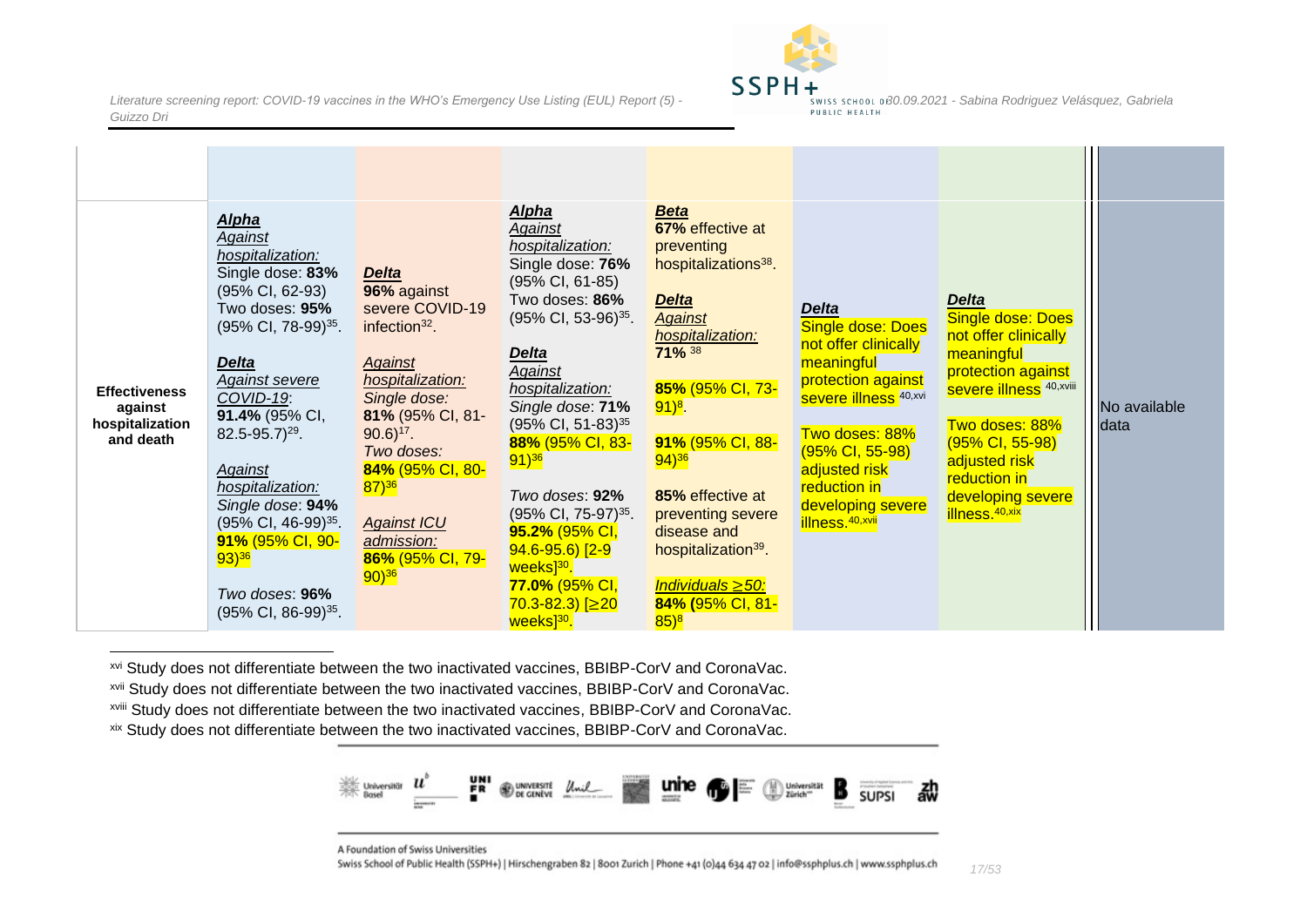| | | | | | | | |
|---|---|---|---|---|---|---|---|
| **Effectiveness against hospitalization and death** | ***Alpha*** *Against hospitalization:* Single dose: **83%** (95% CI, 62-93) Two doses: **95%** (95% CI, 78-99)[35]. ***Delta*** *Against severe COVID-19*: **91.4%** (95% CI, 82.5-95.7)[29]. *Against hospitalization:* *Single dose*: **94%** (95% CI, 46-99)[35]. **91%** (95% CI, 90-93)[36] *Two doses*: **96%** (95% CI, 86-99)[35]. | ***Delta*** **96%** against severe COVID-19 infection[32]. *Against hospitalization:* *Single dose:* **81%** (95% CI, 81-90.6)[17]. *Two doses:* **84%** (95% CI, 80-87)[36] *Against ICU admission:* **86%** (95% CI, 79-90)[36] | ***Alpha*** *Against hospitalization:* Single dose: **76%** (95% CI, 61-85) Two doses: **86%** (95% CI, 53-96)[35]. ***Delta*** *Against hospitalization:* *Single dose*: **71%** (95% CI, 51-83)[35] **88%** (95% CI, 83-91)[36] *Two doses*: **92%** (95% CI, 75-97)[35]. **95.2%** (95% CI, 94.6-95.6) [2-9 weeks][30]. **77.0%** (95% CI, 70.3-82.3) [≥20 weeks][30]. | ***Beta*** **67%** effective at preventing hospitalizations[38]. ***Delta*** *Against hospitalization:* **71%** [38] **85%** (95% CI, 73-91)[8]. **91%** (95% CI, 88-94)[36] **85%** effective at preventing severe disease and hospitalization[39]. *Individuals ≥50:* **84%** (95% CI, 81-85)[8] | ***Delta*** Single dose: Does not offer clinically meaningful protection against severe illness [40,xvi] Two doses: 88% (95% CI, 55-98) adjusted risk reduction in developing severe illness.[40,xvii] | ***Delta*** Single dose: Does not offer clinically meaningful protection against severe illness [40,xviii] Two doses: 88% (95% CI, 55-98) adjusted risk reduction in developing severe illness.[40,xix] | No available data |

xvi Study does not differentiate between the two inactivated vaccines, BBIBP-CorV and CoronaVac.

xvii Study does not differentiate between the two inactivated vaccines, BBIBP-CorV and CoronaVac.

xviii Study does not differentiate between the two inactivated vaccines, BBIBP-CorV and CoronaVac.

xix Study does not differentiate between the two inactivated vaccines, BBIBP-CorV and CoronaVac.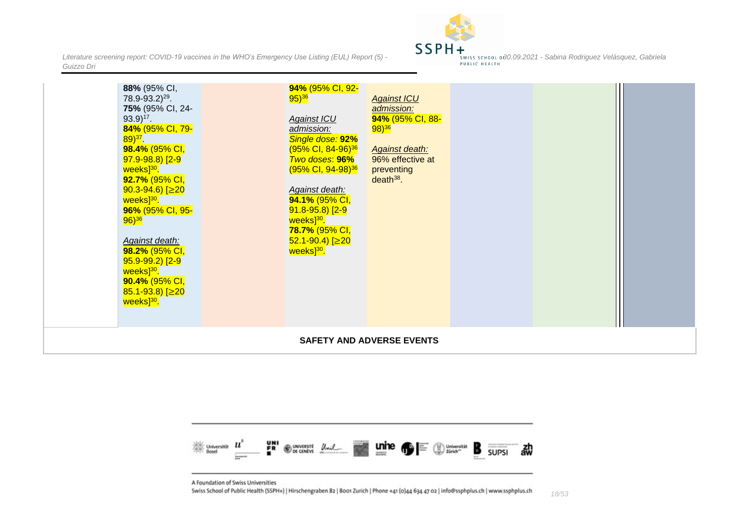|  |  |  |  |  |  |  |  |
|---|---|---|---|---|---|---|---|
|  | **88%** (95% CI, 78.9-93.2)[29]. **75%** (95% CI, 24-93.9)[17]. **84%** (95% CI, 79-89)[37]. **98.4%** (95% CI, 97.9-98.8) [2-9 weeks][30]. **92.7%** (95% CI, 90.3-94.6) [≥20 weeks][30]. **96%** (95% CI, 95-96)[36] <br><br> *Against death:* **98.2%** (95% CI, 95.9-99.2) [2-9 weeks][30]. **90.4%** (95% CI, 85.1-93.8) [≥20 weeks][30]. |  | **94%** (95% CI, 92-95)[36] <br><br> *Against ICU admission:* *Single dose:* **92%** (95% CI, 84-96)[36] *Two doses*: **96%** (95% CI, 94-98)[36] <br><br> *Against death:* **94.1%** (95% CI, 91.8-95.8) [2-9 weeks][30]. **78.7%** (95% CI, 52.1-90.4) [≥20 weeks][30]. | *Against ICU admission:* **94%** (95% CI, 88-98)[36] <br><br> *Against death:* 96% effective at preventing death[38]. |  |  |  |

**SAFETY AND ADVERSE EVENTS**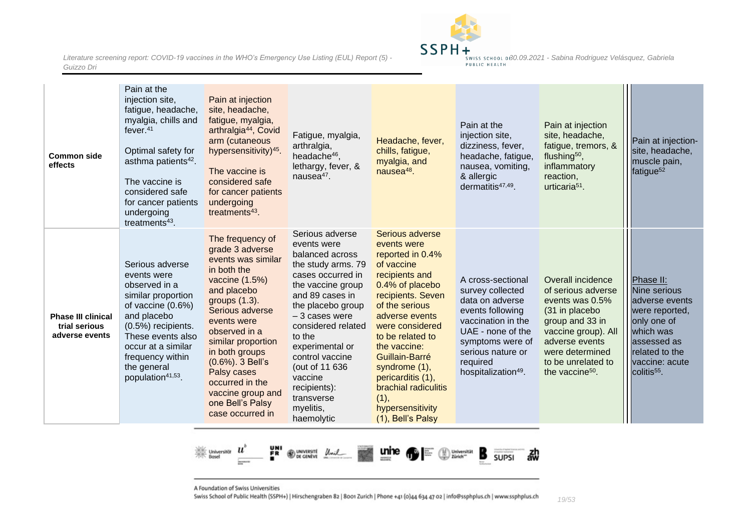| | | | | | | | |
|---|---|---|---|---|---|---|---|
| **Common side effects** | Pain at the injection site, fatigue, headache, myalgia, chills and fever.[41]<br><br>Optimal safety for asthma patients[42].<br><br>The vaccine is considered safe for cancer patients undergoing treatments[43]. | Pain at injection site, headache, fatigue, myalgia, arthralgia[44], Covid arm (cutaneous hypersensitivity)[45].<br><br>The vaccine is considered safe for cancer patients undergoing treatments[43]. | Fatigue, myalgia, arthralgia, headache[46], lethargy, fever, & nausea[47]. | Headache, fever, chills, fatigue, myalgia, and nausea[48]. | Pain at the injection site, dizziness, fever, headache, fatigue, nausea, vomiting, & allergic dermatitis[47,49]. | Pain at injection site, headache, fatigue, tremors, & flushing[50], inflammatory reaction, urticaria[51]. | Pain at injection-site, headache, muscle pain, fatigue[52] |
| **Phase III clinical trial serious adverse events** | Serious adverse events were observed in a similar proportion of vaccine (0.6%) and placebo (0.5%) recipients. These events also occur at a similar frequency within the general population[41,53]. | The frequency of grade 3 adverse events was similar in both the vaccine (1.5%) and placebo groups (1.3). Serious adverse events were observed in a similar proportion in both groups (0.6%). 3 Bell's Palsy cases occurred in the vaccine group and one Bell's Palsy case occurred in | Serious adverse events were balanced across the study arms. 79 cases occurred in the vaccine group and 89 cases in the placebo group – 3 cases were considered related to the experimental or control vaccine (out of 11 636 vaccine recipients): transverse myelitis, haemolytic | Serious adverse events were reported in 0.4% of vaccine recipients and 0.4% of placebo recipients. Seven of the serious adverse events were considered to be related to the vaccine: Guillain-Barré syndrome (1), pericarditis (1), brachial radiculitis (1), hypersensitivity (1), Bell's Palsy | A cross-sectional survey collected data on adverse events following vaccination in the UAE - none of the symptoms were of serious nature or required hospitalization[49]. | Overall incidence of serious adverse events was 0.5% (31 in placebo group and 33 in vaccine group). All adverse events were determined to be unrelated to the vaccine[50]. | Phase II: Nine serious adverse events were reported, only one of which was assessed as related to the vaccine: acute colitis[55]. |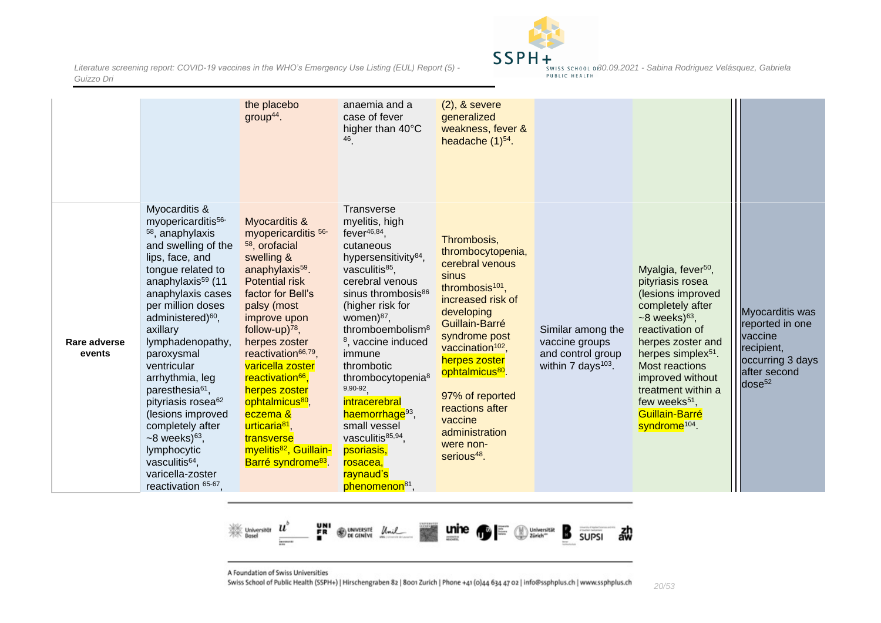| | | | | | | | |
|---|---|---|---|---|---|---|---|
| | | the placebo group[44]. | anaemia and a case of fever higher than 40°C [46]. | (2), & severe generalized weakness, fever & headache (1)[54]. | | | |
| **Rare adverse events** | Myocarditis & myopericarditis[56-58], anaphylaxis and swelling of the lips, face, and tongue related to anaphylaxis[59] (11 anaphylaxis cases per million doses administered)[60], axillary lymphadenopathy, paroxysmal ventricular arrhythmia, leg paresthesia[61], pityriasis rosea[62] (lesions improved completely after ~8 weeks)[63], lymphocytic vasculitis[64], varicella-zoster reactivation [65-67], | Myocarditis & myopericarditis [56-58], orofacial swelling & anaphylaxis[59]. Potential risk factor for Bell's palsy (most improve upon follow-up)[78], herpes zoster reactivation[66,79], varicella zoster reactivation[66], herpes zoster ophtalmicus[80], eczema & urticaria[81], transverse myelitis[82], Guillain-Barré syndrome[83]. | Transverse myelitis, high fever[46,84], cutaneous hypersensitivity[84], vasculitis[85], cerebral venous sinus thrombosis[86] (higher risk for women)[87], thromboembolism[88], vaccine induced immune thrombotic thrombocytopenia[89,90-92], intracerebral haemorrhage[93], small vessel vasculitis[85,94], psoriasis, rosacea, raynaud's phenomenon[81], | Thrombosis, thrombocytopenia, cerebral venous sinus thrombosis[101], increased risk of developing Guillain-Barré syndrome post vaccination[102], herpes zoster ophtalmicus[80].<br><br>97% of reported reactions after vaccine administration were non-serious[48]. | Similar among the vaccine groups and control group within 7 days[103]. | Myalgia, fever[50], pityriasis rosea (lesions improved completely after ~8 weeks)[63], reactivation of herpes zoster and herpes simplex[51]. Most reactions improved without treatment within a few weeks[51], Guillain-Barré syndrome[104]. | Myocarditis was reported in one vaccine recipient, occurring 3 days after second dose[52] |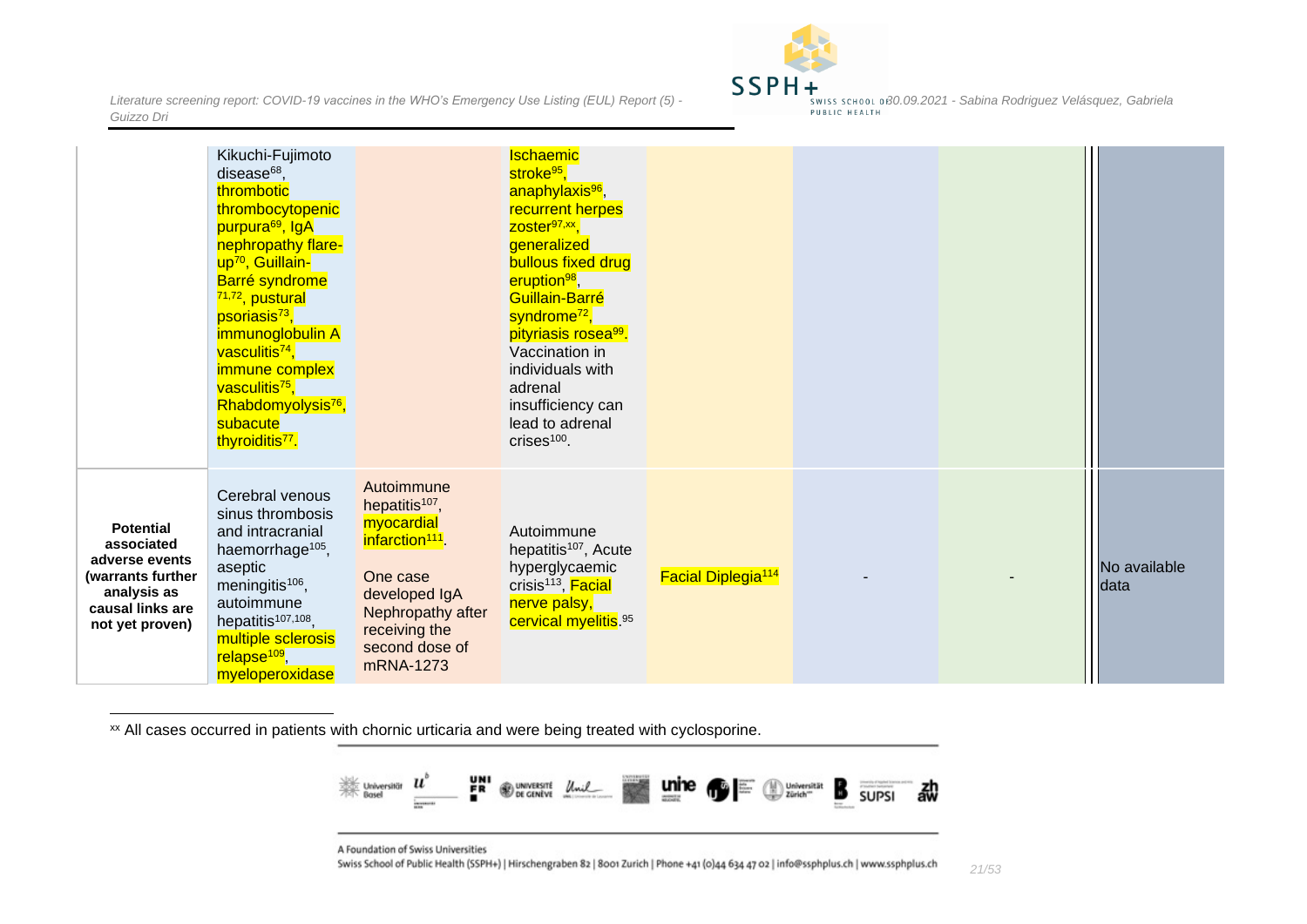|  |  |  |  |  |  |  |  |
|---|---|---|---|---|---|---|---|
|  | Kikuchi-Fujimoto disease[68], thrombotic thrombocytopenic purpura[69], IgA nephropathy flare-up[70], Guillain-Barré syndrome [71,72], pustural psoriasis[73], immunoglobulin A vasculitis[74], immune complex vasculitis[75], Rhabdomyolysis[76], subacute thyroiditis[77]. |  | Ischaemic stroke[95], anaphylaxis[96], recurrent herpes zoster[97,xx], generalized bullous fixed drug eruption[98], Guillain-Barré syndrome[72], pityriasis rosea[99]. Vaccination in individuals with adrenal insufficiency can lead to adrenal crises[100]. |  |  |  |  |
| **Potential associated adverse events (warrants further analysis as causal links are not yet proven)** | Cerebral venous sinus thrombosis and intracranial haemorrhage[105], aseptic meningitis[106], autoimmune hepatitis[107,108], multiple sclerosis relapse[109], myeloperoxidase | Autoimmune hepatitis[107], myocardial infarction[111]. One case developed IgA Nephropathy after receiving the second dose of mRNA-1273 | Autoimmune hepatitis[107], Acute hyperglycaemic crisis[113], Facial nerve palsy, cervical myelitis.[95] | Facial Diplegia[114] | - | - | No available data |

[xx] All cases occurred in patients with chornic urticaria and were being treated with cyclosporine.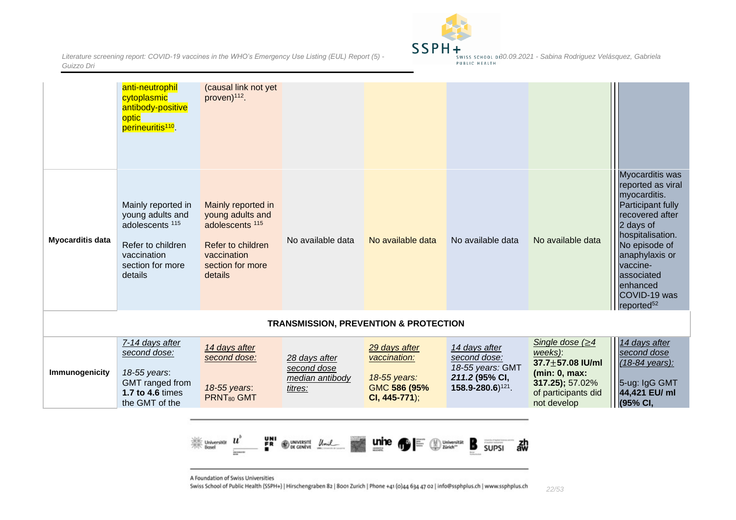| | | | | | | | |
|---|---|---|---|---|---|---|---|
| | anti-neutrophil cytoplasmic antibody-positive optic perineuritis[110]. | (causal link not yet proven)[112]. | | | | | |
| **Myocarditis data** | Mainly reported in young adults and adolescents [115]<br><br>Refer to children vaccination section for more details | Mainly reported in young adults and adolescents [115]<br><br>Refer to children vaccination section for more details | No available data | No available data | No available data | No available data | Myocarditis was reported as viral myocarditis. Participant fully recovered after 2 days of hospitalisation. No episode of anaphylaxis or vaccine-associated enhanced COVID-19 was reported[52] |
| **TRANSMISSION, PREVENTION & PROTECTION** | | | | | | | |
| **Immunogenicity** | *7-14 days after second dose:*<br><br>*18-55 years*: GMT ranged from **1.7 to 4.6** times the GMT of the | *14 days after second dose:*<br><br>*18-55 years*: $PRNT_{80}$ GMT | *28 days after second dose median antibody titres:* | *29 days after vaccination:*<br><br>*18-55 years:* GMC **586 (95% CI, 445-771)**; | *14 days after second dose:*<br>*18-55 years:* GMT ***211.2* (95% CI, 158.9-280.6)**[121]. | *Single dose (≥4 weeks)*:<br>**37.7±57.08 IU/ml (min: 0, max: 317.25);** 57.02% of participants did not develop | *14 days after second dose (18-84 years):*<br><br>5-ug: IgG GMT **44,421 EU/ ml (95% CI,** |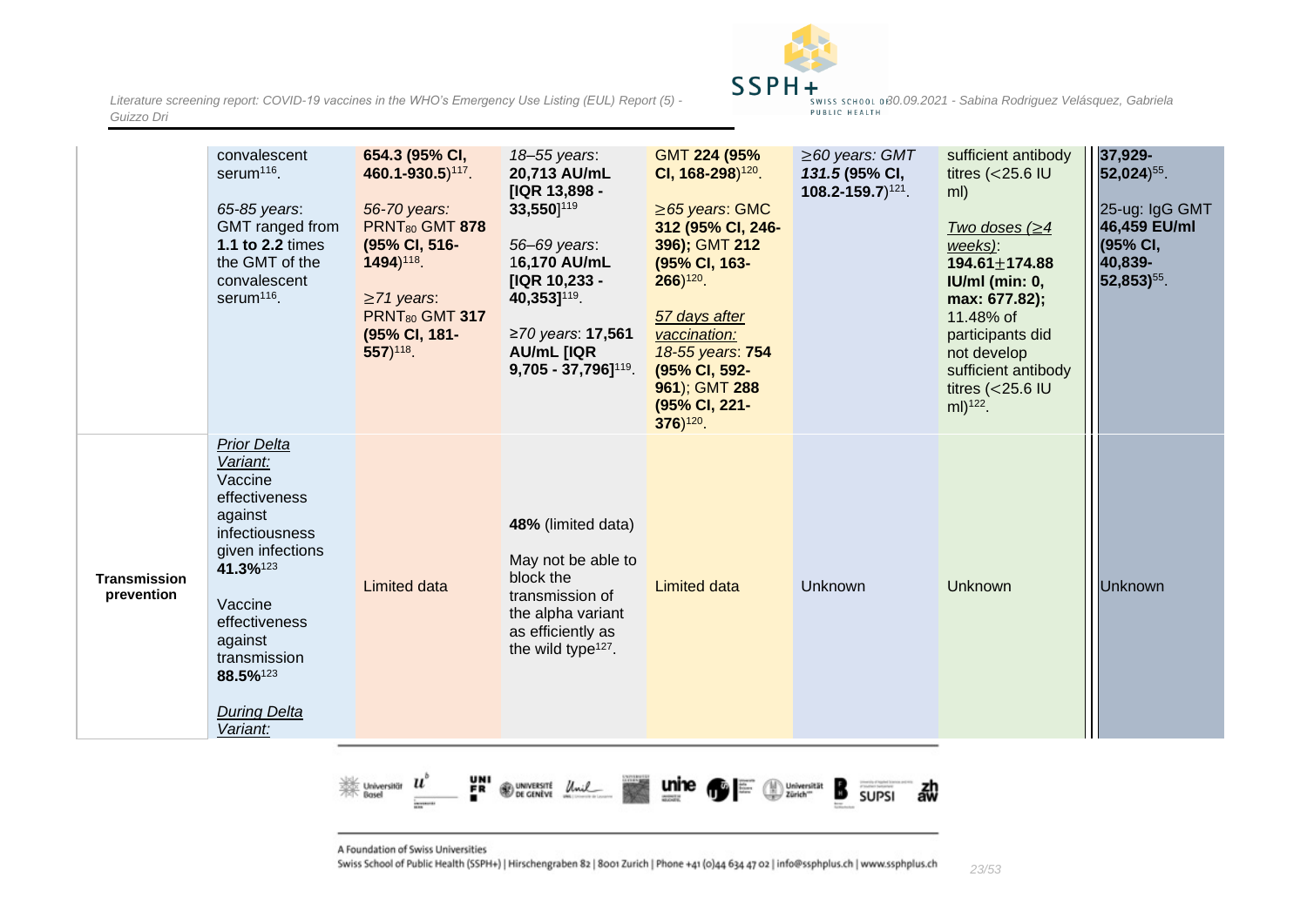| | | | | | | | |
|---|---|---|---|---|---|---|---|
| | convalescent serum[116].<br><br>*65-85 years*: GMT ranged from **1.1 to 2.2** times the GMT of the convalescent serum[116]. | **654.3 (95% CI, 460.1-930.5)**[117].<br><br>*56-70 years*: $PRNT_{80}$ GMT **878 (95% CI, 516-1494)**[118].<br><br>*≥71 years*: $PRNT_{80}$ GMT **317 (95% CI, 181-557)**[118]. | *18–55 years*: **20,713 AU/mL [IQR 13,898 - 33,550]**[119]<br><br>*56–69 years*: 1**6,170 AU/mL [IQR 10,233 - 40,353]**[119].<br><br>*≥70 years*: **17,561 AU/mL [IQR 9,705 - 37,796]**[119]. | GMT **224 (95% CI, 168-298)**[120].<br><br>*≥65 years*: GMC **312 (95% CI, 246-396)**; GMT **212 (95% CI, 163-266)**[120].<br><br>*57 days after vaccination:*<br>*18-55 years*: **754 (95% CI, 592-961)**; GMT **288 (95% CI, 221-376)**[120]. | *≥60 years: GMT* ***131.5*** **(95% CI, 108.2-159.7)**[121]. | sufficient antibody titres (<25.6 IU ml)<br><br>*Two doses (≥4 weeks)*: **194.61±174.88 IU/ml (min: 0, max: 677.82);** 11.48% of participants did not develop sufficient antibody titres (<25.6 IU ml)[122]. | **37,929-52,024)**[55].<br><br>25-ug: IgG GMT **46,459 EU/ml (95% CI, 40,839-52,853)**[55]. |
| **Transmission prevention** | *Prior Delta Variant:*<br>Vaccine effectiveness against infectiousness given infections **41.3%**[123]<br><br>Vaccine effectiveness against transmission **88.5%**[123]<br><br>*During Delta Variant:* | Limited data | **48%** (limited data)<br><br>May not be able to block the transmission of the alpha variant as efficiently as the wild type[127]. | Limited data | Unknown | Unknown | Unknown |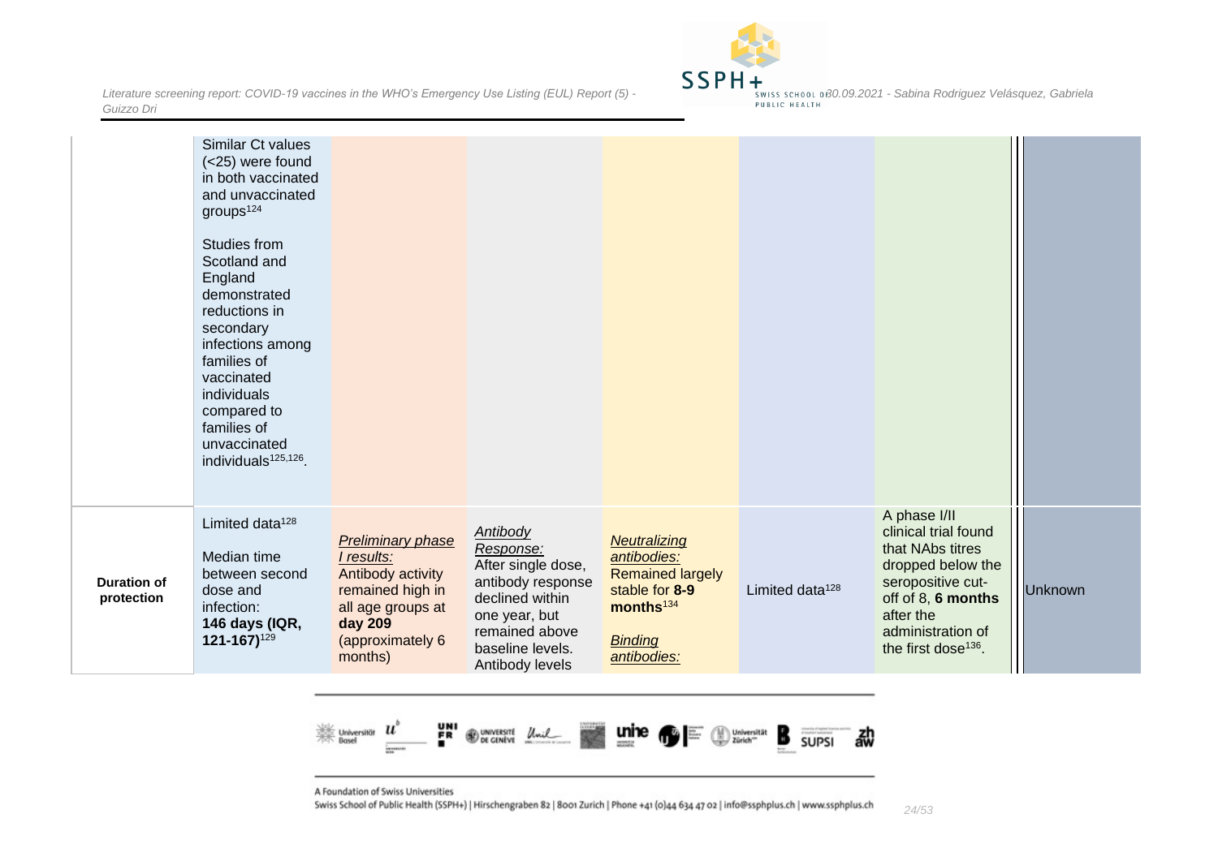| | | | | | | | |
|---|---|---|---|---|---|---|---|
| | Similar Ct values (<25) were found in both vaccinated and unvaccinated groups[124]<br><br>Studies from Scotland and England demonstrated reductions in secondary infections among families of vaccinated individuals compared to families of unvaccinated individuals[125,126]. | | | | | | |
| **Duration of protection** | Limited data[128]<br><br>Median time between second dose and infection: **146 days (IQR, 121-167)**[129] | *Preliminary phase I results:*<br>Antibody activity remained high in all age groups at **day 209** (approximately 6 months) | *Antibody Response:*<br>After single dose, antibody response declined within one year, but remained above baseline levels. Antibody levels | *Neutralizing antibodies:*<br>Remained largely stable for **8-9 months**[134]<br><br>*Binding antibodies:* | Limited data[128] | A phase I/II clinical trial found that NAbs titres dropped below the seropositive cut-off of 8, **6 months** after the administration of the first dose[136]. | Unknown |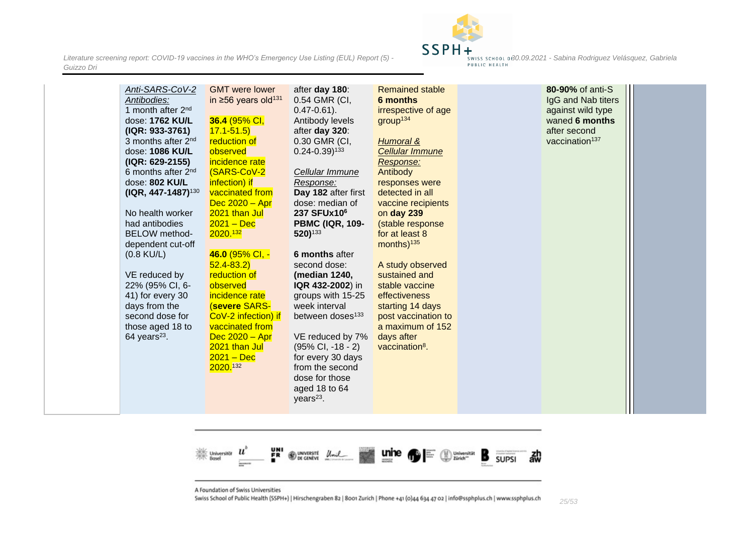| | | | | | | | |
|---|---|---|---|---|---|---|---|
| | *Anti-SARS-CoV-2 Antibodies:* 1 month after 2nd dose: **1762 KU/L (IQR: 933-3761)** 3 months after 2nd dose: **1086 KU/L (IQR: 629-2155)** 6 months after 2nd dose: **802 KU/L (IQR, 447-1487)**[130]<br><br>No health worker had antibodies BELOW method-dependent cut-off (0.8 KU/L)<br><br>VE reduced by 22% (95% CI, 6-41) for every 30 days from the second dose for those aged 18 to 64 years[23]. | GMT were lower in ≥56 years old[131]<br><br>**36.4** (95% CI, 17.1-51.5) reduction of observed incidence rate (SARS-CoV-2 infection) if vaccinated from Dec 2020 – Apr 2021 than Jul 2021 – Dec 2020.[132]<br><br>**46.0** (95% CI, -52.4-83.2) reduction of observed incidence rate (**severe** SARS-CoV-2 infection) if vaccinated from Dec 2020 – Apr 2021 than Jul 2021 – Dec 2020.[132] | after **day 180**: 0.54 GMR (CI, 0.47-0.61). Antibody levels after **day 320**: 0.30 GMR (CI, 0.24-0.39)[133]<br><br>*Cellular Immune Response:* **Day 182** after first dose: median of **237 SFUx10⁶ PBMC (IQR, 109-520)**[133]<br><br>**6 months** after second dose: **(median 1240, IQR 432-2002**) in groups with 15-25 week interval between doses[133]<br><br>VE reduced by 7% (95% CI, -18 - 2) for every 30 days from the second dose for those aged 18 to 64 years[23]. | Remained stable **6 months** irrespective of age group[134]<br><br>*Humoral & Cellular Immune Response:* Antibody responses were detected in all vaccine recipients on **day 239** (stable response for at least 8 months)[135]<br><br>A study observed sustained and stable vaccine effectiveness starting 14 days post vaccination to a maximum of 152 days after vaccination[8]. | | **80-90%** of anti-S IgG and Nab titers against wild type waned **6 months** after second vaccination[137] | |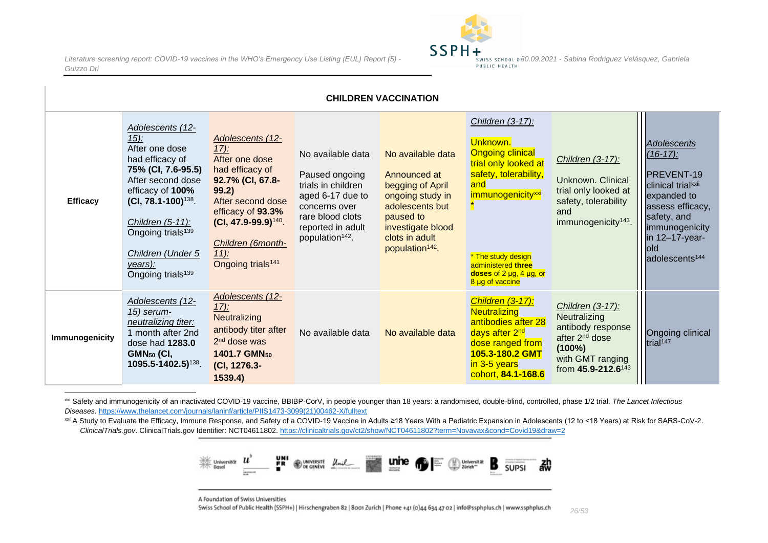| CHILDREN VACCINATION | | | | | | | |
|---|---|---|---|---|---|---|---|
| **Efficacy** | *Adolescents (12-15):* After one dose had efficacy of **75% (CI, 7.6-95.5)** After second dose efficacy of **100% (CI, 78.1-100)**[138]. *Children (5-11):* Ongoing trials[139] *Children (Under 5 years):* Ongoing trials[139] | *Adolescents (12-17):* After one dose had efficacy of **92.7% (CI, 67.8-99.2)** After second dose efficacy of **93.3% (CI, 47.9-99.9)**[140]. *Children (6month-11):* Ongoing trials[141] | No available data Paused ongoing trials in children aged 6-17 due to concerns over rare blood clots reported in adult population[142]. | No available data Announced at begging of April ongoing study in adolescents but paused to investigate blood clots in adult population[142]. | *Children (3-17):* Unknown. Ongoing clinical trial only looked at safety, tolerability, and immunogenicity[xxi] * * The study design administered **three doses** of 2 µg, 4 µg, or 8 µg of vaccine | *Children (3-17):* Unknown. Clinical trial only looked at safety, tolerability and immunogenicity[143]. | *Adolescents (16-17):* PREVENT-19 clinical trial[xxii] expanded to assess efficacy, safety, and immunogenicity in 12–17-year-old adolescents[144] |
| **Immunogenicity** | *Adolescents (12-15) serum-neutralizing titer:* 1 month after 2nd dose had **1283.0 $GMN_{50}$ (CI, 1095.5-1402.5)**[138]. | *Adolescents (12-17):* Neutralizing antibody titer after 2nd dose was **1401.7 $GMN_{50}$ (CI, 1276.3-1539.4)** | No available data | No available data | *Children (3-17):* Neutralizing antibodies after 28 days after 2nd dose ranged from **105.3-180.2 GMT** in 3-5 years cohort, **84.1-168.6** | *Children (3-17):* Neutralizing antibody response after 2nd dose **(100%)** with GMT ranging from **45.9-212.6**[143] | Ongoing clinical trial[147] |

[xxi] Safety and immunogenicity of an inactivated COVID-19 vaccine, BBIBP-CorV, in people younger than 18 years: a randomised, double-blind, controlled, phase 1/2 trial. *The Lancet Infectious Diseases.* https://www.thelancet.com/journals/laninf/article/PIIS1473-3099(21)00462-X/fulltext

[xxii] A Study to Evaluate the Efficacy, Immune Response, and Safety of a COVID-19 Vaccine in Adults ≥18 Years With a Pediatric Expansion in Adolescents (12 to <18 Years) at Risk for SARS-CoV-2. *ClinicalTrials.gov*. ClinicalTrials.gov Identifier: NCT04611802. https://clinicaltrials.gov/ct2/show/NCT04611802?term=Novavax&cond=Covid19&draw=2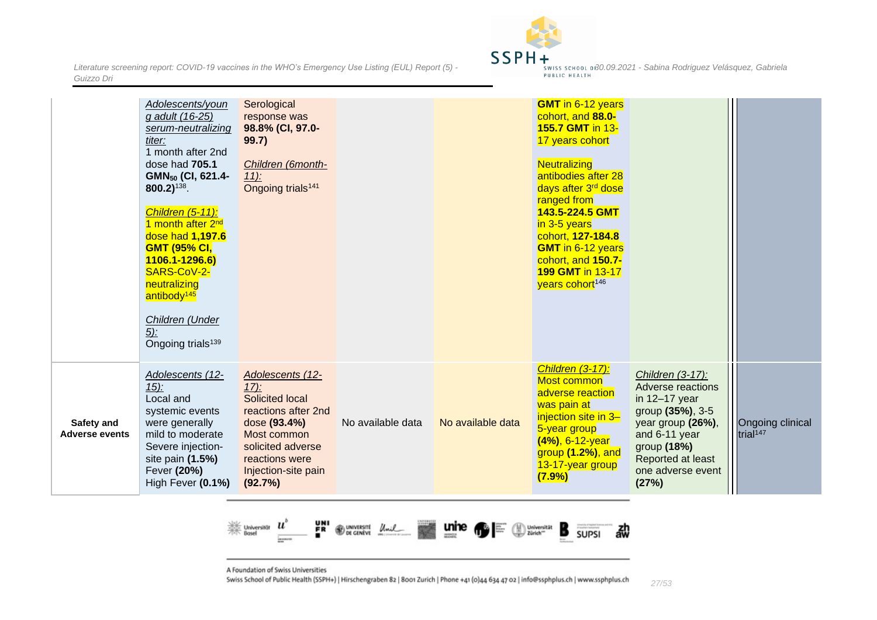| | | | | | | | |
|---|---|---|---|---|---|---|---|
| | *Adolescents/young adult (16-25) serum-neutralizing titer:* 1 month after 2nd dose had **705.1 $GMN_{50}$ (CI, 621.4-800.2)**[138].<br><br>*Children (5-11):* 1 month after 2nd dose had **1,197.6 GMT (95% CI, 1106.1-1296.6)** SARS-CoV-2-neutralizing antibody[145]<br><br>*Children (Under 5):* Ongoing trials[139] | Serological response was **98.8% (CI, 97.0-99.7)**<br><br>*Children (6month-11):* Ongoing trials[141] | | | **GMT** in 6-12 years cohort, and **88.0-155.7 GMT** in 13-17 years cohort<br><br>Neutralizing antibodies after 28 days after 3rd dose ranged from **143.5-224.5 GMT** in 3-5 years cohort, **127-184.8 GMT** in 6-12 years cohort, and **150.7-199 GMT** in 13-17 years cohort[146] | | |
| **Safety and Adverse events** | *Adolescents (12-15):* Local and systemic events were generally mild to moderate Severe injection-site pain **(1.5%)** Fever **(20%)** High Fever **(0.1%)** | *Adolescents (12-17):* Solicited local reactions after 2nd dose **(93.4%)** Most common solicited adverse reactions were Injection-site pain **(92.7%)** | No available data | No available data | *Children (3-17):* Most common adverse reaction was pain at injection site in 3–5-year group **(4%)**, 6-12-year group **(1.2%)**, and 13-17-year group **(7.9%)** | *Children (3-17):* Adverse reactions in 12–17 year group **(35%)**, 3-5 year group **(26%)**, and 6-11 year group **(18%)** Reported at least one adverse event **(27%)** | Ongoing clinical trial[147] |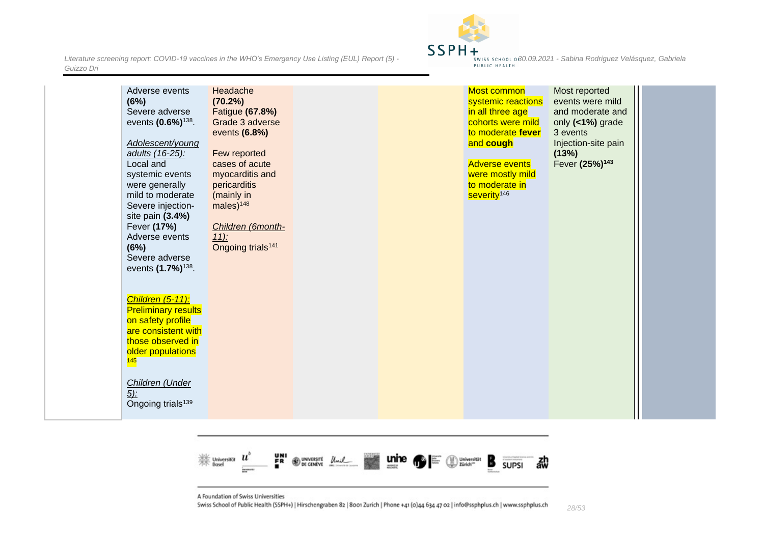| | | | | | | | |
|---|---|---|---|---|---|---|---|
| | Adverse events **(6%)** Severe adverse events **(0.6%)**[138]. *Adolescent/young adults (16-25):* Local and systemic events were generally mild to moderate Severe injection-site pain **(3.4%)** Fever **(17%)** Adverse events **(6%)** Severe adverse events **(1.7%)**[138]. *Children (5-11):* Preliminary results on safety profile are consistent with those observed in older populations[145] *Children (Under 5):* Ongoing trials[139] | Headache **(70.2%)** Fatigue **(67.8%)** Grade 3 adverse events **(6.8%)** Few reported cases of acute myocarditis and pericarditis (mainly in males)[148] *Children (6month-11):* Ongoing trials[141] | | | Most common systemic reactions in all three age cohorts were mild to moderate **fever** and **cough** Adverse events were mostly mild to moderate in severity[146] | Most reported events were mild and moderate and only **(<1%)** grade 3 events Injection-site pain **(13%)** Fever **(25%)**[143] | |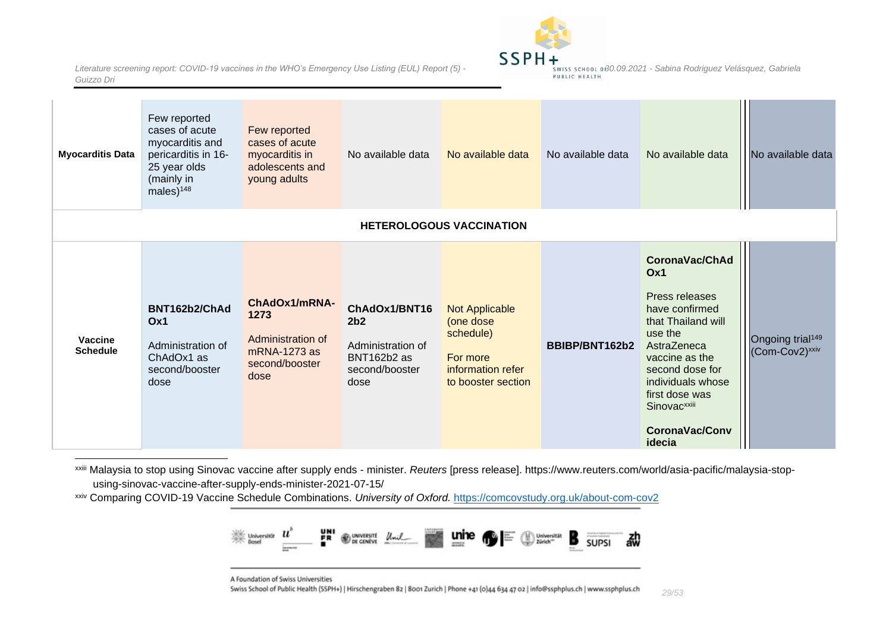| | | | | | | | |
|---|---|---|---|---|---|---|---|
| **Myocarditis Data** | Few reported cases of acute myocarditis and pericarditis in 16-25 year olds (mainly in males)[148] | Few reported cases of acute myocarditis in adolescents and young adults | No available data | No available data | No available data | No available data | No available data |
| | | | **HETEROLOGOUS VACCINATION** | | | | |
| **Vaccine Schedule** | **BNT162b2/ChAdOx1**<br><br>Administration of ChAdOx1 as second/booster dose | **ChAdOx1/mRNA-1273**<br><br>Administration of mRNA-1273 as second/booster dose | **ChAdOx1/BNT162b2**<br><br>Administration of BNT162b2 as second/booster dose | Not Applicable (one dose schedule)<br><br>For more information refer to booster section | **BBIBP/BNT162b2** | **CoronaVac/ChAdOx1**<br><br>Press releases have confirmed that Thailand will use the AstraZeneca vaccine as the second dose for individuals whose first dose was Sinovac[xxiii]<br><br>**CoronaVac/Convidecia** | Ongoing trial[149] (Com-Cov2)[xxiv] |

[xxiii] Malaysia to stop using Sinovac vaccine after supply ends - minister. *Reuters* [press release]. https://www.reuters.com/world/asia-pacific/malaysia-stop-using-sinovac-vaccine-after-supply-ends-minister-2021-07-15/

[xxiv] Comparing COVID-19 Vaccine Schedule Combinations. *University of Oxford.* https://comcovstudy.org.uk/about-com-cov2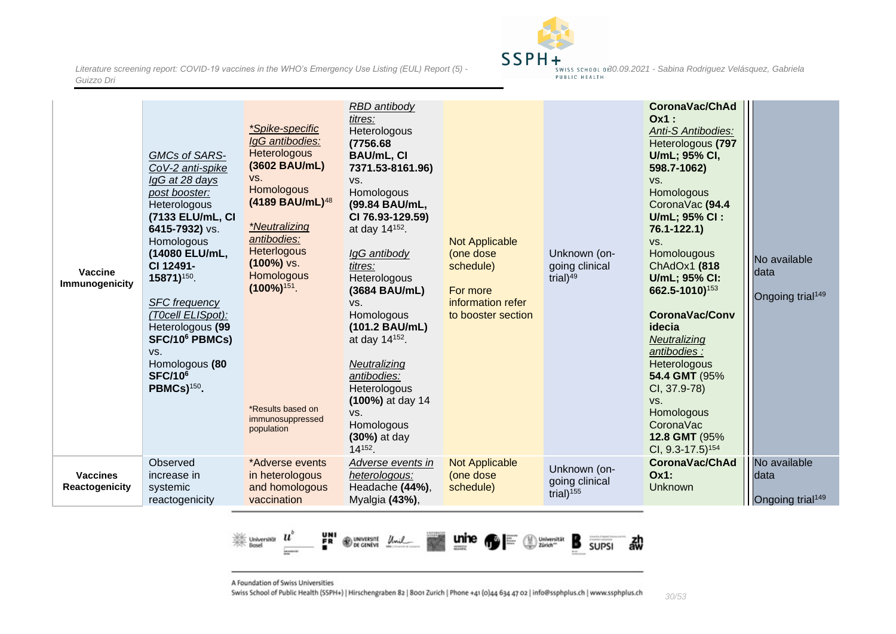| | | | | | | | |
|---|---|---|---|---|---|---|---|
| **Vaccine Immunogenicity** | *GMCs of SARS-CoV-2 anti-spike IgG at 28 days post booster:* Heterologous **(7133 ELU/mL, CI 6415-7932)** vs. Homologous **(14080 ELU/mL, CI 12491-15871)**[150].<br><br>*SFC frequency (T0cell ELISpot):* Heterologous **(99 SFC/$10^6$ PBMCs)** vs. Homologous **(80 SFC/$10^6$ PBMCs)**[150]. | *\*Spike-specific IgG antibodies:* Heterologous **(3602 BAU/mL)** vs. Homologous **(4189 BAU/mL)**[48]<br><br>*\*Neutralizing antibodies:* Heterlogous **(100%)** vs. Homologous **(100%)**[151].<br><br>\*Results based on immunosuppressed population | *RBD antibody titres:* Heterologous **(7756.68 BAU/mL, CI 7371.53-8161.96)** vs. Homologous **(99.84 BAU/mL, CI 76.93-129.59)** at day 14[152].<br><br>*IgG antibody titres:* Heterologous **(3684 BAU/mL)** vs. Homologous **(101.2 BAU/mL)** at day 14[152].<br><br>*Neutralizing antibodies:* Heterologous **(100%)** at day 14 vs. Homologous **(30%)** at day 14[152]. | Not Applicable (one dose schedule)<br><br>For more information refer to booster section | Unknown (on-going clinical trial)[49] | **CoronaVac/ChAdOx1 :**<br>*Anti-S Antibodies:* Heterologous **(797 U/mL; 95% CI, 598.7-1062)** vs. Homologous CoronaVac **(94.4 U/mL; 95% CI : 76.1-122.1)** vs. Homolougous ChAdOx1 **(818 U/mL; 95% CI: 662.5-1010)**[153]<br><br>**CoronaVac/Convidecia**<br>*Neutralizing antibodies :* Heterologous **54.4 GMT** (95% CI, 37.9-78) vs. Homologous CoronaVac **12.8 GMT** (95% CI, 9.3-17.5)[154] | No available data<br><br>Ongoing trial[149] |
| **Vaccines Reactogenicity** | Observed increase in systemic reactogenicity | \*Adverse events in heterologous and homologous vaccination | *Adverse events in heterologous:* Headache **(44%)**, Myalgia **(43%)**, | Not Applicable (one dose schedule) | Unknown (on-going clinical trial)[155] | **CoronaVac/ChAdOx1:** Unknown | No available data<br><br>Ongoing trial[149] |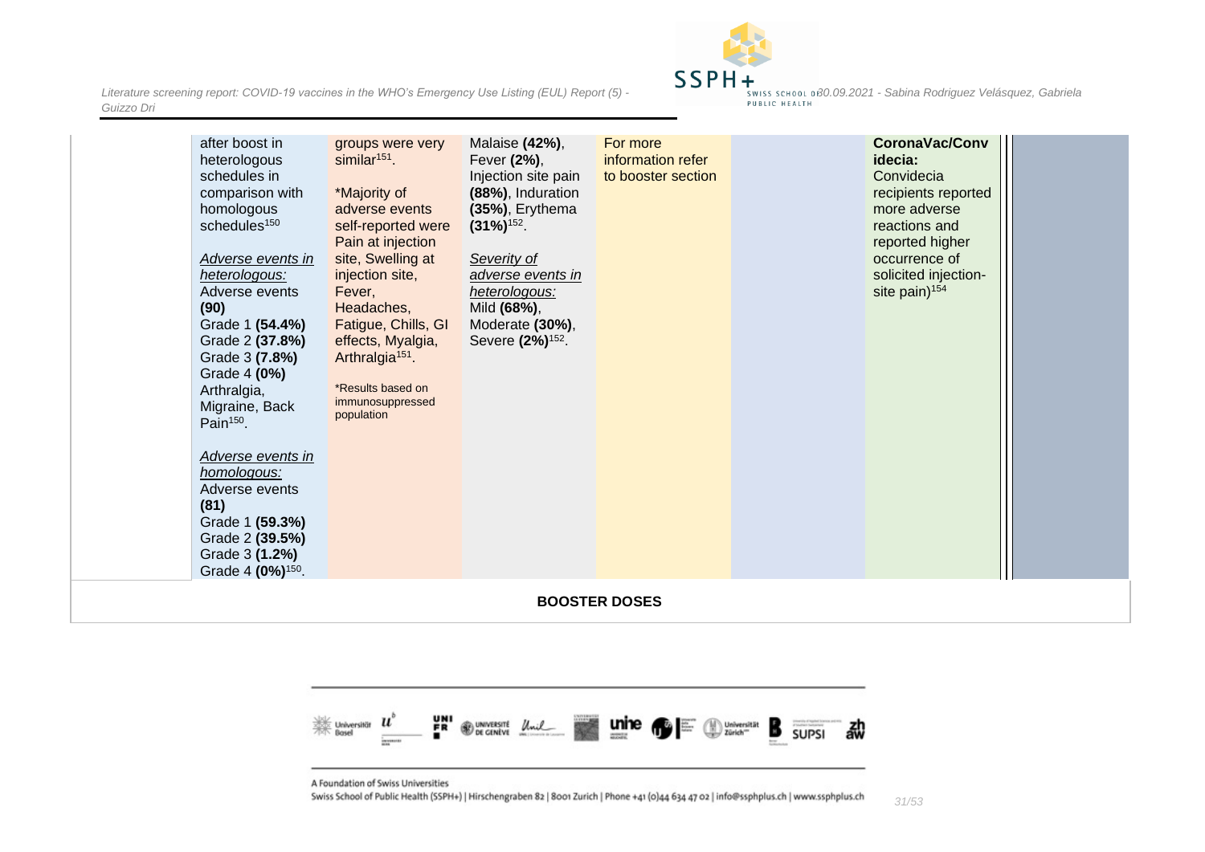| | | | | | | | |
|---|---|---|---|---|---|---|---|
| | after boost in heterologous schedules in comparison with homologous schedules[150]<br><br>*Adverse events in heterologous:*<br>Adverse events **(90)**<br>Grade 1 **(54.4%)**<br>Grade 2 **(37.8%)**<br>Grade 3 **(7.8%)**<br>Grade 4 **(0%)**<br>Arthralgia, Migraine, Back Pain[150].<br><br>*Adverse events in homologous:*<br>Adverse events **(81)**<br>Grade 1 **(59.3%)**<br>Grade 2 **(39.5%)**<br>Grade 3 **(1.2%)**<br>Grade 4 **(0%)**[150]. | groups were very similar[151].<br><br>*Majority of adverse events self-reported were Pain at injection site, Swelling at injection site, Fever, Headaches, Fatigue, Chills, GI effects, Myalgia, Arthralgia[151].<br><br>*Results based on immunosuppressed population | Malaise **(42%)**, Fever **(2%)**, Injection site pain **(88%)**, Induration **(35%)**, Erythema **(31%)**[152].<br><br>*Severity of adverse events in heterologous:*<br>Mild **(68%)**, Moderate **(30%)**, Severe **(2%)**[152]. | For more information refer to booster section | | **CoronaVac/Convidecia:**<br>Convidecia recipients reported more adverse reactions and reported higher occurrence of solicited injection-site pain)[154] | |

**BOOSTER DOSES**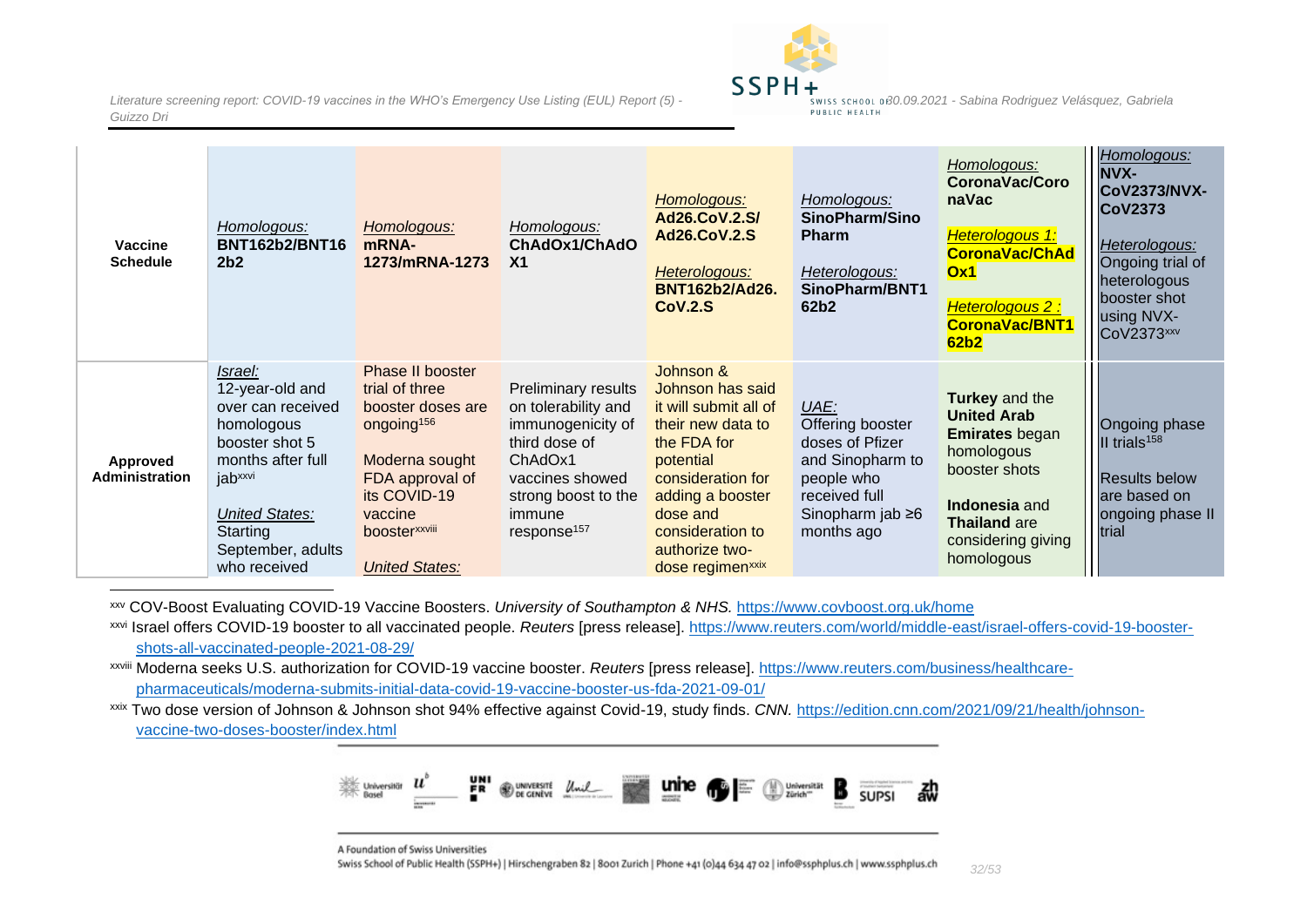| Vaccine Schedule | *Homologous:* **BNT162b2/BNT162b2** | *Homologous:* **mRNA-1273/mRNA-1273** | *Homologous:* **ChAdOx1/ChAdOX1** | *Homologous:* **Ad26.CoV.2.S/ Ad26.CoV.2.S** *Heterologous:* **BNT162b2/Ad26.CoV.2.S** | *Homologous:* **SinoPharm/SinoPharm** *Heterologous:* **SinoPharm/BNT162b2** | *Homologous:* **CoronaVac/CoronaVac** *Heterologous 1:* **CoronaVac/ChAdOx1** *Heterologous 2 :* **CoronaVac/BNT162b2** | *Homologous:* **NVX-CoV2373/NVX-CoV2373** *Heterologous:* Ongoing trial of heterologous booster shot using NVX-CoV2373[xxv] |
|---|---|---|---|---|---|---|---|
| **Approved Administration** | *Israel:* 12-year-old and over can received homologous booster shot 5 months after full jab[xxvi] *United States:* Starting September, adults who received | Phase II booster trial of three booster doses are ongoing[156] Moderna sought FDA approval of its COVID-19 vaccine booster[xxviii] *United States:* | Preliminary results on tolerability and immunogenicity of third dose of ChAdOx1 vaccines showed strong boost to the immune response[157] | Johnson & Johnson has said it will submit all of their new data to the FDA for potential consideration for adding a booster dose and consideration to authorize two-dose regimen[xxix] | *UAE:* Offering booster doses of Pfizer and Sinopharm to people who received full Sinopharm jab ≥6 months ago | **Turkey** and the **United Arab Emirates** began homologous booster shots **Indonesia** and **Thailand** are considering giving homologous | Ongoing phase II trials[158] Results below are based on ongoing phase II trial |

xxv COV-Boost Evaluating COVID-19 Vaccine Boosters. *University of Southampton & NHS.* https://www.covboost.org.uk/home

xxvi Israel offers COVID-19 booster to all vaccinated people. *Reuters* [press release]. https://www.reuters.com/world/middle-east/israel-offers-covid-19-booster-shots-all-vaccinated-people-2021-08-29/

xxviii Moderna seeks U.S. authorization for COVID-19 vaccine booster. *Reuters* [press release]. https://www.reuters.com/business/healthcare-pharmaceuticals/moderna-submits-initial-data-covid-19-vaccine-booster-us-fda-2021-09-01/

xxix Two dose version of Johnson & Johnson shot 94% effective against Covid-19, study finds. *CNN.* https://edition.cnn.com/2021/09/21/health/johnson-vaccine-two-doses-booster/index.html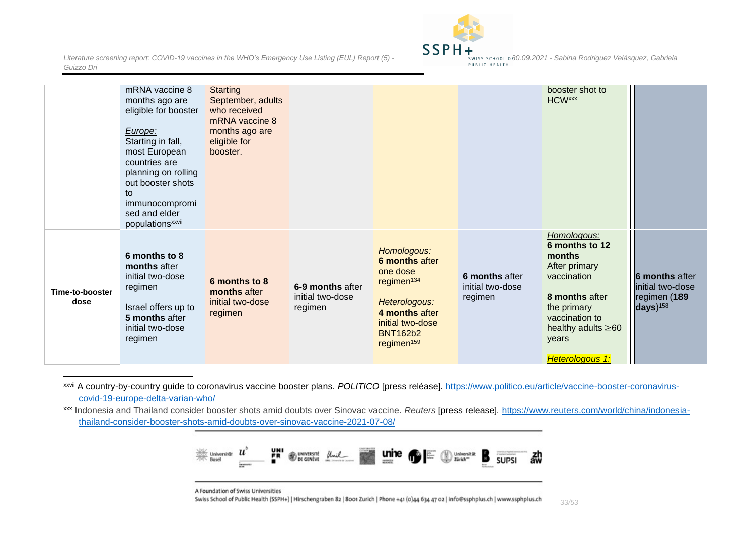| | | | | | | | |
|---|---|---|---|---|---|---|---|
| | mRNA vaccine 8 months ago are eligible for booster<br><br>*Europe:*<br>Starting in fall, most European countries are planning on rolling out booster shots to immunocompromised and elder populations[xxvii] | Starting September, adults who received mRNA vaccine 8 months ago are eligible for booster. | | | | booster shot to HCW[xxx] | |
| **Time-to-booster dose** | **6 months to 8 months** after initial two-dose regimen<br><br>Israel offers up to **5 months** after initial two-dose regimen | **6 months to 8 months** after initial two-dose regimen | **6-9 months** after initial two-dose regimen | *Homologous:*<br>**6 months** after one dose regimen[134]<br><br>*Heterologous:*<br>**4 months** after initial two-dose BNT162b2 regimen[159] | **6 months** after initial two-dose regimen | *Homologous:*<br>**6 months to 12 months**<br>After primary vaccination<br><br>**8 months** after the primary vaccination to healthy adults ≥60 years<br><br>*Heterologous 1:* | **6 months** after initial two-dose regimen (**189 days**)[158] |

[xxvii] A country-by-country guide to coronavirus vaccine booster plans. *POLITICO* [press reléase]. https://www.politico.eu/article/vaccine-booster-coronavirus-covid-19-europe-delta-varian-who/

[xxx] Indonesia and Thailand consider booster shots amid doubts over Sinovac vaccine. *Reuters* [press release]. https://www.reuters.com/world/china/indonesia-thailand-consider-booster-shots-amid-doubts-over-sinovac-vaccine-2021-07-08/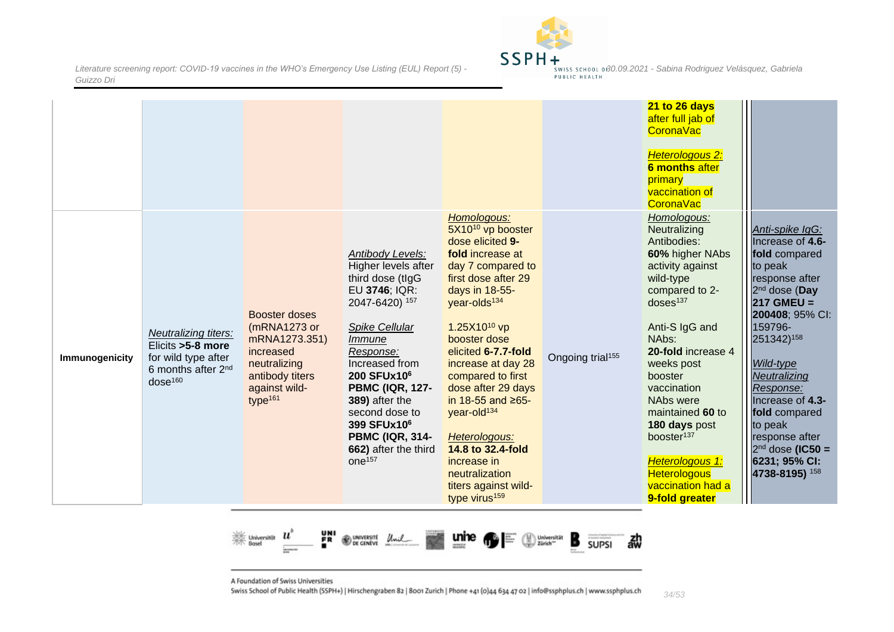| | | | | | | | |
|---|---|---|---|---|---|---|---|
| | | | | | | **21 to 26 days** after full jab of CoronaVac<br><br>*Heterologous 2:*<br>**6 months** after primary vaccination of CoronaVac | |
| **Immunogenicity** | *Neutralizing titers:*<br>Elicits **>5-8 more** for wild type after 6 months after 2nd dose[160] | Booster doses (mRNA1273 or mRNA1273.351) increased neutralizing antibody titers against wild-type[161] | *Antibody Levels:*<br>Higher levels after third dose (tIgG EU **3746**; IQR: 2047-6420) [157]<br><br>*Spike Cellular Immune Response:*<br>Increased from **200 SFUx10⁶ PBMC (IQR, 127-389)** after the second dose to **399 SFUx10⁶ PBMC (IQR, 314-662)** after the third one[157] | *Homologous:*<br>$5X10^{10}$ vp booster dose elicited **9-fold** increase at day 7 compared to first dose after 29 days in 18-55-year-olds[134]<br><br>$1.25X10^{10}$ vp booster dose elicited **6-7.7-fold** increase at day 28 compared to first dose after 29 days in 18-55 and ≥65-year-old[134]<br><br>*Heterologous:*<br>**14.8 to 32.4-fold** increase in neutralization titers against wild-type virus[159] | Ongoing trial[155] | *Homologous:*<br>Neutralizing Antibodies:<br>**60%** higher NAbs activity against wild-type compared to 2-doses[137]<br><br>Anti-S IgG and NAbs:<br>**20-fold** increase 4 weeks post booster vaccination<br>NAbs were maintained **60** to **180 days** post booster[137]<br><br>*Heterologous 1:*<br>Heterologous vaccination had a **9-fold greater** | *Anti-spike IgG:*<br>Increase of **4.6-fold** compared to peak response after 2nd dose (**Day 217 GMEU = 200408**; 95% CI: 159796-251342)[158]<br><br>*Wild-type Neutralizing Response:*<br>Increase of **4.3-fold** compared to peak response after 2nd dose (**IC50 = 6231; 95% CI: 4738-8195)** [158] |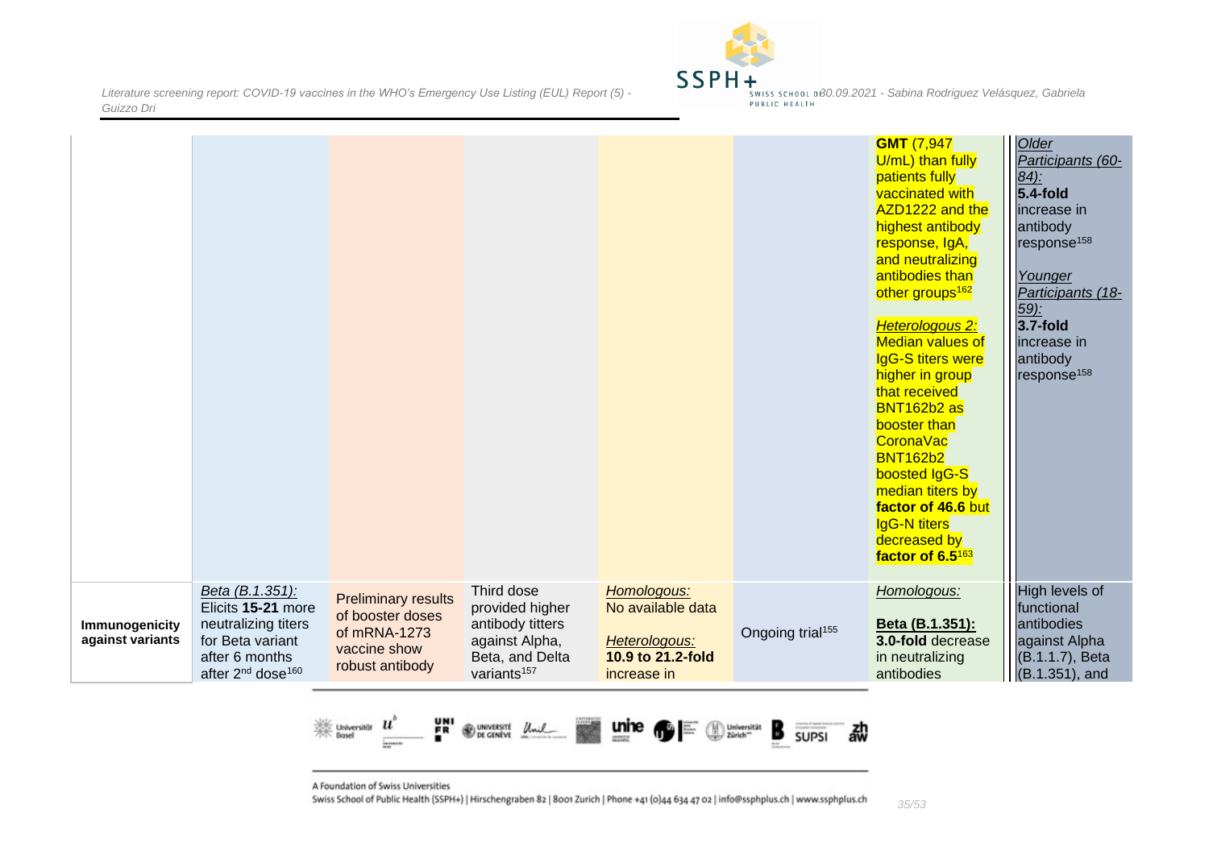| | | | | | | | |
|---|---|---|---|---|---|---|---|
| | | | | | | **GMT** (7,947 U/mL) than fully patients fully vaccinated with AZD1222 and the highest antibody response, IgA, and neutralizing antibodies than other groups[162]<br><br>*Heterologous 2:* Median values of IgG-S titers were higher in group that received BNT162b2 as booster than CoronaVac BNT162b2 boosted IgG-S median titers by **factor of 46.6** but IgG-N titers decreased by **factor of 6.5**[163] | *Older Participants (60-84):* **5.4-fold** increase in antibody response[158]<br><br>*Younger Participants (18-59):* **3.7-fold** increase in antibody response[158] |
| **Immunogenicity against variants** | *Beta (B.1.351):* Elicits **15-21** more neutralizing titers for Beta variant after 6 months after 2nd dose[160] | Preliminary results of booster doses of mRNA-1273 vaccine show robust antibody | Third dose provided higher antibody titters against Alpha, Beta, and Delta variants[157] | *Homologous:* No available data<br><br>*Heterologous:* **10.9 to 21.2-fold** increase in | Ongoing trial[155] | *Homologous:*<br><br>**Beta (B.1.351):** **3.0-fold** decrease in neutralizing antibodies | High levels of functional antibodies against Alpha (B.1.1.7), Beta (B.1.351), and |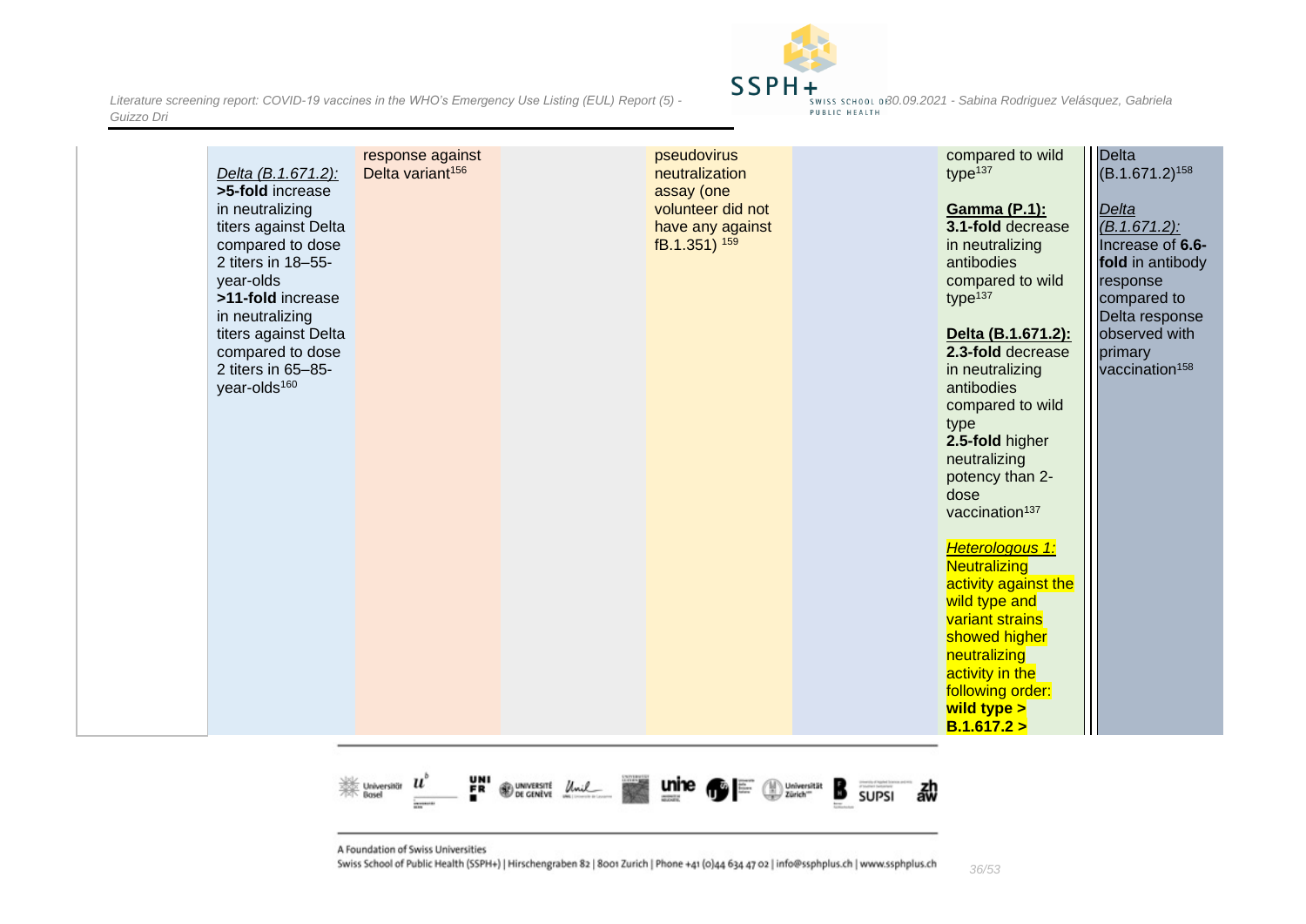| | | | | | | | |
|---|---|---|---|---|---|---|---|
| | *Delta (B.1.671.2):* **>5-fold** increase in neutralizing titers against Delta compared to dose 2 titers in 18–55-year-olds **>11-fold** increase in neutralizing titers against Delta compared to dose 2 titers in 65–85-year-olds[160] | response against Delta variant[156] | | pseudovirus neutralization assay (one volunteer did not have any against fB.1.351) [159] | | compared to wild type[137]<br><br>**Gamma (P.1):** **3.1-fold** decrease in neutralizing antibodies compared to wild type[137]<br><br>**Delta (B.1.671.2):** **2.3-fold** decrease in neutralizing antibodies compared to wild type **2.5-fold** higher neutralizing potency than 2-dose vaccination[137]<br><br>*Heterologous 1:* Neutralizing activity against the wild type and variant strains showed higher neutralizing activity in the following order: **wild type > B.1.617.2 >** | Delta (B.1.671.2)[158]<br><br>*Delta (B.1.671.2):* Increase of **6.6-fold** in antibody response compared to Delta response observed with primary vaccination[158] |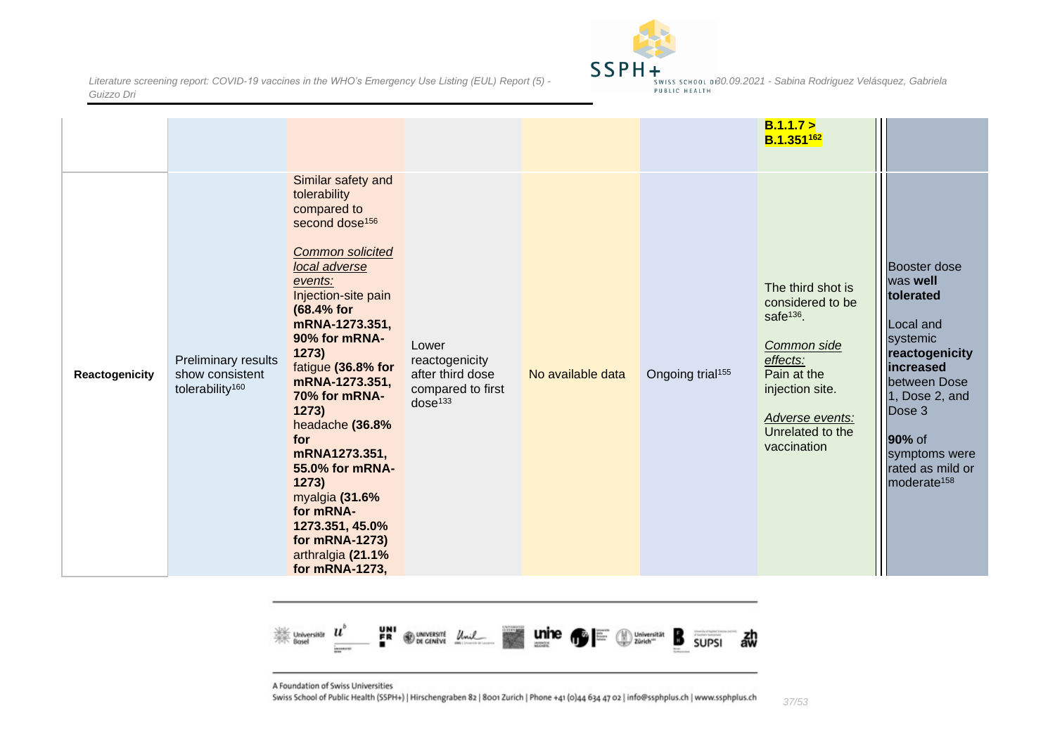|  |  |  |  |  |  |  |  |
|---|---|---|---|---|---|---|---|
|  |  |  |  |  |  | **B.1.1.7 > B.1.351[162]** |  |
| **Reactogenicity** | Preliminary results show consistent tolerability[160] | Similar safety and tolerability compared to second dose[156]<br><br>*Common solicited local adverse events:*<br>Injection-site pain **(68.4% for mRNA-1273.351, 90% for mRNA-1273)**<br>fatigue **(36.8% for mRNA-1273.351, 70% for mRNA-1273)**<br>headache **(36.8% for mRNA1273.351, 55.0% for mRNA-1273)**<br>myalgia **(31.6% for mRNA-1273.351, 45.0% for mRNA-1273)**<br>arthralgia **(21.1% for mRNA-1273,** | Lower reactogenicity after third dose compared to first dose[133] | No available data | Ongoing trial[155] | The third shot is considered to be safe[136].<br><br>*Common side effects:*<br>Pain at the injection site.<br><br>*Adverse events:*<br>Unrelated to the vaccination | Booster dose was **well tolerated**<br><br>Local and systemic **reactogenicity increased** between Dose 1, Dose 2, and Dose 3<br><br>**90%** of symptoms were rated as mild or moderate[158] |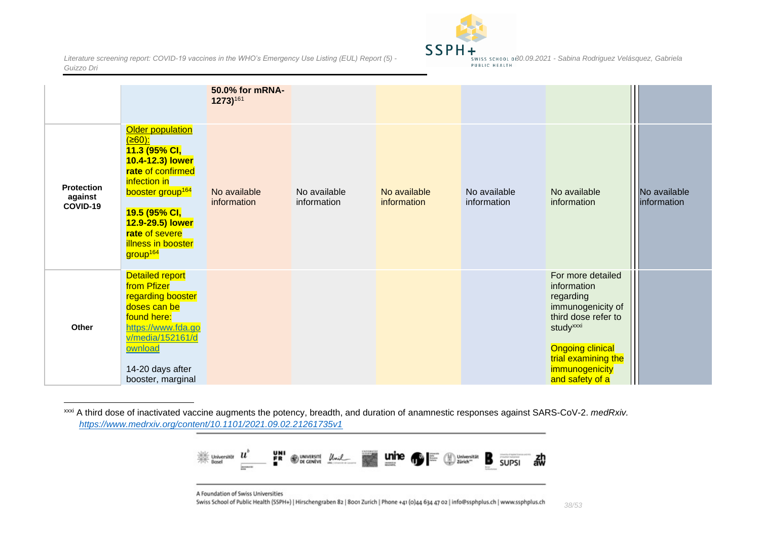| | | | | | | | |
|---|---|---|---|---|---|---|---|
| | | **50.0% for mRNA-1273)**[161] | | | | | |
| **Protection against COVID-19** | Older population (≥60): **11.3 (95% CI, 10.4-12.3) lower rate** of confirmed infection in booster group[164] **19.5 (95% CI, 12.9-29.5) lower rate** of severe illness in booster group[164] | No available information | No available information | No available information | No available information | No available information | No available information |
| **Other** | Detailed report from Pfizer regarding booster doses can be found here: https://www.fda.gov/media/152161/download 14-20 days after booster, marginal | | | | | For more detailed information regarding immunogenicity of third dose refer to study[xxxi] Ongoing clinical trial examining the immunogenicity and safety of a | |

[xxxi] A third dose of inactivated vaccine augments the potency, breadth, and duration of anamnestic responses against SARS-CoV-2. *medRxiv.* *https://www.medrxiv.org/content/10.1101/2021.09.02.21261735v1*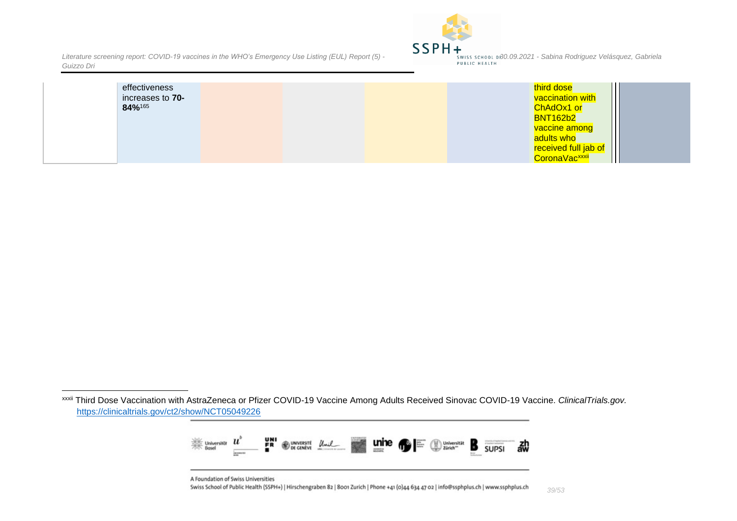| | | | | | | | | |
|---|---|---|---|---|---|---|---|---|
| | effectiveness increases to **70-84%**[165] | | | | | third dose vaccination with ChAdOx1 or BNT162b2 vaccine among adults who received full jab of CoronaVac[xxxii] | | |

---

[xxxii] Third Dose Vaccination with AstraZeneca or Pfizer COVID-19 Vaccine Among Adults Received Sinovac COVID-19 Vaccine. *ClinicalTrials.gov.* https://clinicaltrials.gov/ct2/show/NCT05049226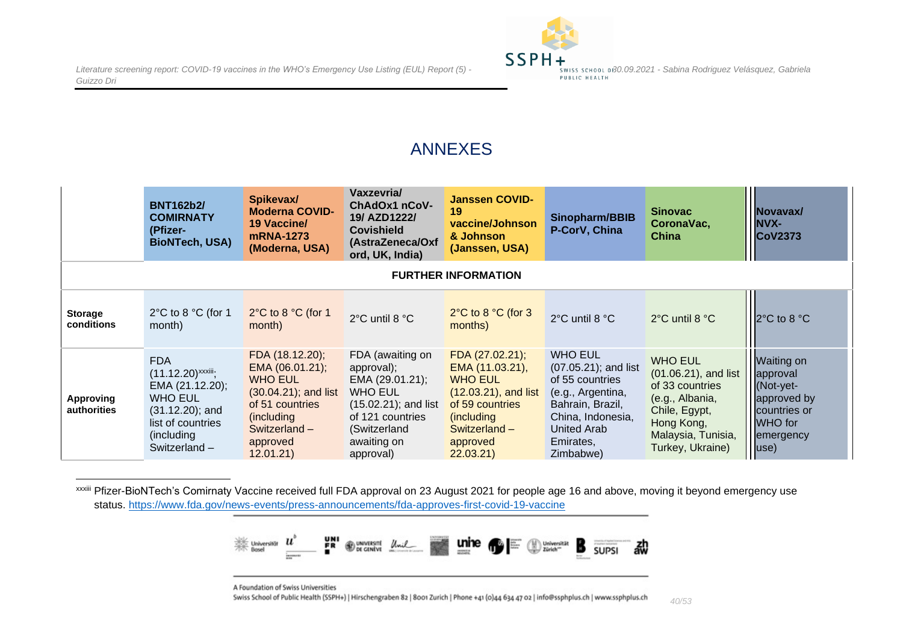# ANNEXES

| | BNT162b2/ COMIRNATY (Pfizer-BioNTech, USA) | Spikevax/ Moderna COVID-19 Vaccine/ mRNA-1273 (Moderna, USA) | Vaxzevria/ ChAdOx1 nCoV-19/ AZD1222/ Covishield (AstraZeneca/Oxford, UK, India) | Janssen COVID-19 vaccine/Johnson & Johnson (Janssen, USA) | Sinopharm/BBIBP-CorV, China | Sinovac CoronaVac, China | Novavax/ NVX-CoV2373 |
|---|---|---|---|---|---|---|---|
| **FURTHER INFORMATION** | | | | | | | |
| **Storage conditions** | 2°C to 8 °C (for 1 month) | 2°C to 8 °C (for 1 month) | 2°C until 8 °C | 2°C to 8 °C (for 3 months) | 2°C until 8 °C | 2°C until 8 °C | 2°C to 8 °C |
| **Approving authorities** | FDA (11.12.20)[xxxiii]; EMA (21.12.20); WHO EUL (31.12.20); and list of countries (including Switzerland – | FDA (18.12.20); EMA (06.01.21); WHO EUL (30.04.21); and list of 51 countries (including Switzerland – approved 12.01.21) | FDA (awaiting on approval); EMA (29.01.21); WHO EUL (15.02.21); and list of 121 countries (Switzerland awaiting on approval) | FDA (27.02.21); EMA (11.03.21), WHO EUL (12.03.21), and list of 59 countries (including Switzerland – approved 22.03.21) | WHO EUL (07.05.21); and list of 55 countries (e.g., Argentina, Bahrain, Brazil, China, Indonesia, United Arab Emirates, Zimbabwe) | WHO EUL (01.06.21), and list of 33 countries (e.g., Albania, Chile, Egypt, Hong Kong, Malaysia, Tunisia, Turkey, Ukraine) | Waiting on approval (Not-yet-approved by countries or WHO for emergency use) |

[xxxiii] Pfizer-BioNTech's Comirnaty Vaccine received full FDA approval on 23 August 2021 for people age 16 and above, moving it beyond emergency use status. https://www.fda.gov/news-events/press-announcements/fda-approves-first-covid-19-vaccine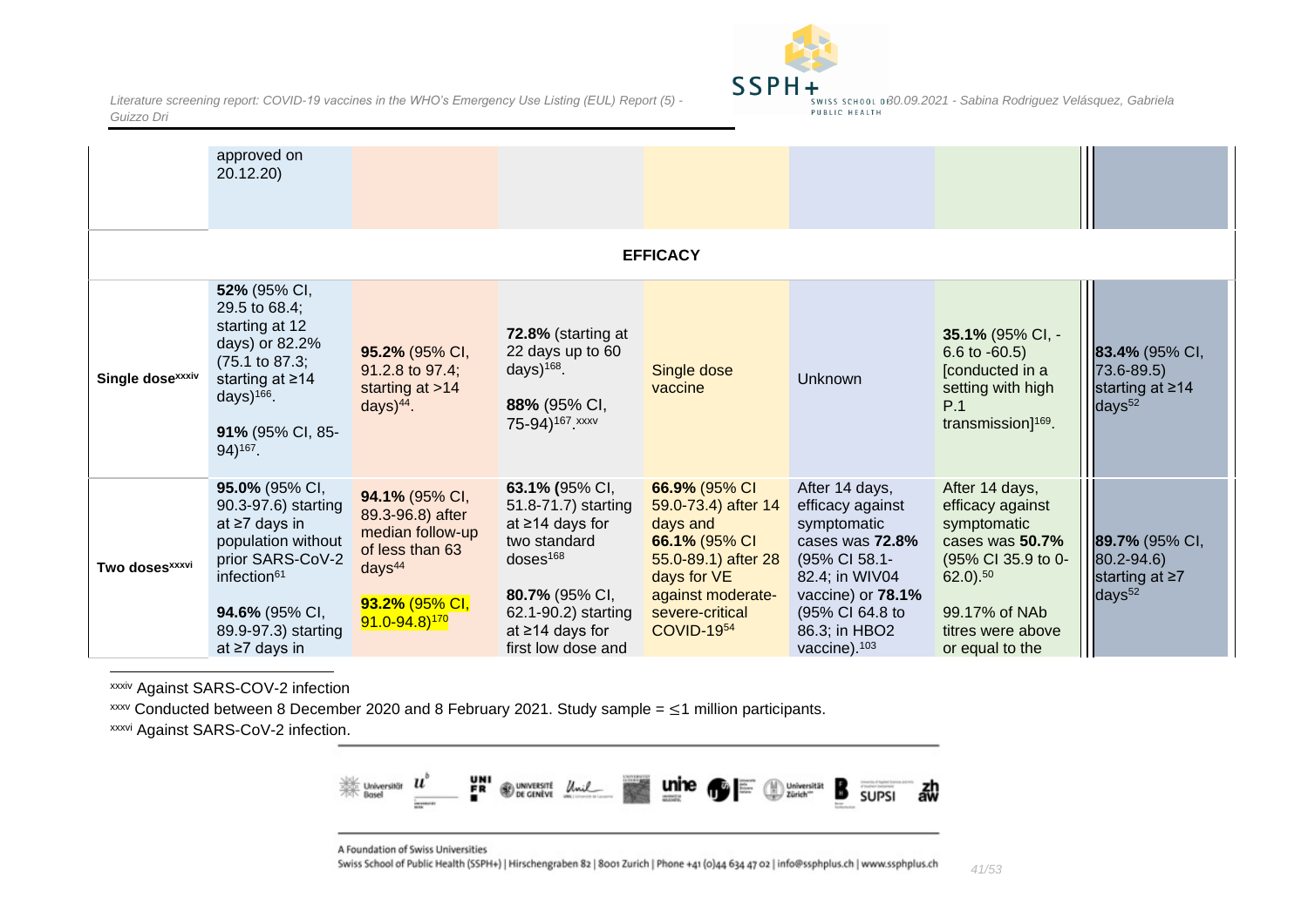| | | | | | | | |
|---|---|---|---|---|---|---|---|
| | approved on 20.12.20) | | | | | | |
| **EFFICACY** | | | | | | | |
| **Single dose**[xxxiv] | **52%** (95% CI, 29.5 to 68.4; starting at 12 days) or 82.2% (75.1 to 87.3; starting at ≥14 days)[166]. **91%** (95% CI, 85-94)[167]. | **95.2%** (95% CI, 91.2.8 to 97.4; starting at >14 days)[44]. | **72.8%** (starting at 22 days up to 60 days)[168]. **88%** (95% CI, 75-94)[167], [xxxv] | Single dose vaccine | Unknown | **35.1%** (95% CI, -6.6 to -60.5) [conducted in a setting with high P.1 transmission][169]. | **83.4%** (95% CI, 73.6-89.5) starting at ≥14 days[52] |
| **Two doses**[xxxvi] | **95.0%** (95% CI, 90.3-97.6) starting at ≥7 days in population without prior SARS-CoV-2 infection[61] **94.6%** (95% CI, 89.9-97.3) starting at ≥7 days in | **94.1%** (95% CI, 89.3-96.8) after median follow-up of less than 63 days[44] **93.2%** (95% CI, 91.0-94.8)[170] | 63.1% (95% CI, 51.8-71.7) starting at ≥14 days for two standard doses[168] **80.7%** (95% CI, 62.1-90.2) starting at ≥14 days for first low dose and | **66.9%** (95% CI 59.0-73.4) after 14 days and **66.1%** (95% CI 55.0-89.1) after 28 days for VE against moderate-severe-critical COVID-19[54] | After 14 days, efficacy against symptomatic cases was **72.8%** (95% CI 58.1-82.4; in WIV04 vaccine) or **78.1%** (95% CI 64.8 to 86.3; in HBO2 vaccine).[103] | After 14 days, efficacy against symptomatic cases was **50.7%** (95% CI 35.9 to 0-62.0).[50] 99.17% of NAb titres were above or equal to the | **89.7%** (95% CI, 80.2-94.6) starting at ≥7 days[52] |

[xxxiv] Against SARS-COV-2 infection

[xxxv] Conducted between 8 December 2020 and 8 February 2021. Study sample = ≤1 million participants.

[xxxvi] Against SARS-CoV-2 infection.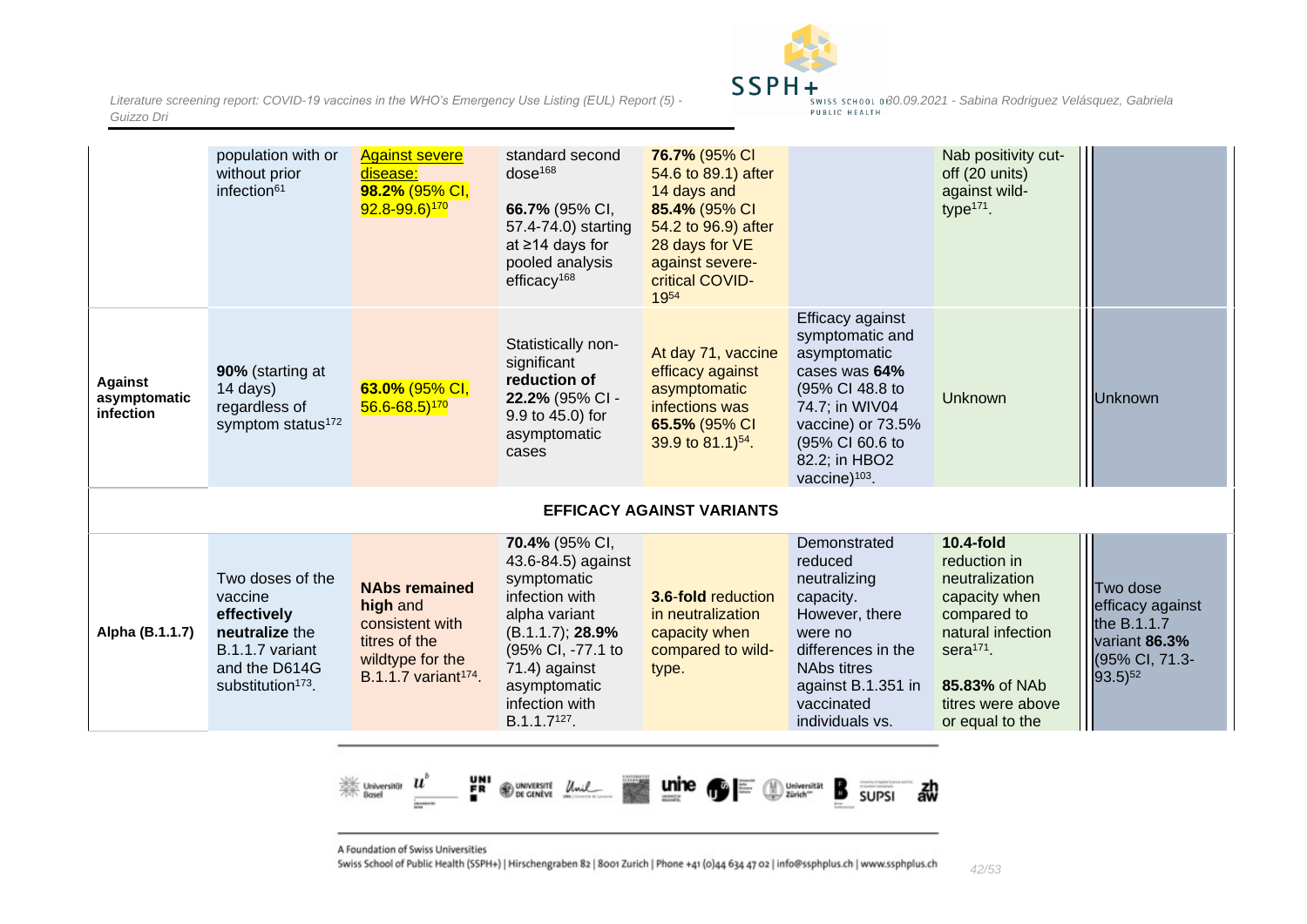| | | | | | | | |
|---|---|---|---|---|---|---|---|
| | population with or without prior infection[61] | Against severe disease: **98.2%** (95% CI, 92.8-99.6)[170] | standard second dose[168] <br><br> **66.7%** (95% CI, 57.4-74.0) starting at ≥14 days for pooled analysis efficacy[168] | **76.7%** (95% CI 54.6 to 89.1) after 14 days and **85.4%** (95% CI 54.2 to 96.9) after 28 days for VE against severe-critical COVID-19[54] | | Nab positivity cut-off (20 units) against wild-type[171]. | |
| **Against asymptomatic infection** | **90%** (starting at 14 days) regardless of symptom status[172] | **63.0%** (95% CI, 56.6-68.5)[170] | Statistically non-significant **reduction of 22.2%** (95% CI -9.9 to 45.0) for asymptomatic cases | At day 71, vaccine efficacy against asymptomatic infections was **65.5%** (95% CI 39.9 to 81.1)[54]. | Efficacy against symptomatic and asymptomatic cases was **64%** (95% CI 48.8 to 74.7; in WIV04 vaccine) or 73.5% (95% CI 60.6 to 82.2; in HBO2 vaccine)[103]. | Unknown | Unknown |
| | | | **EFFICACY AGAINST VARIANTS** | | | | |
| **Alpha (B.1.1.7)** | Two doses of the vaccine **effectively neutralize** the B.1.1.7 variant and the D614G substitution[173]. | **NAbs remained high** and consistent with titres of the wildtype for the B.1.1.7 variant[174]. | **70.4%** (95% CI, 43.6-84.5) against symptomatic infection with alpha variant (B.1.1.7); **28.9%** (95% CI, -77.1 to 71.4) against asymptomatic infection with B.1.1.7[127]. | **3.6-fold** reduction in neutralization capacity when compared to wild-type. | Demonstrated reduced neutralizing capacity. However, there were no differences in the NAbs titres against B.1.351 in vaccinated individuals vs. | **10.4-fold** reduction in neutralization capacity when compared to natural infection sera[171]. <br><br> **85.83%** of NAb titres were above or equal to the | Two dose efficacy against the B.1.1.7 variant **86.3%** (95% CI, 71.3-93.5)[52] |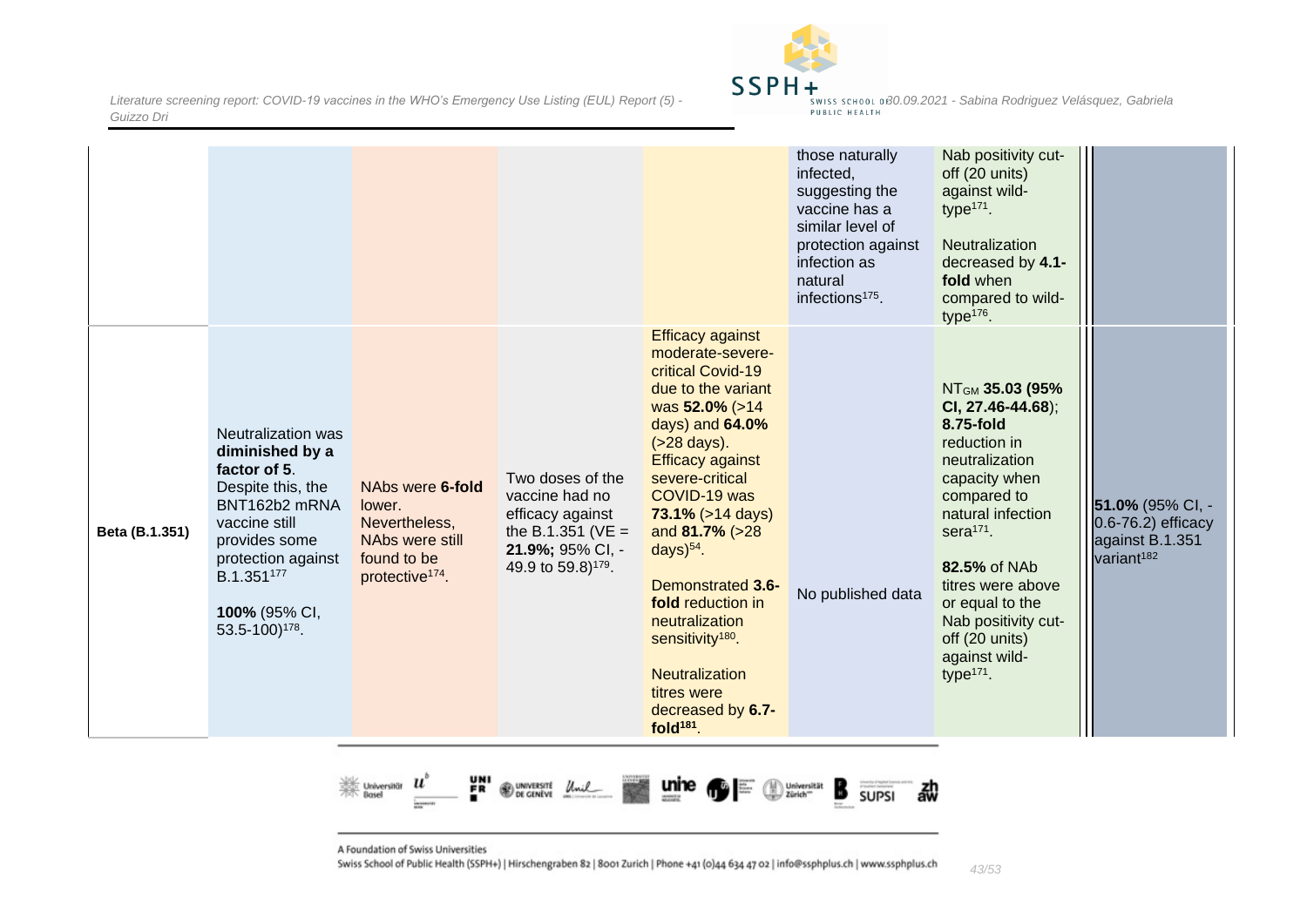| | | | | | | | |
|---|---|---|---|---|---|---|---|
| | | | | | those naturally infected, suggesting the vaccine has a similar level of protection against infection as natural infections[175]. | Nab positivity cut-off (20 units) against wild-type[171].<br><br>Neutralization decreased by **4.1-fold** when compared to wild-type[176]. | |
| **Beta (B.1.351)** | Neutralization was **diminished by a factor of 5**. Despite this, the BNT162b2 mRNA vaccine still provides some protection against B.1.351[177]<br><br>**100%** (95% CI, 53.5-100)[178]. | NAbs were **6-fold** lower. Nevertheless, NAbs were still found to be protective[174]. | Two doses of the vaccine had no efficacy against the B.1.351 (VE = **21.9%;** 95% CI, -49.9 to 59.8)[179]. | Efficacy against moderate-severe-critical Covid-19 due to the variant was **52.0%** (>14 days) and **64.0%** (>28 days). Efficacy against severe-critical COVID-19 was **73.1%** (>14 days) and **81.7%** (>28 days)[54].<br><br>Demonstrated **3.6-fold** reduction in neutralization sensitivity[180].<br><br>Neutralization titres were decreased by **6.7-fold**[181]. | No published data | $NT_{GM}$ **35.03 (95% CI, 27.46-44.68)**; **8.75-fold** reduction in neutralization capacity when compared to natural infection sera[171].<br><br>**82.5%** of NAb titres were above or equal to the Nab positivity cut-off (20 units) against wild-type[171]. | **51.0%** (95% CI, -0.6-76.2) efficacy against B.1.351 variant[182] |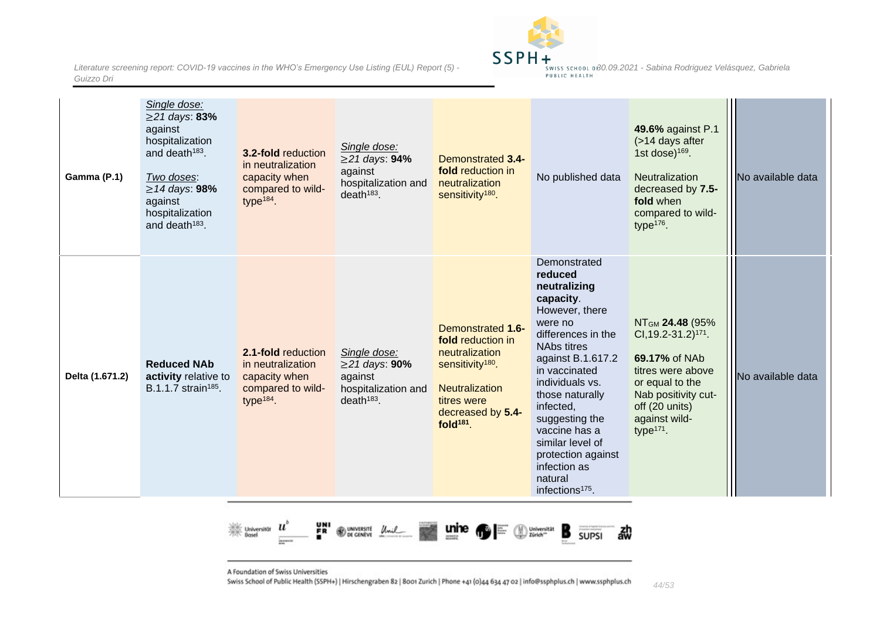| | | | | | | | |
|---|---|---|---|---|---|---|---|
| **Gamma (P.1)** | *Single dose:* *≥21 days*: **83%** against hospitalization and death[183]. *Two doses*: *≥14 days*: **98%** against hospitalization and death[183]. | **3.2-fold** reduction in neutralization capacity when compared to wild-type[184]. | *Single dose:* *≥21 days*: **94%** against hospitalization and death[183]. | Demonstrated **3.4-fold** reduction in neutralization sensitivity[180]. | No published data | **49.6%** against P.1 (>14 days after 1st dose)[169]. Neutralization decreased by **7.5-fold** when compared to wild-type[176]. | No available data |
| **Delta (1.671.2)** | **Reduced NAb activity** relative to B.1.1.7 strain[185]. | **2.1-fold** reduction in neutralization capacity when compared to wild-type[184]. | *Single dose:* *≥21 days*: **90%** against hospitalization and death[183]. | Demonstrated **1.6-fold** reduction in neutralization sensitivity[180]. Neutralization titres were decreased by **5.4-fold[181]**. | Demonstrated **reduced neutralizing capacity**. However, there were no differences in the NAbs titres against B.1.617.2 in vaccinated individuals vs. those naturally infected, suggesting the vaccine has a similar level of protection against infection as natural infections[175]. | $NT_{GM}$ **24.48** (95% CI,19.2-31.2)[171]. **69.17%** of NAb titres were above or equal to the Nab positivity cut-off (20 units) against wild-type[171]. | No available data |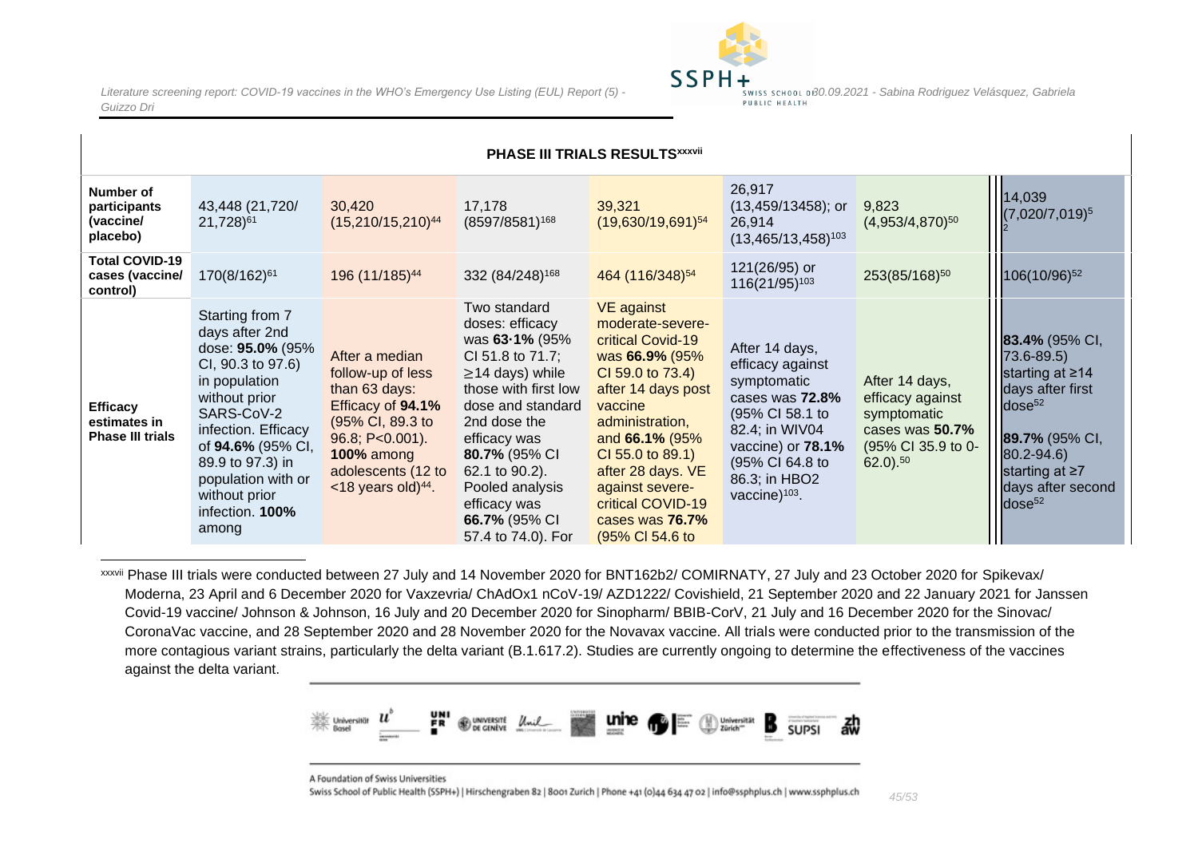| PHASE III TRIALS RESULTS[xxxvii] | | | | | | | |
|---|---|---|---|---|---|---|---|
| **Number of participants (vaccine/ placebo)** | 43,448 (21,720/ 21,728)[61] | 30,420 (15,210/15,210)[44] | 17,178 (8597/8581)[168] | 39,321 (19,630/19,691)[54] | 26,917 (13,459/13458); or 26,914 (13,465/13,458)[103] | 9,823 (4,953/4,870)[50] | 14,039 (7,020/7,019)[52] |
| **Total COVID-19 cases (vaccine/ control)** | 170(8/162)[61] | 196 (11/185)[44] | 332 (84/248)[168] | 464 (116/348)[54] | 121(26/95) or 116(21/95)[103] | 253(85/168)[50] | 106(10/96)[52] |
| **Efficacy estimates in Phase III trials** | Starting from 7 days after 2nd dose: **95.0%** (95% CI, 90.3 to 97.6) in population without prior SARS-CoV-2 infection. Efficacy of **94.6%** (95% CI, 89.9 to 97.3) in population with or without prior infection. **100%** among | After a median follow-up of less than 63 days: Efficacy of **94.1%** (95% CI, 89.3 to 96.8; P<0.001). **100%** among adolescents (12 to <18 years old)[44]. | Two standard doses: efficacy was **63·1%** (95% CI 51.8 to 71.7; ≥14 days) while those with first low dose and standard 2nd dose the efficacy was **80.7%** (95% CI 62.1 to 90.2). Pooled analysis efficacy was **66.7%** (95% CI 57.4 to 74.0). For | VE against moderate-severe-critical Covid-19 was **66.9%** (95% CI 59.0 to 73.4) after 14 days post vaccine administration, and **66.1%** (95% CI 55.0 to 89.1) after 28 days. VE against severe-critical COVID-19 cases was **76.7%** (95% CI 54.6 to | After 14 days, efficacy against symptomatic cases was **72.8%** (95% CI 58.1 to 82.4; in WIV04 vaccine) or **78.1%** (95% CI 64.8 to 86.3; in HBO2 vaccine)[103]. | After 14 days, efficacy against symptomatic cases was **50.7%** (95% CI 35.9 to 0-62.0).[50] | **83.4%** (95% CI, 73.6-89.5) starting at ≥14 days after first dose[52] **89.7%** (95% CI, 80.2-94.6) starting at ≥7 days after second dose[52] |

[xxxvii] Phase III trials were conducted between 27 July and 14 November 2020 for BNT162b2/ COMIRNATY, 27 July and 23 October 2020 for Spikevax/ Moderna, 23 April and 6 December 2020 for Vaxzevria/ ChAdOx1 nCoV-19/ AZD1222/ Covishield, 21 September 2020 and 22 January 2021 for Janssen Covid-19 vaccine/ Johnson & Johnson, 16 July and 20 December 2020 for Sinopharm/ BBIB-CorV, 21 July and 16 December 2020 for the Sinovac/ CoronaVac vaccine, and 28 September 2020 and 28 November 2020 for the Novavax vaccine. All trials were conducted prior to the transmission of the more contagious variant strains, particularly the delta variant (B.1.617.2). Studies are currently ongoing to determine the effectiveness of the vaccines against the delta variant.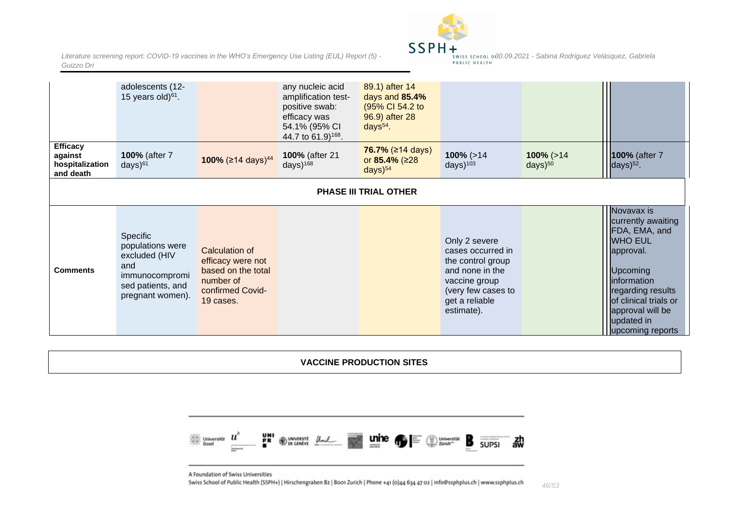| | | | | | | | |
|---|---|---|---|---|---|---|---|
| | adolescents (12-15 years old)[61]. | | any nucleic acid amplification test-positive swab: efficacy was 54.1% (95% CI 44.7 to 61.9)[168]. | 89.1) after 14 days and **85.4%** (95% CI 54.2 to 96.9) after 28 days[54]. | | | |
| **Efficacy against hospitalization and death** | **100%** (after 7 days)[61] | **100%** (≥14 days)[44] | **100%** (after 21 days)[168] | **76.7%** (≥14 days) or **85.4%** (≥28 days)[54] | **100%** (>14 days)[103] | **100%** (>14 days)[50] | **100%** (after 7 days)[52]. |
| | | | **PHASE III TRIAL OTHER** | | | | |
| **Comments** | Specific populations were excluded (HIV and immunocompromised patients, and pregnant women). | Calculation of efficacy were not based on the total number of confirmed Covid-19 cases. | | | Only 2 severe cases occurred in the control group and none in the vaccine group (very few cases to get a reliable estimate). | | Novavax is currently awaiting FDA, EMA, and WHO EUL approval. Upcoming information regarding results of clinical trials or approval will be updated in upcoming reports |

| **VACCINE PRODUCTION SITES** |
|---|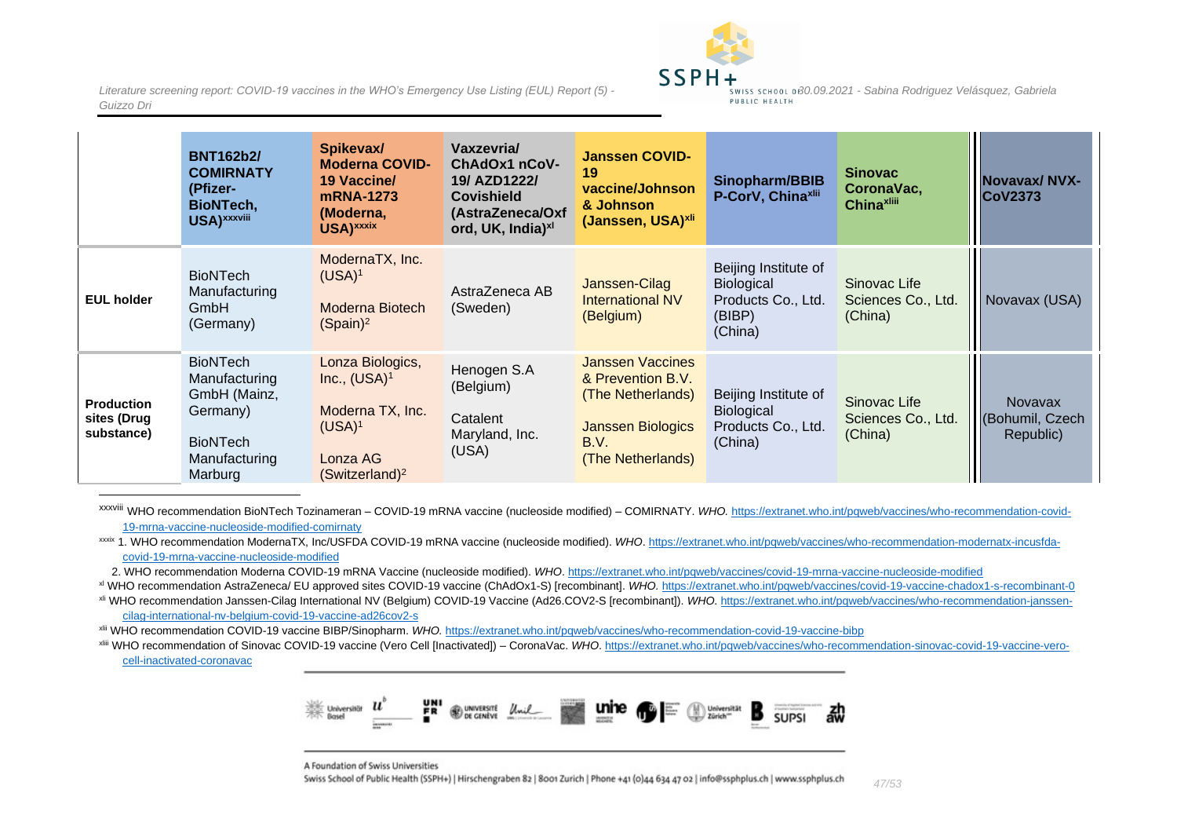| | BNT162b2/ COMIRNATY (Pfizer-BioNTech, USA)[xxxviii] | Spikevax/ Moderna COVID-19 Vaccine/ mRNA-1273 (Moderna, USA)[xxxix] | Vaxzevria/ ChAdOx1 nCoV-19/ AZD1222/ Covishield (AstraZeneca/Oxford, UK, India)[xl] | Janssen COVID-19 vaccine/Johnson & Johnson (Janssen, USA)[xli] | Sinopharm/BBIBP-CorV, China[xlii] | Sinovac CoronaVac, China[xliii] | Novavax/ NVX-CoV2373 |
|---|---|---|---|---|---|---|---|
| **EUL holder** | BioNTech Manufacturing GmbH (Germany) | ModernaTX, Inc. (USA)[1] Moderna Biotech (Spain)[2] | AstraZeneca AB (Sweden) | Janssen-Cilag International NV (Belgium) | Beijing Institute of Biological Products Co., Ltd. (BIBP) (China) | Sinovac Life Sciences Co., Ltd. (China) | Novavax (USA) |
| **Production sites (Drug substance)** | BioNTech Manufacturing GmbH (Mainz, Germany) BioNTech Manufacturing Marburg | Lonza Biologics, Inc., (USA)[1] Moderna TX, Inc. (USA)[1] Lonza AG (Switzerland)[2] | Henogen S.A (Belgium) Catalent Maryland, Inc. (USA) | Janssen Vaccines & Prevention B.V. (The Netherlands) Janssen Biologics B.V. (The Netherlands) | Beijing Institute of Biological Products Co., Ltd. (China) | Sinovac Life Sciences Co., Ltd. (China) | Novavax (Bohumil, Czech Republic) |

---

xxxviii WHO recommendation BioNTech Tozinameran – COVID-19 mRNA vaccine (nucleoside modified) – COMIRNATY. *WHO.* https://extranet.who.int/pqweb/vaccines/who-recommendation-covid-19-mrna-vaccine-nucleoside-modified-comirnaty

xxxix 1. WHO recommendation ModernaTX, Inc/USFDA COVID-19 mRNA vaccine (nucleoside modified). *WHO*. https://extranet.who.int/pqweb/vaccines/who-recommendation-modernatx-incusfda-covid-19-mrna-vaccine-nucleoside-modified

2. WHO recommendation Moderna COVID-19 mRNA Vaccine (nucleoside modified). *WHO*. https://extranet.who.int/pqweb/vaccines/covid-19-mrna-vaccine-nucleoside-modified

xl WHO recommendation AstraZeneca/ EU approved sites COVID-19 vaccine (ChAdOx1-S) [recombinant]. *WHO.* https://extranet.who.int/pqweb/vaccines/covid-19-vaccine-chadox1-s-recombinant-0

xli WHO recommendation Janssen-Cilag International NV (Belgium) COVID-19 Vaccine (Ad26.COV2-S [recombinant]). *WHO.* https://extranet.who.int/pqweb/vaccines/who-recommendation-janssen-cilag-international-nv-belgium-covid-19-vaccine-ad26cov2-s

xlii WHO recommendation COVID-19 vaccine BIBP/Sinopharm. *WHO.* https://extranet.who.int/pqweb/vaccines/who-recommendation-covid-19-vaccine-bibp

xliii WHO recommendation of Sinovac COVID-19 vaccine (Vero Cell [Inactivated]) – CoronaVac. *WHO*. https://extranet.who.int/pqweb/vaccines/who-recommendation-sinovac-covid-19-vaccine-vero-cell-inactivated-coronavac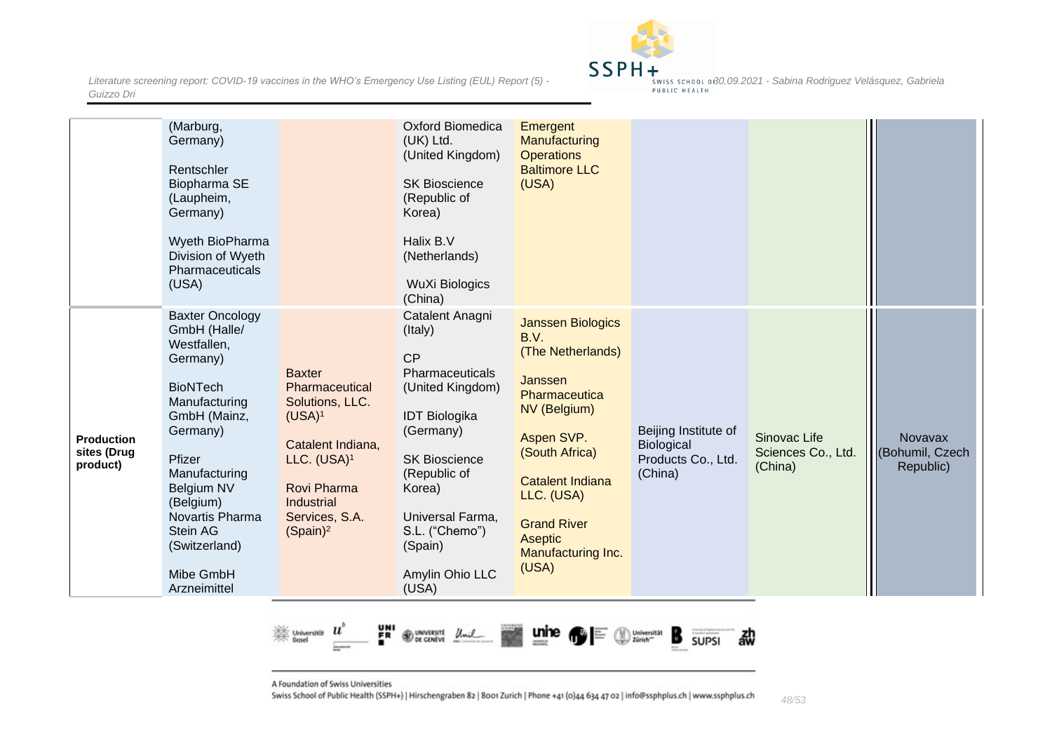|  |  |  |  |  |  |  |  |
|---|---|---|---|---|---|---|---|
|  | (Marburg, Germany)<br><br>Rentschler Biopharma SE (Laupheim, Germany)<br><br>Wyeth BioPharma Division of Wyeth Pharmaceuticals (USA) |  | Oxford Biomedica (UK) Ltd. (United Kingdom)<br><br>SK Bioscience (Republic of Korea)<br><br>Halix B.V (Netherlands)<br><br>WuXi Biologics (China) | Emergent Manufacturing Operations Baltimore LLC (USA) |  |  |  |
| **Production sites (Drug product)** | Baxter Oncology GmbH (Halle/ Westfallen, Germany)<br><br>BioNTech Manufacturing GmbH (Mainz, Germany)<br><br>Pfizer Manufacturing Belgium NV (Belgium)<br>Novartis Pharma Stein AG (Switzerland)<br><br>Mibe GmbH Arzneimittel | Baxter Pharmaceutical Solutions, LLC. (USA)[1]<br><br>Catalent Indiana, LLC. (USA)[1]<br><br>Rovi Pharma Industrial Services, S.A. (Spain)[2] | Catalent Anagni (Italy)<br><br>CP Pharmaceuticals (United Kingdom)<br><br>IDT Biologika (Germany)<br><br>SK Bioscience (Republic of Korea)<br><br>Universal Farma, S.L. ("Chemo") (Spain)<br><br>Amylin Ohio LLC (USA) | Janssen Biologics B.V. (The Netherlands)<br><br>Janssen Pharmaceutica NV (Belgium)<br><br>Aspen SVP. (South Africa)<br><br>Catalent Indiana LLC. (USA)<br><br>Grand River Aseptic Manufacturing Inc. (USA) | Beijing Institute of Biological Products Co., Ltd. (China) | Sinovac Life Sciences Co., Ltd. (China) | Novavax (Bohumil, Czech Republic) |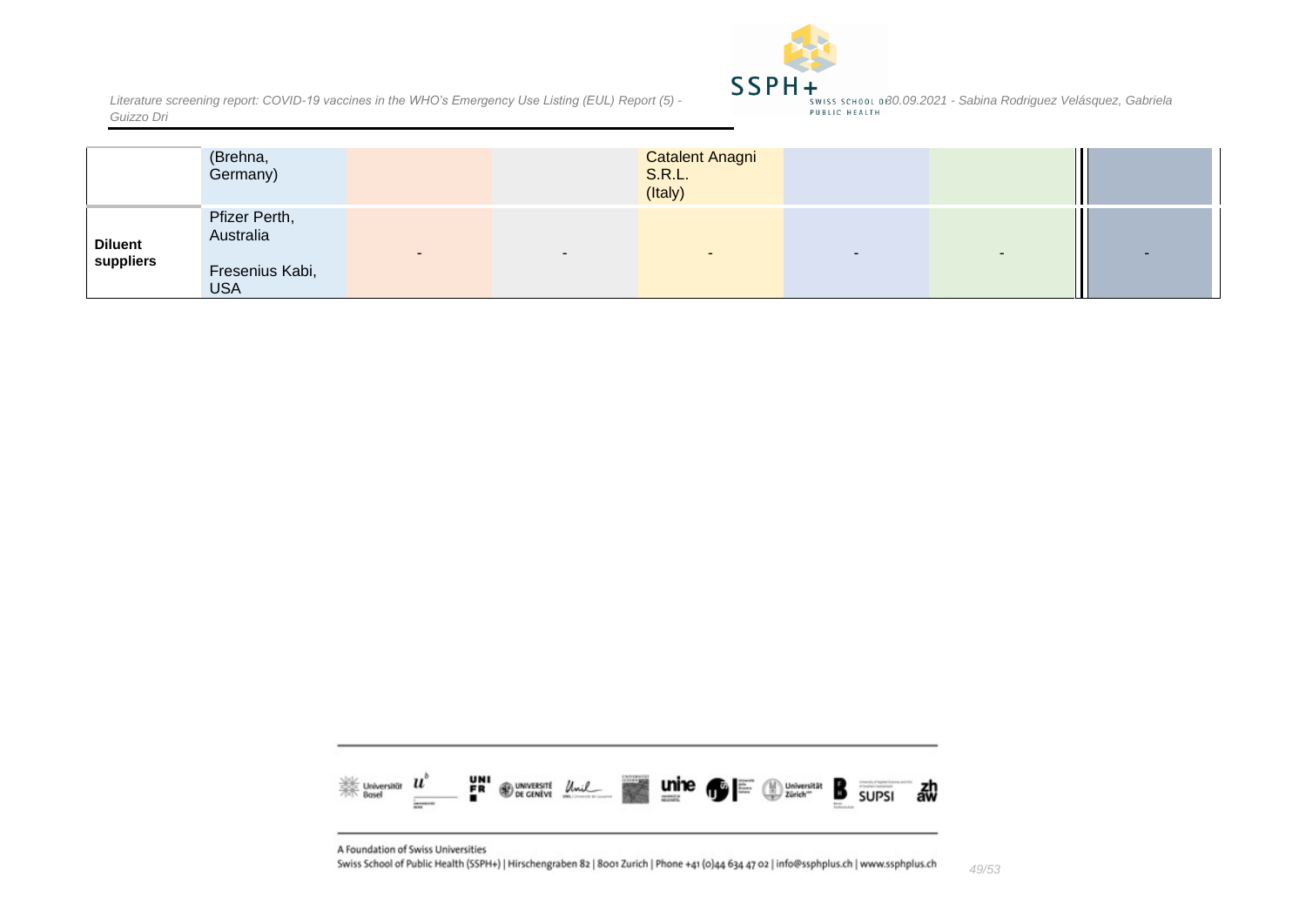| | | | | | | | |
|---|---|---|---|---|---|---|---|
| | (Brehna, Germany) | | | Catalent Anagni S.R.L. (Italy) | | | |
| **Diluent suppliers** | Pfizer Perth, Australia<br><br>Fresenius Kabi, USA | - | - | - | - | - | - |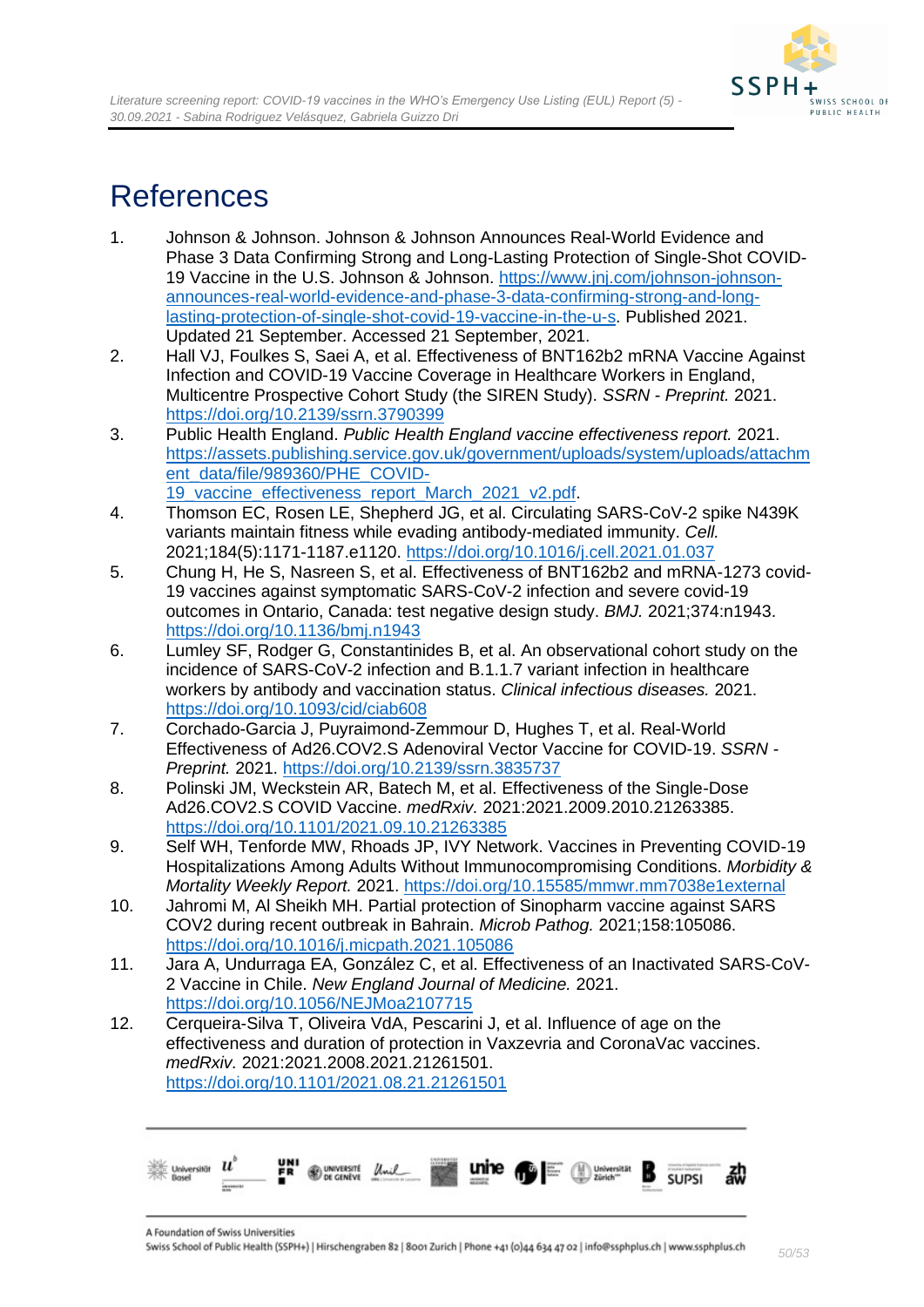# References

1. Johnson & Johnson. Johnson & Johnson Announces Real-World Evidence and Phase 3 Data Confirming Strong and Long-Lasting Protection of Single-Shot COVID-19 Vaccine in the U.S. Johnson & Johnson. https://www.jnj.com/johnson-johnson-announces-real-world-evidence-and-phase-3-data-confirming-strong-and-long-lasting-protection-of-single-shot-covid-19-vaccine-in-the-u-s. Published 2021. Updated 21 September. Accessed 21 September, 2021.
2. Hall VJ, Foulkes S, Saei A, et al. Effectiveness of BNT162b2 mRNA Vaccine Against Infection and COVID-19 Vaccine Coverage in Healthcare Workers in England, Multicentre Prospective Cohort Study (the SIREN Study). *SSRN - Preprint.* 2021. https://doi.org/10.2139/ssrn.3790399
3. Public Health England. *Public Health England vaccine effectiveness report.* 2021. https://assets.publishing.service.gov.uk/government/uploads/system/uploads/attachment_data/file/989360/PHE_COVID-19_vaccine_effectiveness_report_March_2021_v2.pdf.
4. Thomson EC, Rosen LE, Shepherd JG, et al. Circulating SARS-CoV-2 spike N439K variants maintain fitness while evading antibody-mediated immunity. *Cell.* 2021;184(5):1171-1187.e1120. https://doi.org/10.1016/j.cell.2021.01.037
5. Chung H, He S, Nasreen S, et al. Effectiveness of BNT162b2 and mRNA-1273 covid-19 vaccines against symptomatic SARS-CoV-2 infection and severe covid-19 outcomes in Ontario, Canada: test negative design study. *BMJ.* 2021;374:n1943. https://doi.org/10.1136/bmj.n1943
6. Lumley SF, Rodger G, Constantinides B, et al. An observational cohort study on the incidence of SARS-CoV-2 infection and B.1.1.7 variant infection in healthcare workers by antibody and vaccination status. *Clinical infectious diseases.* 2021. https://doi.org/10.1093/cid/ciab608
7. Corchado-Garcia J, Puyraimond-Zemmour D, Hughes T, et al. Real-World Effectiveness of Ad26.COV2.S Adenoviral Vector Vaccine for COVID-19. *SSRN - Preprint.* 2021. https://doi.org/10.2139/ssrn.3835737
8. Polinski JM, Weckstein AR, Batech M, et al. Effectiveness of the Single-Dose Ad26.COV2.S COVID Vaccine. *medRxiv.* 2021:2021.2009.2010.21263385. https://doi.org/10.1101/2021.09.10.21263385
9. Self WH, Tenforde MW, Rhoads JP, IVY Network. Vaccines in Preventing COVID-19 Hospitalizations Among Adults Without Immunocompromising Conditions. *Morbidity & Mortality Weekly Report.* 2021. https://doi.org/10.15585/mmwr.mm7038e1external
10. Jahromi M, Al Sheikh MH. Partial protection of Sinopharm vaccine against SARS COV2 during recent outbreak in Bahrain. *Microb Pathog.* 2021;158:105086. https://doi.org/10.1016/j.micpath.2021.105086
11. Jara A, Undurraga EA, González C, et al. Effectiveness of an Inactivated SARS-CoV-2 Vaccine in Chile. *New England Journal of Medicine.* 2021. https://doi.org/10.1056/NEJMoa2107715
12. Cerqueira-Silva T, Oliveira VdA, Pescarini J, et al. Influence of age on the effectiveness and duration of protection in Vaxzevria and CoronaVac vaccines. *medRxiv.* 2021:2021.2008.2021.21261501. https://doi.org/10.1101/2021.08.21.21261501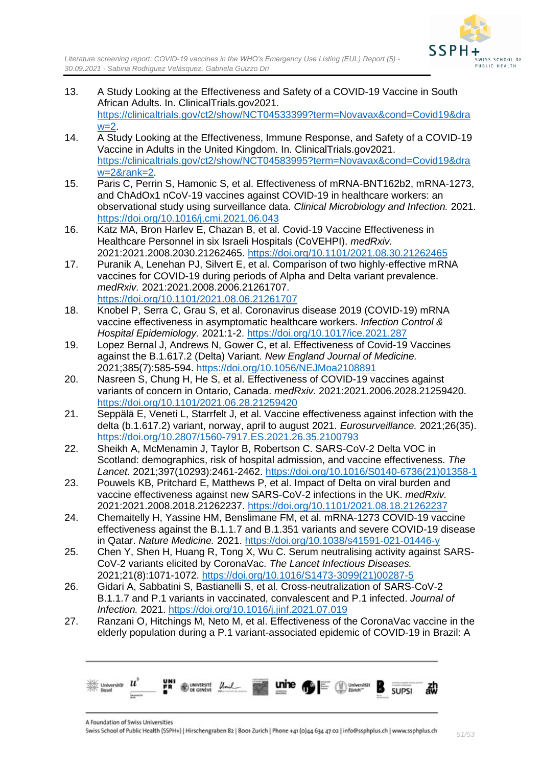13. A Study Looking at the Effectiveness and Safety of a COVID-19 Vaccine in South African Adults. In. ClinicalTrials.gov2021. https://clinicaltrials.gov/ct2/show/NCT04533399?term=Novavax&cond=Covid19&draw=2.
14. A Study Looking at the Effectiveness, Immune Response, and Safety of a COVID-19 Vaccine in Adults in the United Kingdom. In. ClinicalTrials.gov2021. https://clinicaltrials.gov/ct2/show/NCT04583995?term=Novavax&cond=Covid19&draw=2&rank=2.
15. Paris C, Perrin S, Hamonic S, et al. Effectiveness of mRNA-BNT162b2, mRNA-1273, and ChAdOx1 nCoV-19 vaccines against COVID-19 in healthcare workers: an observational study using surveillance data. *Clinical Microbiology and Infection.* 2021. https://doi.org/10.1016/j.cmi.2021.06.043
16. Katz MA, Bron Harlev E, Chazan B, et al. Covid-19 Vaccine Effectiveness in Healthcare Personnel in six Israeli Hospitals (CoVEHPI). *medRxiv.* 2021:2021.2008.2030.21262465. https://doi.org/10.1101/2021.08.30.21262465
17. Puranik A, Lenehan PJ, Silvert E, et al. Comparison of two highly-effective mRNA vaccines for COVID-19 during periods of Alpha and Delta variant prevalence. *medRxiv.* 2021:2021.2008.2006.21261707. https://doi.org/10.1101/2021.08.06.21261707
18. Knobel P, Serra C, Grau S, et al. Coronavirus disease 2019 (COVID-19) mRNA vaccine effectiveness in asymptomatic healthcare workers. *Infection Control & Hospital Epidemiology.* 2021:1-2. https://doi.org/10.1017/ice.2021.287
19. Lopez Bernal J, Andrews N, Gower C, et al. Effectiveness of Covid-19 Vaccines against the B.1.617.2 (Delta) Variant. *New England Journal of Medicine.* 2021;385(7):585-594. https://doi.org/10.1056/NEJMoa2108891
20. Nasreen S, Chung H, He S, et al. Effectiveness of COVID-19 vaccines against variants of concern in Ontario, Canada. *medRxiv.* 2021:2021.2006.2028.21259420. https://doi.org/10.1101/2021.06.28.21259420
21. Seppälä E, Veneti L, Starrfelt J, et al. Vaccine effectiveness against infection with the delta (b.1.617.2) variant, norway, april to august 2021. *Eurosurveillance.* 2021;26(35). https://doi.org/10.2807/1560-7917.ES.2021.26.35.2100793
22. Sheikh A, McMenamin J, Taylor B, Robertson C. SARS-CoV-2 Delta VOC in Scotland: demographics, risk of hospital admission, and vaccine effectiveness. *The Lancet.* 2021;397(10293):2461-2462. https://doi.org/10.1016/S0140-6736(21)01358-1
23. Pouwels KB, Pritchard E, Matthews P, et al. Impact of Delta on viral burden and vaccine effectiveness against new SARS-CoV-2 infections in the UK. *medRxiv.* 2021:2021.2008.2018.21262237. https://doi.org/10.1101/2021.08.18.21262237
24. Chemaitelly H, Yassine HM, Benslimane FM, et al. mRNA-1273 COVID-19 vaccine effectiveness against the B.1.1.7 and B.1.351 variants and severe COVID-19 disease in Qatar. *Nature Medicine.* 2021. https://doi.org/10.1038/s41591-021-01446-y
25. Chen Y, Shen H, Huang R, Tong X, Wu C. Serum neutralising activity against SARS-CoV-2 variants elicited by CoronaVac. *The Lancet Infectious Diseases.* 2021;21(8):1071-1072. https://doi.org/10.1016/S1473-3099(21)00287-5
26. Gidari A, Sabbatini S, Bastianelli S, et al. Cross-neutralization of SARS-CoV-2 B.1.1.7 and P.1 variants in vaccinated, convalescent and P.1 infected. *Journal of Infection.* 2021. https://doi.org/10.1016/j.jinf.2021.07.019
27. Ranzani O, Hitchings M, Neto M, et al. Effectiveness of the CoronaVac vaccine in the elderly population during a P.1 variant-associated epidemic of COVID-19 in Brazil: A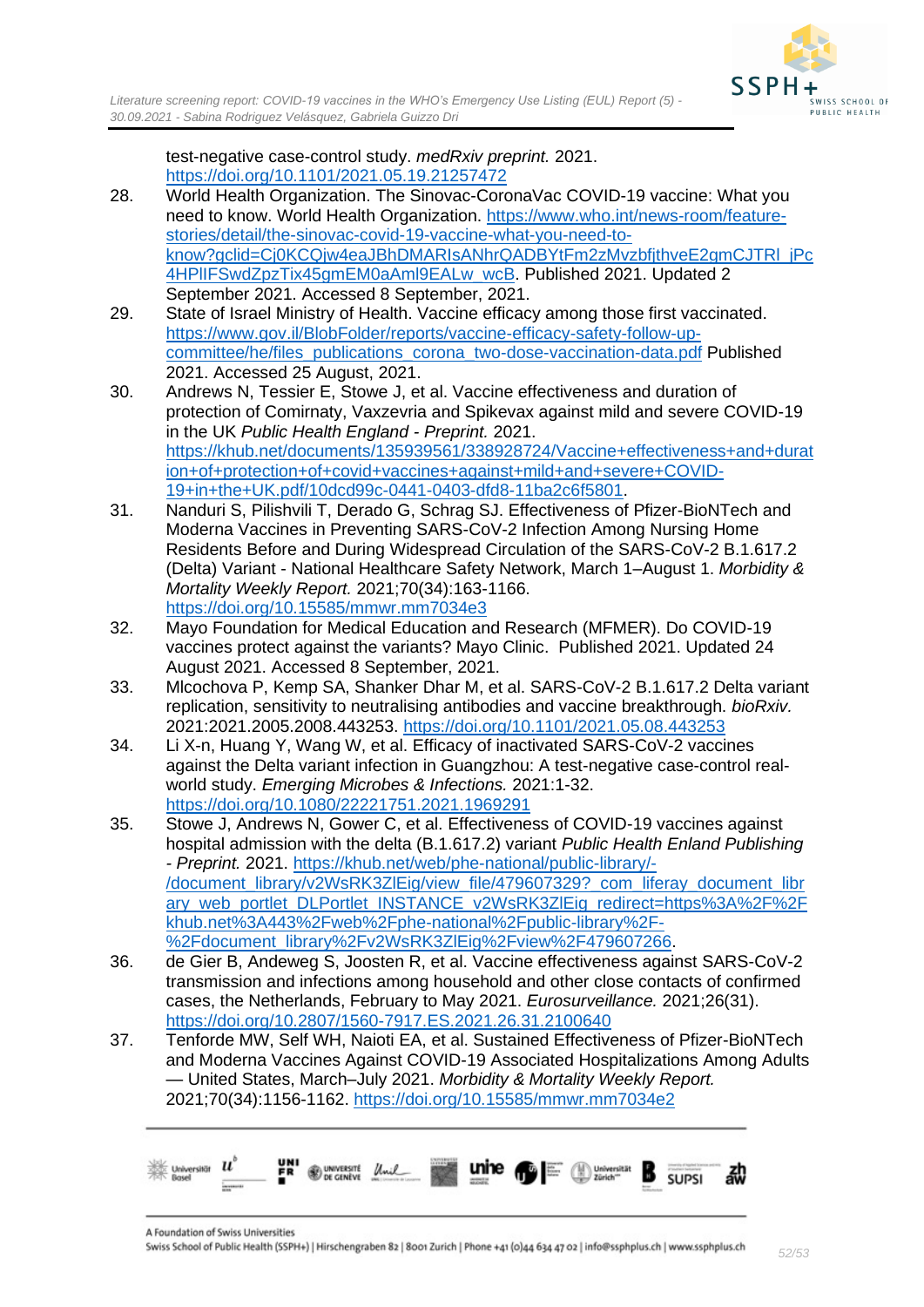test-negative case-control study. *medRxiv preprint.* 2021. https://doi.org/10.1101/2021.05.19.21257472

28. World Health Organization. The Sinovac-CoronaVac COVID-19 vaccine: What you need to know. World Health Organization. https://www.who.int/news-room/feature-stories/detail/the-sinovac-covid-19-vaccine-what-you-need-to-know?gclid=Cj0KCQjw4eaJBhDMARIsANhrQADBYtFm2zMvzbfjthveE2gmCJTRl_jPc4HPlIFSwdZpzTix45gmEM0aAml9EALw_wcB. Published 2021. Updated 2 September 2021. Accessed 8 September, 2021.
29. State of Israel Ministry of Health. Vaccine efficacy among those first vaccinated. https://www.gov.il/BlobFolder/reports/vaccine-efficacy-safety-follow-up-committee/he/files_publications_corona_two-dose-vaccination-data.pdf Published 2021. Accessed 25 August, 2021.
30. Andrews N, Tessier E, Stowe J, et al. Vaccine effectiveness and duration of protection of Comirnaty, Vaxzevria and Spikevax against mild and severe COVID-19 in the UK *Public Health England - Preprint.* 2021. https://khub.net/documents/135939561/338928724/Vaccine+effectiveness+and+duration+of+protection+of+covid+vaccines+against+mild+and+severe+COVID-19+in+the+UK.pdf/10dcd99c-0441-0403-dfd8-11ba2c6f5801.
31. Nanduri S, Pilishvili T, Derado G, Schrag SJ. Effectiveness of Pfizer-BioNTech and Moderna Vaccines in Preventing SARS-CoV-2 Infection Among Nursing Home Residents Before and During Widespread Circulation of the SARS-CoV-2 B.1.617.2 (Delta) Variant - National Healthcare Safety Network, March 1–August 1. *Morbidity & Mortality Weekly Report.* 2021;70(34):163-1166. https://doi.org/10.15585/mmwr.mm7034e3
32. Mayo Foundation for Medical Education and Research (MFMER). Do COVID-19 vaccines protect against the variants? Mayo Clinic. Published 2021. Updated 24 August 2021. Accessed 8 September, 2021.
33. Mlcochova P, Kemp SA, Shanker Dhar M, et al. SARS-CoV-2 B.1.617.2 Delta variant replication, sensitivity to neutralising antibodies and vaccine breakthrough. *bioRxiv.* 2021:2021.2005.2008.443253. https://doi.org/10.1101/2021.05.08.443253
34. Li X-n, Huang Y, Wang W, et al. Efficacy of inactivated SARS-CoV-2 vaccines against the Delta variant infection in Guangzhou: A test-negative case-control real-world study. *Emerging Microbes & Infections.* 2021:1-32. https://doi.org/10.1080/22221751.2021.1969291
35. Stowe J, Andrews N, Gower C, et al. Effectiveness of COVID-19 vaccines against hospital admission with the delta (B.1.617.2) variant *Public Health Enland Publishing - Preprint.* 2021. https://khub.net/web/phe-national/public-library/-/document_library/v2WsRK3ZlEig/view_file/479607329?_com_liferay_document_library_web_portlet_DLPortlet_INSTANCE_v2WsRK3ZlEig_redirect=https%3A%2F%2Fkhub.net%3A443%2Fweb%2Fphe-national%2Fpublic-library%2F-%2Fdocument_library%2Fv2WsRK3ZlEig%2Fview%2F479607266.
36. de Gier B, Andeweg S, Joosten R, et al. Vaccine effectiveness against SARS-CoV-2 transmission and infections among household and other close contacts of confirmed cases, the Netherlands, February to May 2021. *Eurosurveillance.* 2021;26(31). https://doi.org/10.2807/1560-7917.ES.2021.26.31.2100640
37. Tenforde MW, Self WH, Naioti EA, et al. Sustained Effectiveness of Pfizer-BioNTech and Moderna Vaccines Against COVID-19 Associated Hospitalizations Among Adults — United States, March–July 2021. *Morbidity & Mortality Weekly Report.* 2021;70(34):1156-1162. https://doi.org/10.15585/mmwr.mm7034e2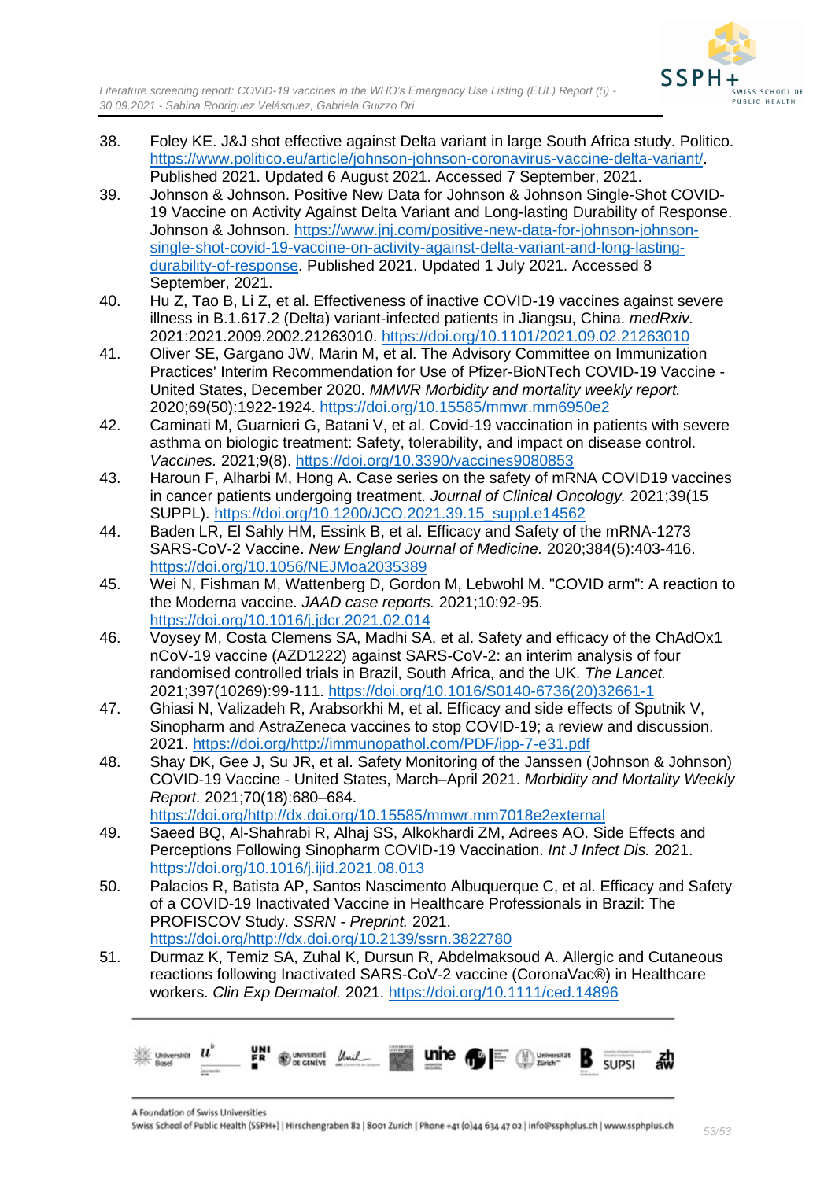38. Foley KE. J&J shot effective against Delta variant in large South Africa study. Politico. https://www.politico.eu/article/johnson-johnson-coronavirus-vaccine-delta-variant/. Published 2021. Updated 6 August 2021. Accessed 7 September, 2021.
39. Johnson & Johnson. Positive New Data for Johnson & Johnson Single-Shot COVID-19 Vaccine on Activity Against Delta Variant and Long-lasting Durability of Response. Johnson & Johnson. https://www.jnj.com/positive-new-data-for-johnson-johnson-single-shot-covid-19-vaccine-on-activity-against-delta-variant-and-long-lasting-durability-of-response. Published 2021. Updated 1 July 2021. Accessed 8 September, 2021.
40. Hu Z, Tao B, Li Z, et al. Effectiveness of inactive COVID-19 vaccines against severe illness in B.1.617.2 (Delta) variant-infected patients in Jiangsu, China. *medRxiv.* 2021:2021.2009.2002.21263010. https://doi.org/10.1101/2021.09.02.21263010
41. Oliver SE, Gargano JW, Marin M, et al. The Advisory Committee on Immunization Practices' Interim Recommendation for Use of Pfizer-BioNTech COVID-19 Vaccine - United States, December 2020. *MMWR Morbidity and mortality weekly report.* 2020;69(50):1922-1924. https://doi.org/10.15585/mmwr.mm6950e2
42. Caminati M, Guarnieri G, Batani V, et al. Covid-19 vaccination in patients with severe asthma on biologic treatment: Safety, tolerability, and impact on disease control. *Vaccines.* 2021;9(8). https://doi.org/10.3390/vaccines9080853
43. Haroun F, Alharbi M, Hong A. Case series on the safety of mRNA COVID19 vaccines in cancer patients undergoing treatment. *Journal of Clinical Oncology.* 2021;39(15 SUPPL). https://doi.org/10.1200/JCO.2021.39.15_suppl.e14562
44. Baden LR, El Sahly HM, Essink B, et al. Efficacy and Safety of the mRNA-1273 SARS-CoV-2 Vaccine. *New England Journal of Medicine.* 2020;384(5):403-416. https://doi.org/10.1056/NEJMoa2035389
45. Wei N, Fishman M, Wattenberg D, Gordon M, Lebwohl M. "COVID arm": A reaction to the Moderna vaccine. *JAAD case reports.* 2021;10:92-95. https://doi.org/10.1016/j.jdcr.2021.02.014
46. Voysey M, Costa Clemens SA, Madhi SA, et al. Safety and efficacy of the ChAdOx1 nCoV-19 vaccine (AZD1222) against SARS-CoV-2: an interim analysis of four randomised controlled trials in Brazil, South Africa, and the UK. *The Lancet.* 2021;397(10269):99-111. https://doi.org/10.1016/S0140-6736(20)32661-1
47. Ghiasi N, Valizadeh R, Arabsorkhi M, et al. Efficacy and side effects of Sputnik V, Sinopharm and AstraZeneca vaccines to stop COVID-19; a review and discussion. 2021. https://doi.org/http://immunopathol.com/PDF/ipp-7-e31.pdf
48. Shay DK, Gee J, Su JR, et al. Safety Monitoring of the Janssen (Johnson & Johnson) COVID-19 Vaccine - United States, March–April 2021. *Morbidity and Mortality Weekly Report.* 2021;70(18):680–684. https://doi.org/http://dx.doi.org/10.15585/mmwr.mm7018e2external
49. Saeed BQ, Al-Shahrabi R, Alhaj SS, Alkokhardi ZM, Adrees AO. Side Effects and Perceptions Following Sinopharm COVID-19 Vaccination. *Int J Infect Dis.* 2021. https://doi.org/10.1016/j.ijid.2021.08.013
50. Palacios R, Batista AP, Santos Nascimento Albuquerque C, et al. Efficacy and Safety of a COVID-19 Inactivated Vaccine in Healthcare Professionals in Brazil: The PROFISCOV Study. *SSRN - Preprint.* 2021. https://doi.org/http://dx.doi.org/10.2139/ssrn.3822780
51. Durmaz K, Temiz SA, Zuhal K, Dursun R, Abdelmaksoud A. Allergic and Cutaneous reactions following Inactivated SARS-CoV-2 vaccine (CoronaVac®) in Healthcare workers. *Clin Exp Dermatol.* 2021. https://doi.org/10.1111/ced.14896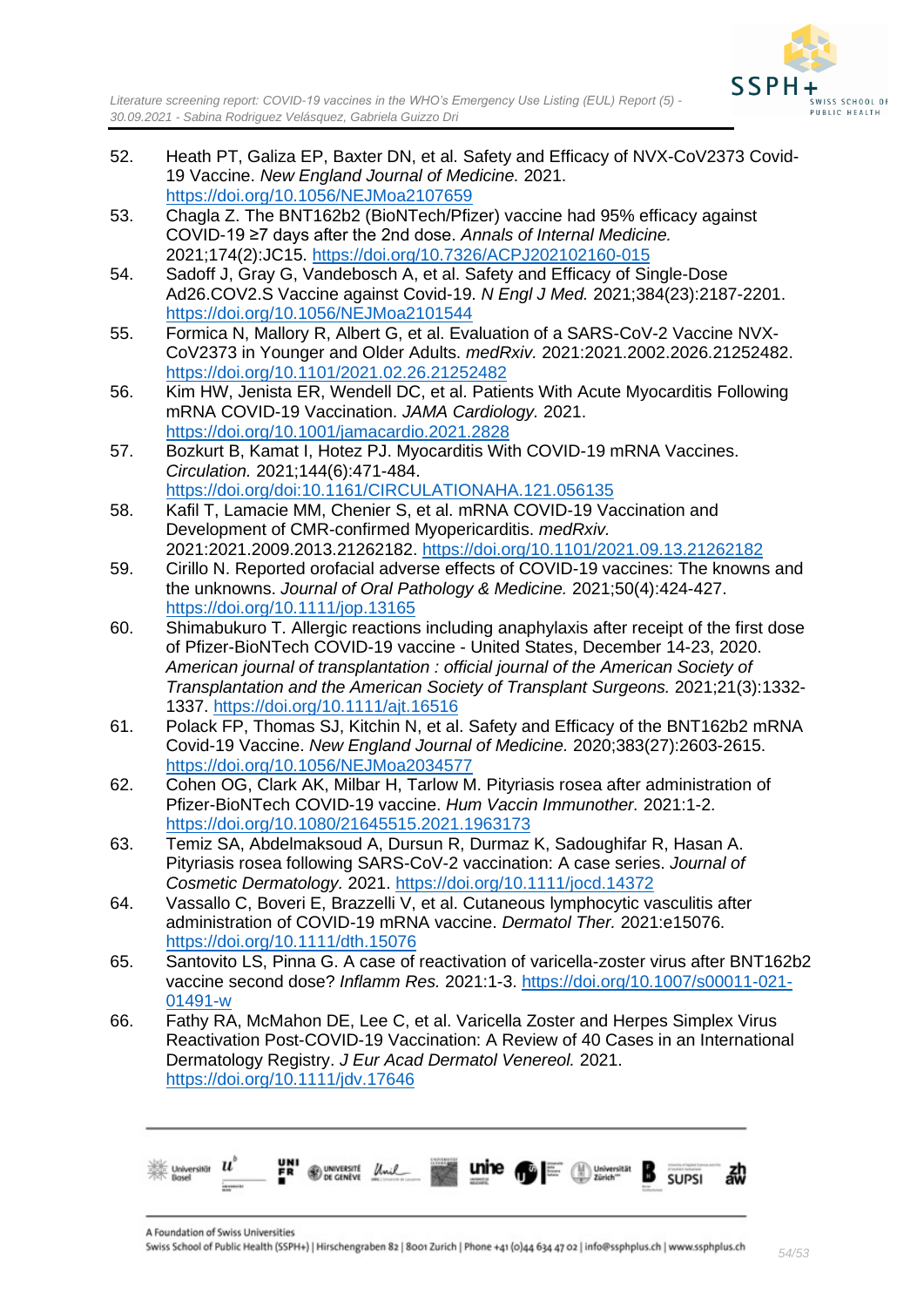52. Heath PT, Galiza EP, Baxter DN, et al. Safety and Efficacy of NVX-CoV2373 Covid-19 Vaccine. *New England Journal of Medicine.* 2021. https://doi.org/10.1056/NEJMoa2107659
53. Chagla Z. The BNT162b2 (BioNTech/Pfizer) vaccine had 95% efficacy against COVID-19 ≥7 days after the 2nd dose. *Annals of Internal Medicine.* 2021;174(2):JC15. https://doi.org/10.7326/ACPJ202102160-015
54. Sadoff J, Gray G, Vandebosch A, et al. Safety and Efficacy of Single-Dose Ad26.COV2.S Vaccine against Covid-19. *N Engl J Med.* 2021;384(23):2187-2201. https://doi.org/10.1056/NEJMoa2101544
55. Formica N, Mallory R, Albert G, et al. Evaluation of a SARS-CoV-2 Vaccine NVX-CoV2373 in Younger and Older Adults. *medRxiv.* 2021:2021.2002.2026.21252482. https://doi.org/10.1101/2021.02.26.21252482
56. Kim HW, Jenista ER, Wendell DC, et al. Patients With Acute Myocarditis Following mRNA COVID-19 Vaccination. *JAMA Cardiology.* 2021. https://doi.org/10.1001/jamacardio.2021.2828
57. Bozkurt B, Kamat I, Hotez PJ. Myocarditis With COVID-19 mRNA Vaccines. *Circulation.* 2021;144(6):471-484. https://doi.org/doi:10.1161/CIRCULATIONAHA.121.056135
58. Kafil T, Lamacie MM, Chenier S, et al. mRNA COVID-19 Vaccination and Development of CMR-confirmed Myopericarditis. *medRxiv.* 2021:2021.2009.2013.21262182. https://doi.org/10.1101/2021.09.13.21262182
59. Cirillo N. Reported orofacial adverse effects of COVID-19 vaccines: The knowns and the unknowns. *Journal of Oral Pathology & Medicine.* 2021;50(4):424-427. https://doi.org/10.1111/jop.13165
60. Shimabukuro T. Allergic reactions including anaphylaxis after receipt of the first dose of Pfizer-BioNTech COVID-19 vaccine - United States, December 14-23, 2020. *American journal of transplantation : official journal of the American Society of Transplantation and the American Society of Transplant Surgeons.* 2021;21(3):1332-1337. https://doi.org/10.1111/ajt.16516
61. Polack FP, Thomas SJ, Kitchin N, et al. Safety and Efficacy of the BNT162b2 mRNA Covid-19 Vaccine. *New England Journal of Medicine.* 2020;383(27):2603-2615. https://doi.org/10.1056/NEJMoa2034577
62. Cohen OG, Clark AK, Milbar H, Tarlow M. Pityriasis rosea after administration of Pfizer-BioNTech COVID-19 vaccine. *Hum Vaccin Immunother.* 2021:1-2. https://doi.org/10.1080/21645515.2021.1963173
63. Temiz SA, Abdelmaksoud A, Dursun R, Durmaz K, Sadoughifar R, Hasan A. Pityriasis rosea following SARS-CoV-2 vaccination: A case series. *Journal of Cosmetic Dermatology.* 2021. https://doi.org/10.1111/jocd.14372
64. Vassallo C, Boveri E, Brazzelli V, et al. Cutaneous lymphocytic vasculitis after administration of COVID-19 mRNA vaccine. *Dermatol Ther.* 2021:e15076. https://doi.org/10.1111/dth.15076
65. Santovito LS, Pinna G. A case of reactivation of varicella-zoster virus after BNT162b2 vaccine second dose? *Inflamm Res.* 2021:1-3. https://doi.org/10.1007/s00011-021-01491-w
66. Fathy RA, McMahon DE, Lee C, et al. Varicella Zoster and Herpes Simplex Virus Reactivation Post-COVID-19 Vaccination: A Review of 40 Cases in an International Dermatology Registry. *J Eur Acad Dermatol Venereol.* 2021. https://doi.org/10.1111/jdv.17646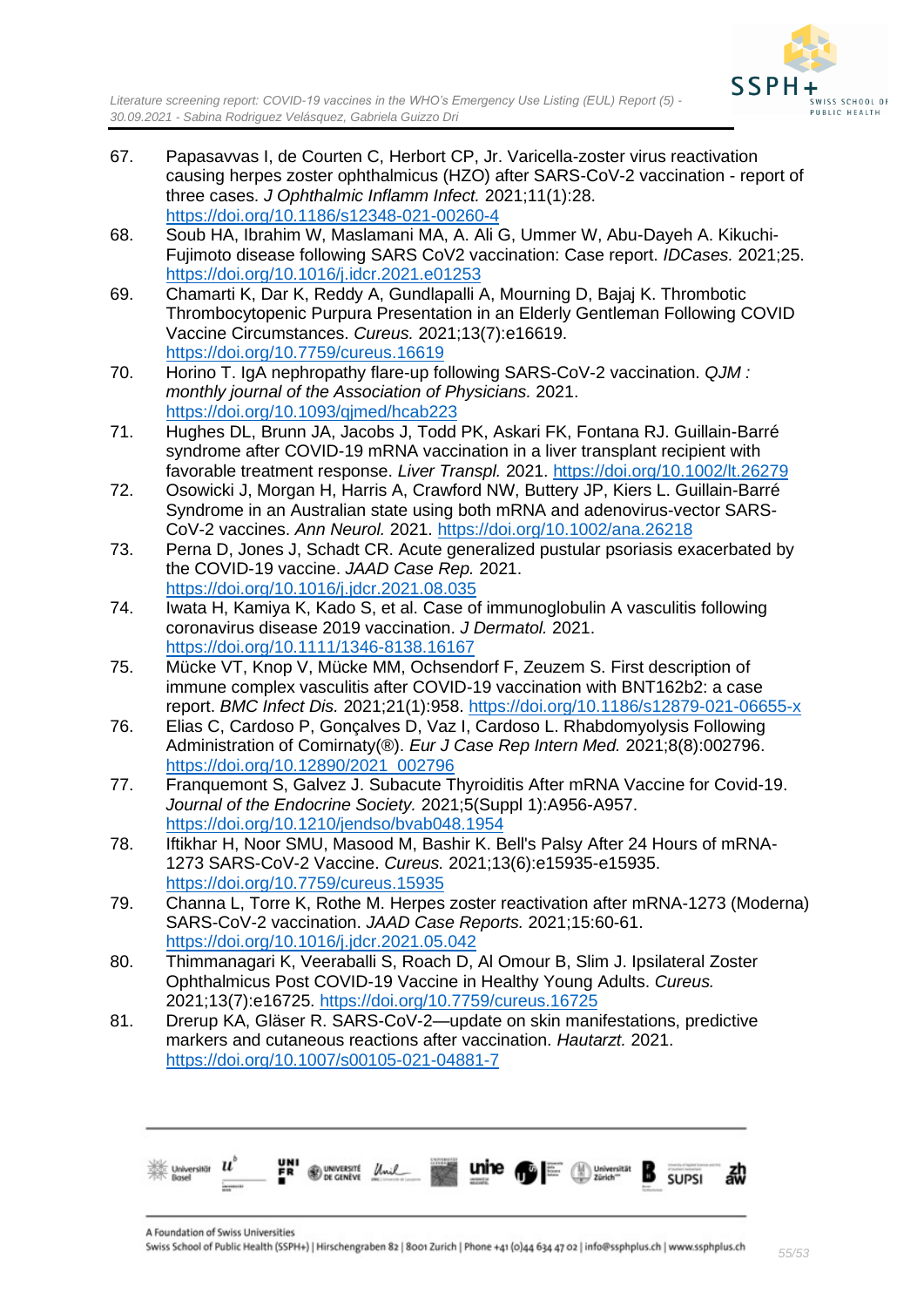67. Papasavvas I, de Courten C, Herbort CP, Jr. Varicella-zoster virus reactivation causing herpes zoster ophthalmicus (HZO) after SARS-CoV-2 vaccination - report of three cases. *J Ophthalmic Inflamm Infect.* 2021;11(1):28. https://doi.org/10.1186/s12348-021-00260-4
68. Soub HA, Ibrahim W, Maslamani MA, A. Ali G, Ummer W, Abu-Dayeh A. Kikuchi-Fujimoto disease following SARS CoV2 vaccination: Case report. *IDCases.* 2021;25. https://doi.org/10.1016/j.idcr.2021.e01253
69. Chamarti K, Dar K, Reddy A, Gundlapalli A, Mourning D, Bajaj K. Thrombotic Thrombocytopenic Purpura Presentation in an Elderly Gentleman Following COVID Vaccine Circumstances. *Cureus.* 2021;13(7):e16619. https://doi.org/10.7759/cureus.16619
70. Horino T. IgA nephropathy flare-up following SARS-CoV-2 vaccination. *QJM : monthly journal of the Association of Physicians.* 2021. https://doi.org/10.1093/qjmed/hcab223
71. Hughes DL, Brunn JA, Jacobs J, Todd PK, Askari FK, Fontana RJ. Guillain-Barré syndrome after COVID-19 mRNA vaccination in a liver transplant recipient with favorable treatment response. *Liver Transpl.* 2021. https://doi.org/10.1002/lt.26279
72. Osowicki J, Morgan H, Harris A, Crawford NW, Buttery JP, Kiers L. Guillain-Barré Syndrome in an Australian state using both mRNA and adenovirus-vector SARS-CoV-2 vaccines. *Ann Neurol.* 2021. https://doi.org/10.1002/ana.26218
73. Perna D, Jones J, Schadt CR. Acute generalized pustular psoriasis exacerbated by the COVID-19 vaccine. *JAAD Case Rep.* 2021. https://doi.org/10.1016/j.jdcr.2021.08.035
74. Iwata H, Kamiya K, Kado S, et al. Case of immunoglobulin A vasculitis following coronavirus disease 2019 vaccination. *J Dermatol.* 2021. https://doi.org/10.1111/1346-8138.16167
75. Mücke VT, Knop V, Mücke MM, Ochsendorf F, Zeuzem S. First description of immune complex vasculitis after COVID-19 vaccination with BNT162b2: a case report. *BMC Infect Dis.* 2021;21(1):958. https://doi.org/10.1186/s12879-021-06655-x
76. Elias C, Cardoso P, Gonçalves D, Vaz I, Cardoso L. Rhabdomyolysis Following Administration of Comirnaty(®). *Eur J Case Rep Intern Med.* 2021;8(8):002796. https://doi.org/10.12890/2021_002796
77. Franquemont S, Galvez J. Subacute Thyroiditis After mRNA Vaccine for Covid-19. *Journal of the Endocrine Society.* 2021;5(Suppl 1):A956-A957. https://doi.org/10.1210/jendso/bvab048.1954
78. Iftikhar H, Noor SMU, Masood M, Bashir K. Bell's Palsy After 24 Hours of mRNA-1273 SARS-CoV-2 Vaccine. *Cureus.* 2021;13(6):e15935-e15935. https://doi.org/10.7759/cureus.15935
79. Channa L, Torre K, Rothe M. Herpes zoster reactivation after mRNA-1273 (Moderna) SARS-CoV-2 vaccination. *JAAD Case Reports.* 2021;15:60-61. https://doi.org/10.1016/j.jdcr.2021.05.042
80. Thimmanagari K, Veeraballi S, Roach D, Al Omour B, Slim J. Ipsilateral Zoster Ophthalmicus Post COVID-19 Vaccine in Healthy Young Adults. *Cureus.* 2021;13(7):e16725. https://doi.org/10.7759/cureus.16725
81. Drerup KA, Gläser R. SARS-CoV-2—update on skin manifestations, predictive markers and cutaneous reactions after vaccination. *Hautarzt.* 2021. https://doi.org/10.1007/s00105-021-04881-7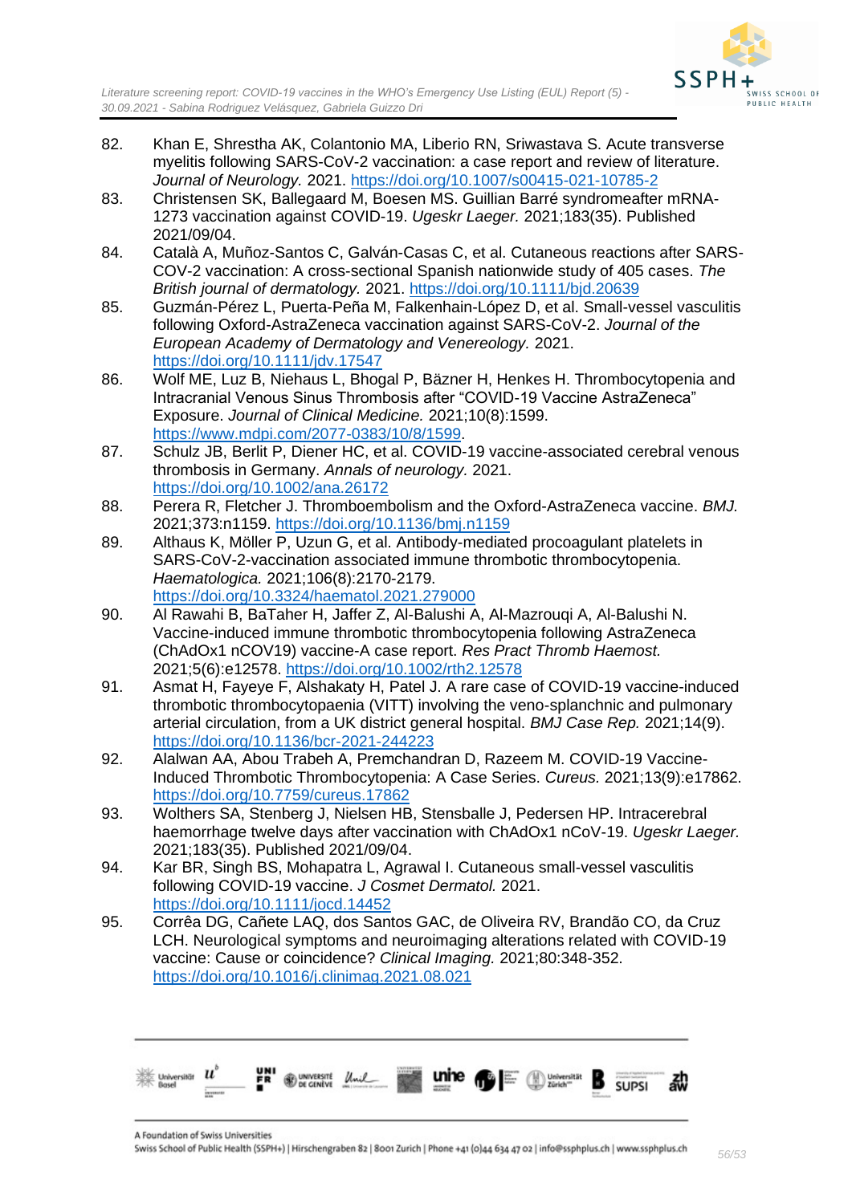82. Khan E, Shrestha AK, Colantonio MA, Liberio RN, Sriwastava S. Acute transverse myelitis following SARS-CoV-2 vaccination: a case report and review of literature. *Journal of Neurology.* 2021. https://doi.org/10.1007/s00415-021-10785-2
83. Christensen SK, Ballegaard M, Boesen MS. Guillian Barré syndromeafter mRNA-1273 vaccination against COVID-19. *Ugeskr Laeger.* 2021;183(35). Published 2021/09/04.
84. Català A, Muñoz-Santos C, Galván-Casas C, et al. Cutaneous reactions after SARS-COV-2 vaccination: A cross-sectional Spanish nationwide study of 405 cases. *The British journal of dermatology.* 2021. https://doi.org/10.1111/bjd.20639
85. Guzmán-Pérez L, Puerta-Peña M, Falkenhain-López D, et al. Small-vessel vasculitis following Oxford-AstraZeneca vaccination against SARS-CoV-2. *Journal of the European Academy of Dermatology and Venereology.* 2021. https://doi.org/10.1111/jdv.17547
86. Wolf ME, Luz B, Niehaus L, Bhogal P, Bäzner H, Henkes H. Thrombocytopenia and Intracranial Venous Sinus Thrombosis after "COVID-19 Vaccine AstraZeneca" Exposure. *Journal of Clinical Medicine.* 2021;10(8):1599. https://www.mdpi.com/2077-0383/10/8/1599.
87. Schulz JB, Berlit P, Diener HC, et al. COVID-19 vaccine-associated cerebral venous thrombosis in Germany. *Annals of neurology.* 2021. https://doi.org/10.1002/ana.26172
88. Perera R, Fletcher J. Thromboembolism and the Oxford-AstraZeneca vaccine. *BMJ.* 2021;373:n1159. https://doi.org/10.1136/bmj.n1159
89. Althaus K, Möller P, Uzun G, et al. Antibody-mediated procoagulant platelets in SARS-CoV-2-vaccination associated immune thrombotic thrombocytopenia. *Haematologica.* 2021;106(8):2170-2179. https://doi.org/10.3324/haematol.2021.279000
90. Al Rawahi B, BaTaher H, Jaffer Z, Al-Balushi A, Al-Mazrouqi A, Al-Balushi N. Vaccine-induced immune thrombotic thrombocytopenia following AstraZeneca (ChAdOx1 nCOV19) vaccine-A case report. *Res Pract Thromb Haemost.* 2021;5(6):e12578. https://doi.org/10.1002/rth2.12578
91. Asmat H, Fayeye F, Alshakaty H, Patel J. A rare case of COVID-19 vaccine-induced thrombotic thrombocytopaenia (VITT) involving the veno-splanchnic and pulmonary arterial circulation, from a UK district general hospital. *BMJ Case Rep.* 2021;14(9). https://doi.org/10.1136/bcr-2021-244223
92. Alalwan AA, Abou Trabeh A, Premchandran D, Razeem M. COVID-19 Vaccine-Induced Thrombotic Thrombocytopenia: A Case Series. *Cureus.* 2021;13(9):e17862. https://doi.org/10.7759/cureus.17862
93. Wolthers SA, Stenberg J, Nielsen HB, Stensballe J, Pedersen HP. Intracerebral haemorrhage twelve days after vaccination with ChAdOx1 nCoV-19. *Ugeskr Laeger.* 2021;183(35). Published 2021/09/04.
94. Kar BR, Singh BS, Mohapatra L, Agrawal I. Cutaneous small-vessel vasculitis following COVID-19 vaccine. *J Cosmet Dermatol.* 2021. https://doi.org/10.1111/jocd.14452
95. Corrêa DG, Cañete LAQ, dos Santos GAC, de Oliveira RV, Brandão CO, da Cruz LCH. Neurological symptoms and neuroimaging alterations related with COVID-19 vaccine: Cause or coincidence? *Clinical Imaging.* 2021;80:348-352. https://doi.org/10.1016/j.clinimag.2021.08.021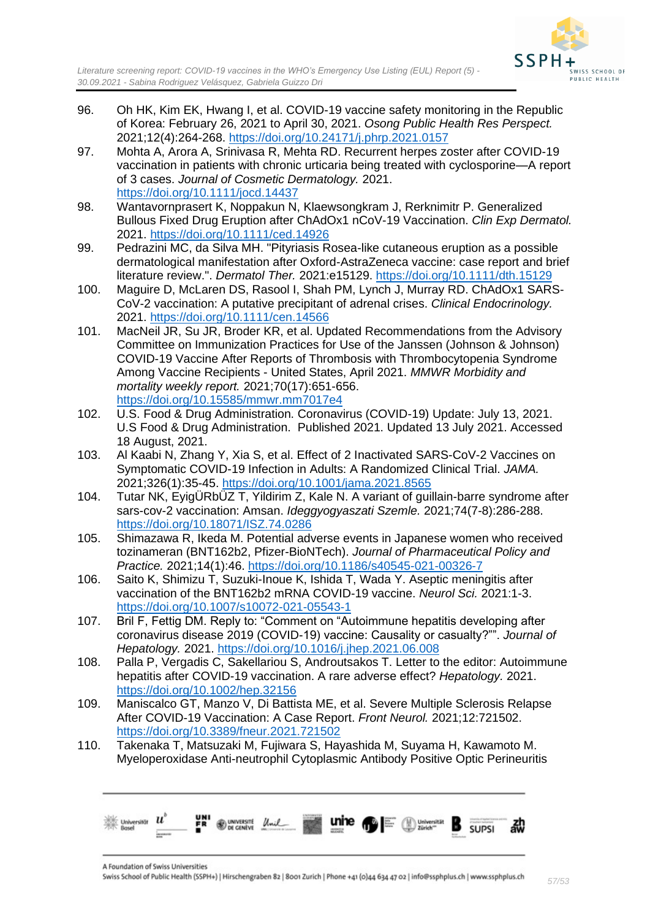96. Oh HK, Kim EK, Hwang I, et al. COVID-19 vaccine safety monitoring in the Republic of Korea: February 26, 2021 to April 30, 2021. *Osong Public Health Res Perspect.* 2021;12(4):264-268. https://doi.org/10.24171/j.phrp.2021.0157
97. Mohta A, Arora A, Srinivasa R, Mehta RD. Recurrent herpes zoster after COVID-19 vaccination in patients with chronic urticaria being treated with cyclosporine—A report of 3 cases. *Journal of Cosmetic Dermatology.* 2021. https://doi.org/10.1111/jocd.14437
98. Wantavornprasert K, Noppakun N, Klaewsongkram J, Rerknimitr P. Generalized Bullous Fixed Drug Eruption after ChAdOx1 nCoV-19 Vaccination. *Clin Exp Dermatol.* 2021. https://doi.org/10.1111/ced.14926
99. Pedrazini MC, da Silva MH. "Pityriasis Rosea-like cutaneous eruption as a possible dermatological manifestation after Oxford-AstraZeneca vaccine: case report and brief literature review.". *Dermatol Ther.* 2021:e15129. https://doi.org/10.1111/dth.15129
100. Maguire D, McLaren DS, Rasool I, Shah PM, Lynch J, Murray RD. ChAdOx1 SARS-CoV-2 vaccination: A putative precipitant of adrenal crises. *Clinical Endocrinology.* 2021. https://doi.org/10.1111/cen.14566
101. MacNeil JR, Su JR, Broder KR, et al. Updated Recommendations from the Advisory Committee on Immunization Practices for Use of the Janssen (Johnson & Johnson) COVID-19 Vaccine After Reports of Thrombosis with Thrombocytopenia Syndrome Among Vaccine Recipients - United States, April 2021. *MMWR Morbidity and mortality weekly report.* 2021;70(17):651-656. https://doi.org/10.15585/mmwr.mm7017e4
102. U.S. Food & Drug Administration. Coronavirus (COVID-19) Update: July 13, 2021. U.S Food & Drug Administration. Published 2021. Updated 13 July 2021. Accessed 18 August, 2021.
103. Al Kaabi N, Zhang Y, Xia S, et al. Effect of 2 Inactivated SARS-CoV-2 Vaccines on Symptomatic COVID-19 Infection in Adults: A Randomized Clinical Trial. *JAMA.* 2021;326(1):35-45. https://doi.org/10.1001/jama.2021.8565
104. Tutar NK, EyigÜRbÜZ T, Yildirim Z, Kale N. A variant of guillain-barre syndrome after sars-cov-2 vaccination: Amsan. *Ideggyogyaszati Szemle.* 2021;74(7-8):286-288. https://doi.org/10.18071/ISZ.74.0286
105. Shimazawa R, Ikeda M. Potential adverse events in Japanese women who received tozinameran (BNT162b2, Pfizer-BioNTech). *Journal of Pharmaceutical Policy and Practice.* 2021;14(1):46. https://doi.org/10.1186/s40545-021-00326-7
106. Saito K, Shimizu T, Suzuki-Inoue K, Ishida T, Wada Y. Aseptic meningitis after vaccination of the BNT162b2 mRNA COVID-19 vaccine. *Neurol Sci.* 2021:1-3. https://doi.org/10.1007/s10072-021-05543-1
107. Bril F, Fettig DM. Reply to: "Comment on "Autoimmune hepatitis developing after coronavirus disease 2019 (COVID-19) vaccine: Causality or casualty?"". *Journal of Hepatology.* 2021. https://doi.org/10.1016/j.jhep.2021.06.008
108. Palla P, Vergadis C, Sakellariou S, Androutsakos T. Letter to the editor: Autoimmune hepatitis after COVID-19 vaccination. A rare adverse effect? *Hepatology.* 2021. https://doi.org/10.1002/hep.32156
109. Maniscalco GT, Manzo V, Di Battista ME, et al. Severe Multiple Sclerosis Relapse After COVID-19 Vaccination: A Case Report. *Front Neurol.* 2021;12:721502. https://doi.org/10.3389/fneur.2021.721502
110. Takenaka T, Matsuzaki M, Fujiwara S, Hayashida M, Suyama H, Kawamoto M. Myeloperoxidase Anti-neutrophil Cytoplasmic Antibody Positive Optic Perineuritis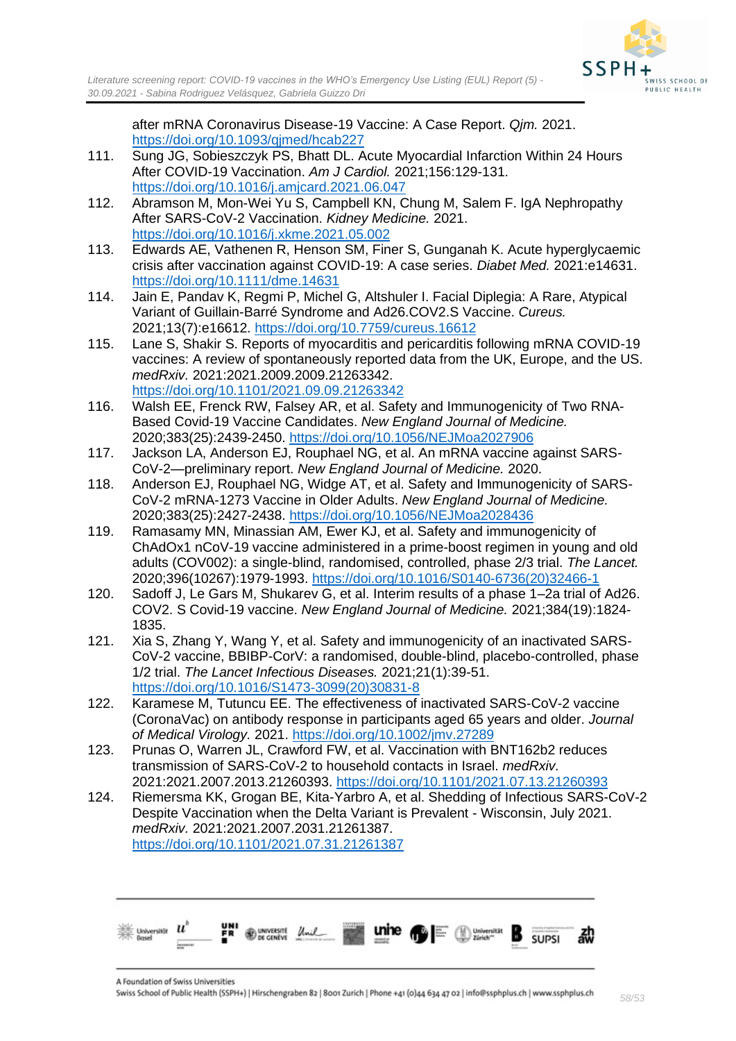after mRNA Coronavirus Disease-19 Vaccine: A Case Report. *Qjm.* 2021. https://doi.org/10.1093/qjmed/hcab227

111. Sung JG, Sobieszczyk PS, Bhatt DL. Acute Myocardial Infarction Within 24 Hours After COVID-19 Vaccination. *Am J Cardiol.* 2021;156:129-131. https://doi.org/10.1016/j.amjcard.2021.06.047
112. Abramson M, Mon-Wei Yu S, Campbell KN, Chung M, Salem F. IgA Nephropathy After SARS-CoV-2 Vaccination. *Kidney Medicine.* 2021. https://doi.org/10.1016/j.xkme.2021.05.002
113. Edwards AE, Vathenen R, Henson SM, Finer S, Gunganah K. Acute hyperglycaemic crisis after vaccination against COVID-19: A case series. *Diabet Med.* 2021:e14631. https://doi.org/10.1111/dme.14631
114. Jain E, Pandav K, Regmi P, Michel G, Altshuler I. Facial Diplegia: A Rare, Atypical Variant of Guillain-Barré Syndrome and Ad26.COV2.S Vaccine. *Cureus.* 2021;13(7):e16612. https://doi.org/10.7759/cureus.16612
115. Lane S, Shakir S. Reports of myocarditis and pericarditis following mRNA COVID-19 vaccines: A review of spontaneously reported data from the UK, Europe, and the US. *medRxiv.* 2021:2021.2009.2009.21263342. https://doi.org/10.1101/2021.09.09.21263342
116. Walsh EE, Frenck RW, Falsey AR, et al. Safety and Immunogenicity of Two RNA-Based Covid-19 Vaccine Candidates. *New England Journal of Medicine.* 2020;383(25):2439-2450. https://doi.org/10.1056/NEJMoa2027906
117. Jackson LA, Anderson EJ, Rouphael NG, et al. An mRNA vaccine against SARS-CoV-2—preliminary report. *New England Journal of Medicine.* 2020.
118. Anderson EJ, Rouphael NG, Widge AT, et al. Safety and Immunogenicity of SARS-CoV-2 mRNA-1273 Vaccine in Older Adults. *New England Journal of Medicine.* 2020;383(25):2427-2438. https://doi.org/10.1056/NEJMoa2028436
119. Ramasamy MN, Minassian AM, Ewer KJ, et al. Safety and immunogenicity of ChAdOx1 nCoV-19 vaccine administered in a prime-boost regimen in young and old adults (COV002): a single-blind, randomised, controlled, phase 2/3 trial. *The Lancet.* 2020;396(10267):1979-1993. https://doi.org/10.1016/S0140-6736(20)32466-1
120. Sadoff J, Le Gars M, Shukarev G, et al. Interim results of a phase 1–2a trial of Ad26. COV2. S Covid-19 vaccine. *New England Journal of Medicine.* 2021;384(19):1824-1835.
121. Xia S, Zhang Y, Wang Y, et al. Safety and immunogenicity of an inactivated SARS-CoV-2 vaccine, BBIBP-CorV: a randomised, double-blind, placebo-controlled, phase 1/2 trial. *The Lancet Infectious Diseases.* 2021;21(1):39-51. https://doi.org/10.1016/S1473-3099(20)30831-8
122. Karamese M, Tutuncu EE. The effectiveness of inactivated SARS-CoV-2 vaccine (CoronaVac) on antibody response in participants aged 65 years and older. *Journal of Medical Virology.* 2021. https://doi.org/10.1002/jmv.27289
123. Prunas O, Warren JL, Crawford FW, et al. Vaccination with BNT162b2 reduces transmission of SARS-CoV-2 to household contacts in Israel. *medRxiv.* 2021:2021.2007.2013.21260393. https://doi.org/10.1101/2021.07.13.21260393
124. Riemersma KK, Grogan BE, Kita-Yarbro A, et al. Shedding of Infectious SARS-CoV-2 Despite Vaccination when the Delta Variant is Prevalent - Wisconsin, July 2021. *medRxiv.* 2021:2021.2007.2031.21261387. https://doi.org/10.1101/2021.07.31.21261387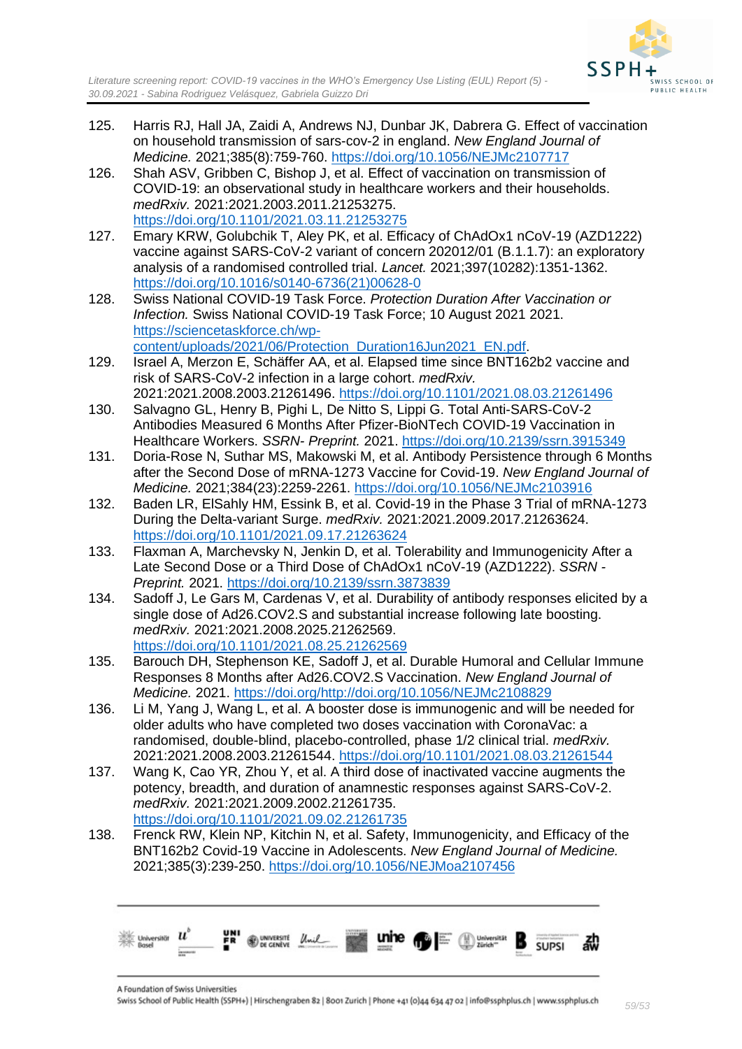125. Harris RJ, Hall JA, Zaidi A, Andrews NJ, Dunbar JK, Dabrera G. Effect of vaccination on household transmission of sars-cov-2 in england. *New England Journal of Medicine.* 2021;385(8):759-760. https://doi.org/10.1056/NEJMc2107717
126. Shah ASV, Gribben C, Bishop J, et al. Effect of vaccination on transmission of COVID-19: an observational study in healthcare workers and their households. *medRxiv.* 2021:2021.2003.2011.21253275. https://doi.org/10.1101/2021.03.11.21253275
127. Emary KRW, Golubchik T, Aley PK, et al. Efficacy of ChAdOx1 nCoV-19 (AZD1222) vaccine against SARS-CoV-2 variant of concern 202012/01 (B.1.1.7): an exploratory analysis of a randomised controlled trial. *Lancet.* 2021;397(10282):1351-1362. https://doi.org/10.1016/s0140-6736(21)00628-0
128. Swiss National COVID-19 Task Force. *Protection Duration After Vaccination or Infection.* Swiss National COVID-19 Task Force; 10 August 2021 2021. https://sciencetaskforce.ch/wp-content/uploads/2021/06/Protection_Duration16Jun2021_EN.pdf.
129. Israel A, Merzon E, Schäffer AA, et al. Elapsed time since BNT162b2 vaccine and risk of SARS-CoV-2 infection in a large cohort. *medRxiv.* 2021:2021.2008.2003.21261496. https://doi.org/10.1101/2021.08.03.21261496
130. Salvagno GL, Henry B, Pighi L, De Nitto S, Lippi G. Total Anti-SARS-CoV-2 Antibodies Measured 6 Months After Pfizer-BioNTech COVID-19 Vaccination in Healthcare Workers. *SSRN- Preprint.* 2021. https://doi.org/10.2139/ssrn.3915349
131. Doria-Rose N, Suthar MS, Makowski M, et al. Antibody Persistence through 6 Months after the Second Dose of mRNA-1273 Vaccine for Covid-19. *New England Journal of Medicine.* 2021;384(23):2259-2261. https://doi.org/10.1056/NEJMc2103916
132. Baden LR, ElSahly HM, Essink B, et al. Covid-19 in the Phase 3 Trial of mRNA-1273 During the Delta-variant Surge. *medRxiv.* 2021:2021.2009.2017.21263624. https://doi.org/10.1101/2021.09.17.21263624
133. Flaxman A, Marchevsky N, Jenkin D, et al. Tolerability and Immunogenicity After a Late Second Dose or a Third Dose of ChAdOx1 nCoV-19 (AZD1222). *SSRN - Preprint.* 2021. https://doi.org/10.2139/ssrn.3873839
134. Sadoff J, Le Gars M, Cardenas V, et al. Durability of antibody responses elicited by a single dose of Ad26.COV2.S and substantial increase following late boosting. *medRxiv.* 2021:2021.2008.2025.21262569. https://doi.org/10.1101/2021.08.25.21262569
135. Barouch DH, Stephenson KE, Sadoff J, et al. Durable Humoral and Cellular Immune Responses 8 Months after Ad26.COV2.S Vaccination. *New England Journal of Medicine.* 2021. https://doi.org/http://doi.org/10.1056/NEJMc2108829
136. Li M, Yang J, Wang L, et al. A booster dose is immunogenic and will be needed for older adults who have completed two doses vaccination with CoronaVac: a randomised, double-blind, placebo-controlled, phase 1/2 clinical trial. *medRxiv.* 2021:2021.2008.2003.21261544. https://doi.org/10.1101/2021.08.03.21261544
137. Wang K, Cao YR, Zhou Y, et al. A third dose of inactivated vaccine augments the potency, breadth, and duration of anamnestic responses against SARS-CoV-2. *medRxiv.* 2021:2021.2009.2002.21261735. https://doi.org/10.1101/2021.09.02.21261735
138. Frenck RW, Klein NP, Kitchin N, et al. Safety, Immunogenicity, and Efficacy of the BNT162b2 Covid-19 Vaccine in Adolescents. *New England Journal of Medicine.* 2021;385(3):239-250. https://doi.org/10.1056/NEJMoa2107456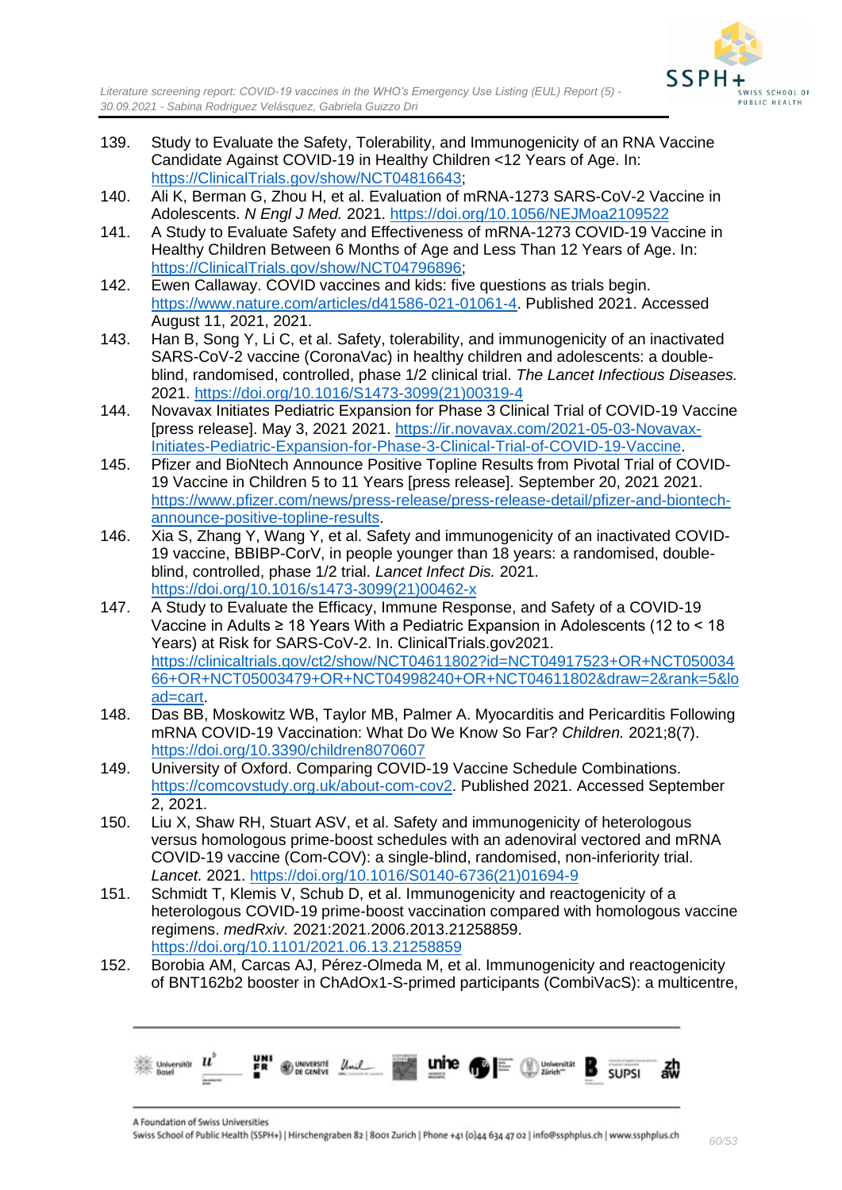139. Study to Evaluate the Safety, Tolerability, and Immunogenicity of an RNA Vaccine Candidate Against COVID-19 in Healthy Children <12 Years of Age. In: https://ClinicalTrials.gov/show/NCT04816643;
140. Ali K, Berman G, Zhou H, et al. Evaluation of mRNA-1273 SARS-CoV-2 Vaccine in Adolescents. *N Engl J Med.* 2021. https://doi.org/10.1056/NEJMoa2109522
141. A Study to Evaluate Safety and Effectiveness of mRNA-1273 COVID-19 Vaccine in Healthy Children Between 6 Months of Age and Less Than 12 Years of Age. In: https://ClinicalTrials.gov/show/NCT04796896;
142. Ewen Callaway. COVID vaccines and kids: five questions as trials begin. https://www.nature.com/articles/d41586-021-01061-4. Published 2021. Accessed August 11, 2021, 2021.
143. Han B, Song Y, Li C, et al. Safety, tolerability, and immunogenicity of an inactivated SARS-CoV-2 vaccine (CoronaVac) in healthy children and adolescents: a double-blind, randomised, controlled, phase 1/2 clinical trial. *The Lancet Infectious Diseases.* 2021. https://doi.org/10.1016/S1473-3099(21)00319-4
144. Novavax Initiates Pediatric Expansion for Phase 3 Clinical Trial of COVID-19 Vaccine [press release]. May 3, 2021 2021. https://ir.novavax.com/2021-05-03-Novavax-Initiates-Pediatric-Expansion-for-Phase-3-Clinical-Trial-of-COVID-19-Vaccine.
145. Pfizer and BioNtech Announce Positive Topline Results from Pivotal Trial of COVID-19 Vaccine in Children 5 to 11 Years [press release]. September 20, 2021 2021. https://www.pfizer.com/news/press-release/press-release-detail/pfizer-and-biontech-announce-positive-topline-results.
146. Xia S, Zhang Y, Wang Y, et al. Safety and immunogenicity of an inactivated COVID-19 vaccine, BBIBP-CorV, in people younger than 18 years: a randomised, double-blind, controlled, phase 1/2 trial. *Lancet Infect Dis.* 2021. https://doi.org/10.1016/s1473-3099(21)00462-x
147. A Study to Evaluate the Efficacy, Immune Response, and Safety of a COVID-19 Vaccine in Adults ≥ 18 Years With a Pediatric Expansion in Adolescents (12 to < 18 Years) at Risk for SARS-CoV-2. In. ClinicalTrials.gov2021. https://clinicaltrials.gov/ct2/show/NCT04611802?id=NCT04917523+OR+NCT05003466+OR+NCT05003479+OR+NCT04998240+OR+NCT04611802&draw=2&rank=5&load=cart.
148. Das BB, Moskowitz WB, Taylor MB, Palmer A. Myocarditis and Pericarditis Following mRNA COVID-19 Vaccination: What Do We Know So Far? *Children.* 2021;8(7). https://doi.org/10.3390/children8070607
149. University of Oxford. Comparing COVID-19 Vaccine Schedule Combinations. https://comcovstudy.org.uk/about-com-cov2. Published 2021. Accessed September 2, 2021.
150. Liu X, Shaw RH, Stuart ASV, et al. Safety and immunogenicity of heterologous versus homologous prime-boost schedules with an adenoviral vectored and mRNA COVID-19 vaccine (Com-COV): a single-blind, randomised, non-inferiority trial. *Lancet.* 2021. https://doi.org/10.1016/S0140-6736(21)01694-9
151. Schmidt T, Klemis V, Schub D, et al. Immunogenicity and reactogenicity of a heterologous COVID-19 prime-boost vaccination compared with homologous vaccine regimens. *medRxiv.* 2021:2021.2006.2013.21258859. https://doi.org/10.1101/2021.06.13.21258859
152. Borobia AM, Carcas AJ, Pérez-Olmeda M, et al. Immunogenicity and reactogenicity of BNT162b2 booster in ChAdOx1-S-primed participants (CombiVacS): a multicentre,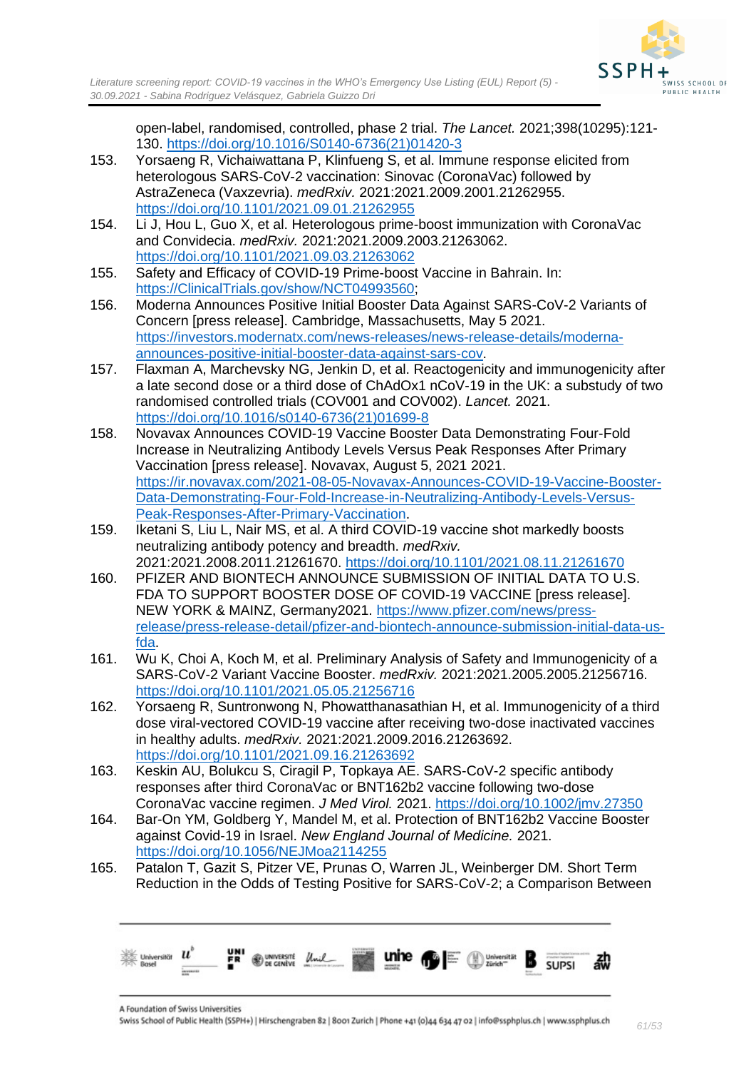open-label, randomised, controlled, phase 2 trial. *The Lancet.* 2021;398(10295):121-130. https://doi.org/10.1016/S0140-6736(21)01420-3

153. Yorsaeng R, Vichaiwattana P, Klinfueng S, et al. Immune response elicited from heterologous SARS-CoV-2 vaccination: Sinovac (CoronaVac) followed by AstraZeneca (Vaxzevria). *medRxiv.* 2021:2021.2009.2001.21262955. https://doi.org/10.1101/2021.09.01.21262955
154. Li J, Hou L, Guo X, et al. Heterologous prime-boost immunization with CoronaVac and Convidecia. *medRxiv.* 2021:2021.2009.2003.21263062. https://doi.org/10.1101/2021.09.03.21263062
155. Safety and Efficacy of COVID-19 Prime-boost Vaccine in Bahrain. In: https://ClinicalTrials.gov/show/NCT04993560;
156. Moderna Announces Positive Initial Booster Data Against SARS-CoV-2 Variants of Concern [press release]. Cambridge, Massachusetts, May 5 2021. https://investors.modernatx.com/news-releases/news-release-details/moderna-announces-positive-initial-booster-data-against-sars-cov.
157. Flaxman A, Marchevsky NG, Jenkin D, et al. Reactogenicity and immunogenicity after a late second dose or a third dose of ChAdOx1 nCoV-19 in the UK: a substudy of two randomised controlled trials (COV001 and COV002). *Lancet.* 2021. https://doi.org/10.1016/s0140-6736(21)01699-8
158. Novavax Announces COVID-19 Vaccine Booster Data Demonstrating Four-Fold Increase in Neutralizing Antibody Levels Versus Peak Responses After Primary Vaccination [press release]. Novavax, August 5, 2021 2021. https://ir.novavax.com/2021-08-05-Novavax-Announces-COVID-19-Vaccine-Booster-Data-Demonstrating-Four-Fold-Increase-in-Neutralizing-Antibody-Levels-Versus-Peak-Responses-After-Primary-Vaccination.
159. Iketani S, Liu L, Nair MS, et al. A third COVID-19 vaccine shot markedly boosts neutralizing antibody potency and breadth. *medRxiv.* 2021:2021.2008.2011.21261670. https://doi.org/10.1101/2021.08.11.21261670
160. PFIZER AND BIONTECH ANNOUNCE SUBMISSION OF INITIAL DATA TO U.S. FDA TO SUPPORT BOOSTER DOSE OF COVID-19 VACCINE [press release]. NEW YORK & MAINZ, Germany2021. https://www.pfizer.com/news/press-release/press-release-detail/pfizer-and-biontech-announce-submission-initial-data-us-fda.
161. Wu K, Choi A, Koch M, et al. Preliminary Analysis of Safety and Immunogenicity of a SARS-CoV-2 Variant Vaccine Booster. *medRxiv.* 2021:2021.2005.2005.21256716. https://doi.org/10.1101/2021.05.05.21256716
162. Yorsaeng R, Suntronwong N, Phowatthanasathian H, et al. Immunogenicity of a third dose viral-vectored COVID-19 vaccine after receiving two-dose inactivated vaccines in healthy adults. *medRxiv.* 2021:2021.2009.2016.21263692. https://doi.org/10.1101/2021.09.16.21263692
163. Keskin AU, Bolukcu S, Ciragil P, Topkaya AE. SARS-CoV-2 specific antibody responses after third CoronaVac or BNT162b2 vaccine following two-dose CoronaVac vaccine regimen. *J Med Virol.* 2021. https://doi.org/10.1002/jmv.27350
164. Bar-On YM, Goldberg Y, Mandel M, et al. Protection of BNT162b2 Vaccine Booster against Covid-19 in Israel. *New England Journal of Medicine.* 2021. https://doi.org/10.1056/NEJMoa2114255
165. Patalon T, Gazit S, Pitzer VE, Prunas O, Warren JL, Weinberger DM. Short Term Reduction in the Odds of Testing Positive for SARS-CoV-2; a Comparison Between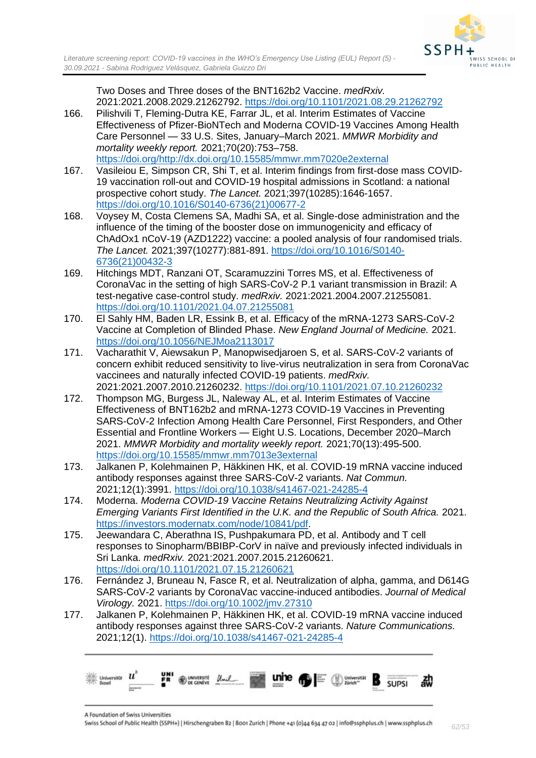Two Doses and Three doses of the BNT162b2 Vaccine. *medRxiv.* 2021:2021.2008.2029.21262792. https://doi.org/10.1101/2021.08.29.21262792

166. Pilishvili T, Fleming-Dutra KE, Farrar JL, et al. Interim Estimates of Vaccine Effectiveness of Pfizer-BioNTech and Moderna COVID-19 Vaccines Among Health Care Personnel — 33 U.S. Sites, January–March 2021. *MMWR Morbidity and mortality weekly report.* 2021;70(20):753–758. https://doi.org/http://dx.doi.org/10.15585/mmwr.mm7020e2external
167. Vasileiou E, Simpson CR, Shi T, et al. Interim findings from first-dose mass COVID-19 vaccination roll-out and COVID-19 hospital admissions in Scotland: a national prospective cohort study. *The Lancet.* 2021;397(10285):1646-1657. https://doi.org/10.1016/S0140-6736(21)00677-2
168. Voysey M, Costa Clemens SA, Madhi SA, et al. Single-dose administration and the influence of the timing of the booster dose on immunogenicity and efficacy of ChAdOx1 nCoV-19 (AZD1222) vaccine: a pooled analysis of four randomised trials. *The Lancet.* 2021;397(10277):881-891. https://doi.org/10.1016/S0140-6736(21)00432-3
169. Hitchings MDT, Ranzani OT, Scaramuzzini Torres MS, et al. Effectiveness of CoronaVac in the setting of high SARS-CoV-2 P.1 variant transmission in Brazil: A test-negative case-control study. *medRxiv.* 2021:2021.2004.2007.21255081. https://doi.org/10.1101/2021.04.07.21255081
170. El Sahly HM, Baden LR, Essink B, et al. Efficacy of the mRNA-1273 SARS-CoV-2 Vaccine at Completion of Blinded Phase. *New England Journal of Medicine.* 2021. https://doi.org/10.1056/NEJMoa2113017
171. Vacharathit V, Aiewsakun P, Manopwisedjaroen S, et al. SARS-CoV-2 variants of concern exhibit reduced sensitivity to live-virus neutralization in sera from CoronaVac vaccinees and naturally infected COVID-19 patients. *medRxiv.* 2021:2021.2007.2010.21260232. https://doi.org/10.1101/2021.07.10.21260232
172. Thompson MG, Burgess JL, Naleway AL, et al. Interim Estimates of Vaccine Effectiveness of BNT162b2 and mRNA-1273 COVID-19 Vaccines in Preventing SARS-CoV-2 Infection Among Health Care Personnel, First Responders, and Other Essential and Frontline Workers — Eight U.S. Locations, December 2020–March 2021. *MMWR Morbidity and mortality weekly report.* 2021;70(13):495-500. https://doi.org/10.15585/mmwr.mm7013e3external
173. Jalkanen P, Kolehmainen P, Häkkinen HK, et al. COVID-19 mRNA vaccine induced antibody responses against three SARS-CoV-2 variants. *Nat Commun.* 2021;12(1):3991. https://doi.org/10.1038/s41467-021-24285-4
174. Moderna. *Moderna COVID-19 Vaccine Retains Neutralizing Activity Against Emerging Variants First Identified in the U.K. and the Republic of South Africa.* 2021. https://investors.modernatx.com/node/10841/pdf.
175. Jeewandara C, Aberathna IS, Pushpakumara PD, et al. Antibody and T cell responses to Sinopharm/BBIBP-CorV in naïve and previously infected individuals in Sri Lanka. *medRxiv.* 2021:2021.2007.2015.21260621. https://doi.org/10.1101/2021.07.15.21260621
176. Fernández J, Bruneau N, Fasce R, et al. Neutralization of alpha, gamma, and D614G SARS-CoV-2 variants by CoronaVac vaccine-induced antibodies. *Journal of Medical Virology.* 2021. https://doi.org/10.1002/jmv.27310
177. Jalkanen P, Kolehmainen P, Häkkinen HK, et al. COVID-19 mRNA vaccine induced antibody responses against three SARS-CoV-2 variants. *Nature Communications.* 2021;12(1). https://doi.org/10.1038/s41467-021-24285-4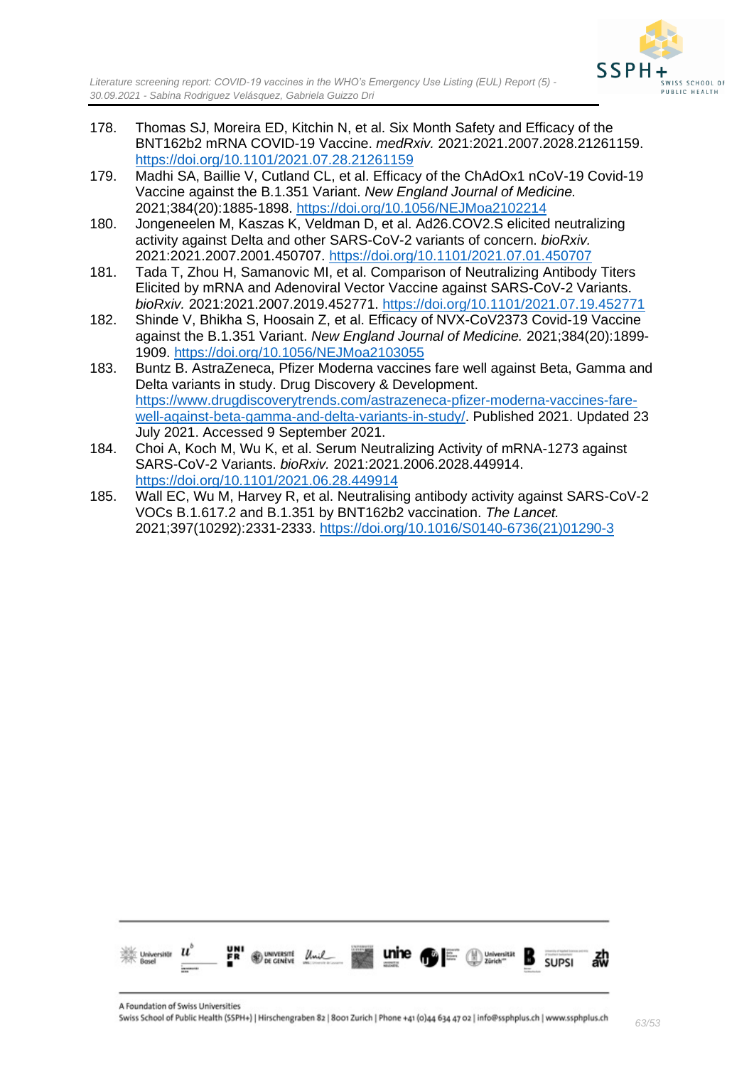178. Thomas SJ, Moreira ED, Kitchin N, et al. Six Month Safety and Efficacy of the BNT162b2 mRNA COVID-19 Vaccine. *medRxiv.* 2021:2021.2007.2028.21261159. https://doi.org/10.1101/2021.07.28.21261159
179. Madhi SA, Baillie V, Cutland CL, et al. Efficacy of the ChAdOx1 nCoV-19 Covid-19 Vaccine against the B.1.351 Variant. *New England Journal of Medicine.* 2021;384(20):1885-1898. https://doi.org/10.1056/NEJMoa2102214
180. Jongeneelen M, Kaszas K, Veldman D, et al. Ad26.COV2.S elicited neutralizing activity against Delta and other SARS-CoV-2 variants of concern. *bioRxiv.* 2021:2021.2007.2001.450707. https://doi.org/10.1101/2021.07.01.450707
181. Tada T, Zhou H, Samanovic MI, et al. Comparison of Neutralizing Antibody Titers Elicited by mRNA and Adenoviral Vector Vaccine against SARS-CoV-2 Variants. *bioRxiv.* 2021:2021.2007.2019.452771. https://doi.org/10.1101/2021.07.19.452771
182. Shinde V, Bhikha S, Hoosain Z, et al. Efficacy of NVX-CoV2373 Covid-19 Vaccine against the B.1.351 Variant. *New England Journal of Medicine.* 2021;384(20):1899-1909. https://doi.org/10.1056/NEJMoa2103055
183. Buntz B. AstraZeneca, Pfizer Moderna vaccines fare well against Beta, Gamma and Delta variants in study. Drug Discovery & Development. https://www.drugdiscoverytrends.com/astrazeneca-pfizer-moderna-vaccines-fare-well-against-beta-gamma-and-delta-variants-in-study/. Published 2021. Updated 23 July 2021. Accessed 9 September 2021.
184. Choi A, Koch M, Wu K, et al. Serum Neutralizing Activity of mRNA-1273 against SARS-CoV-2 Variants. *bioRxiv.* 2021:2021.2006.2028.449914. https://doi.org/10.1101/2021.06.28.449914
185. Wall EC, Wu M, Harvey R, et al. Neutralising antibody activity against SARS-CoV-2 VOCs B.1.617.2 and B.1.351 by BNT162b2 vaccination. *The Lancet.* 2021;397(10292):2331-2333. https://doi.org/10.1016/S0140-6736(21)01290-3